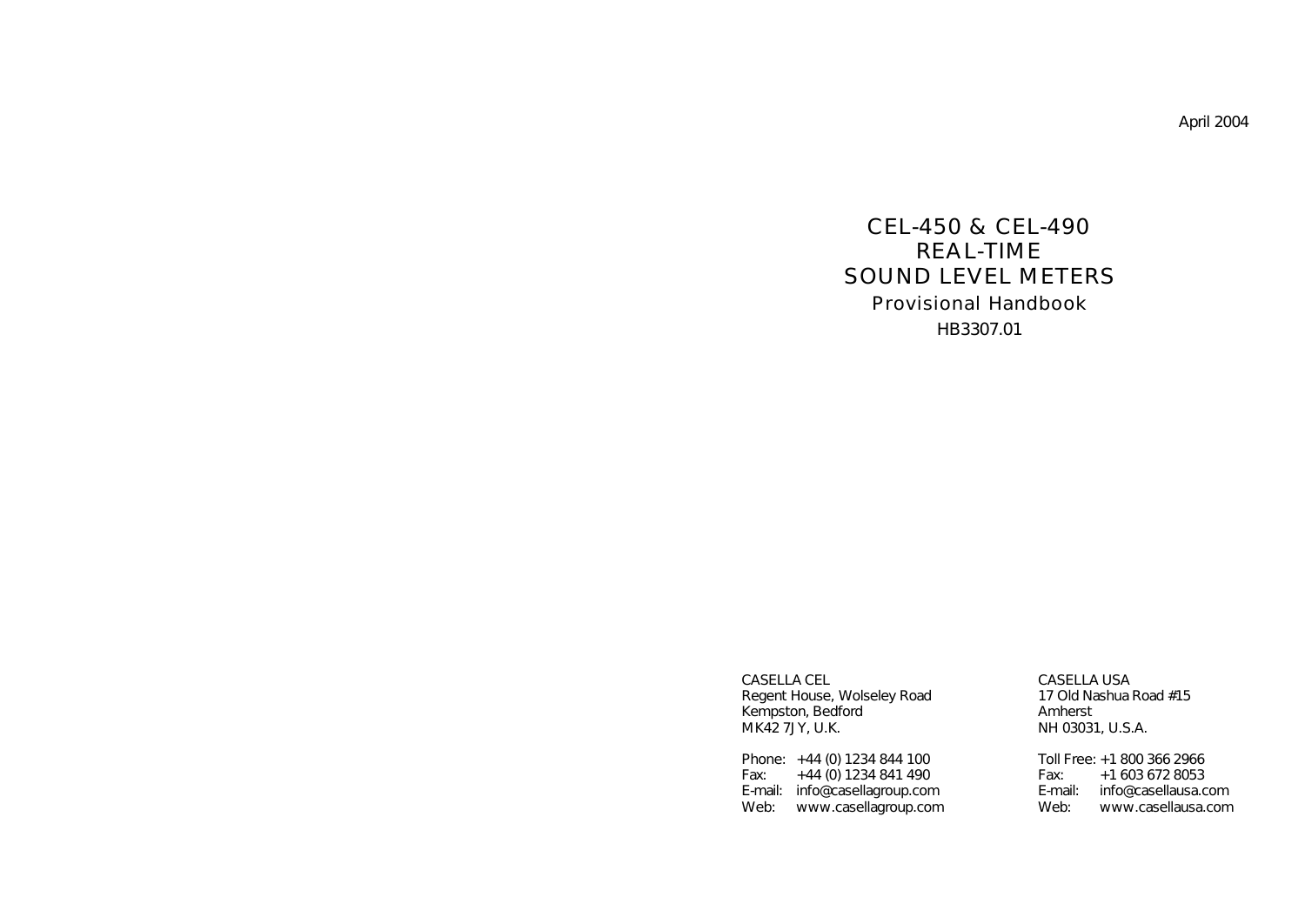April 2004

# CEL-450 & CEL-490
# REAL-TIME
# SOUND LEVEL METERS

## Provisional Handbook

HB3307.01

CASELLA CEL
Regent House, Wolseley Road
Kempston, Bedford
MK42 7JY, U.K.

Phone: +44 (0) 1234 844 100
Fax: +44 (0) 1234 841 490
E-mail: info@casellagroup.com
Web: www.casellagroup.com

CASELLA USA
17 Old Nashua Road #15
Amherst
NH 03031, U.S.A.

Toll Free: +1 800 366 2966
Fax: +1 603 672 8053
E-mail: info@casellausa.com
Web: www.casellausa.com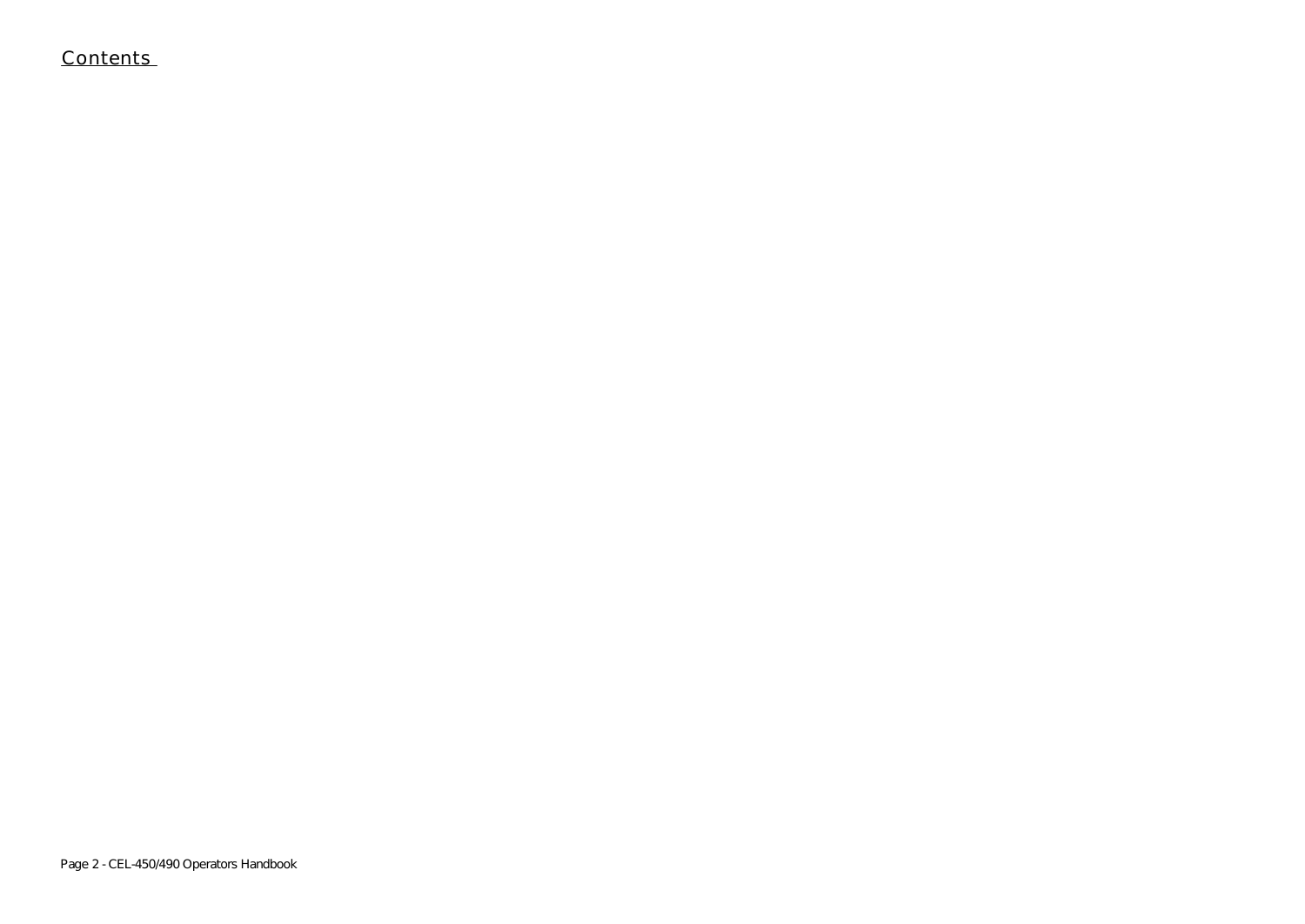# Contents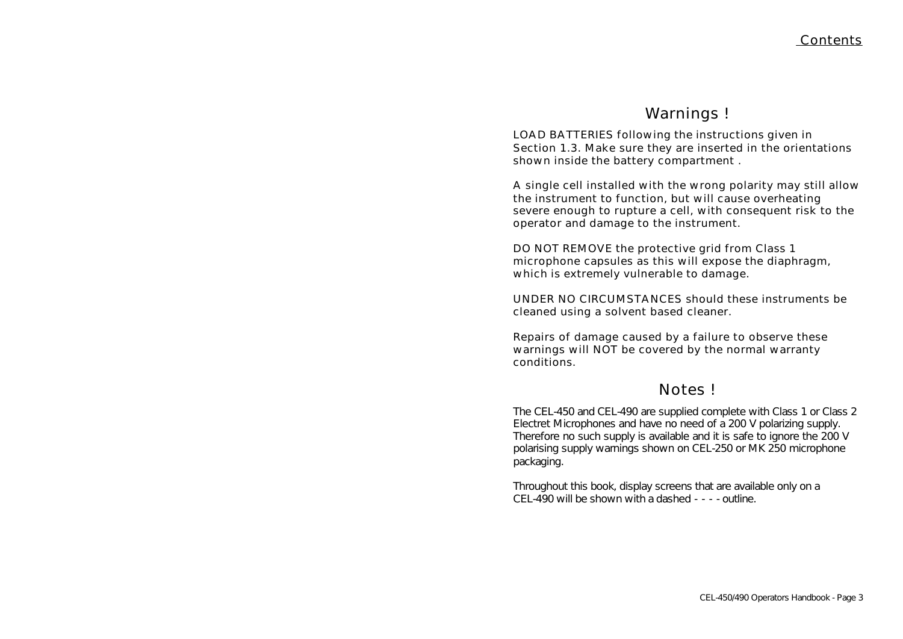# Warnings !

LOAD BATTERIES following the instructions given in Section 1.3. Make sure they are inserted in the orientations shown inside the battery compartment .

A single cell installed with the wrong polarity may still allow the instrument to function, but will cause overheating severe enough to rupture a cell, with consequent risk to the operator and damage to the instrument.

DO NOT REMOVE the protective grid from Class 1 microphone capsules as this will expose the diaphragm, which is extremely vulnerable to damage.

UNDER NO CIRCUMSTANCES should these instruments be cleaned using a solvent based cleaner.

Repairs of damage caused by a failure to observe these warnings will NOT be covered by the normal warranty conditions.

# Notes !

The CEL-450 and CEL-490 are supplied complete with Class 1 or Class 2 Electret Microphones and have no need of a 200 V polarizing supply. Therefore no such supply is available and it is safe to ignore the 200 V polarising supply warnings shown on CEL-250 or MK 250 microphone packaging.

Throughout this book, display screens that are available only on a CEL-490 will be shown with a dashed - - - - outline.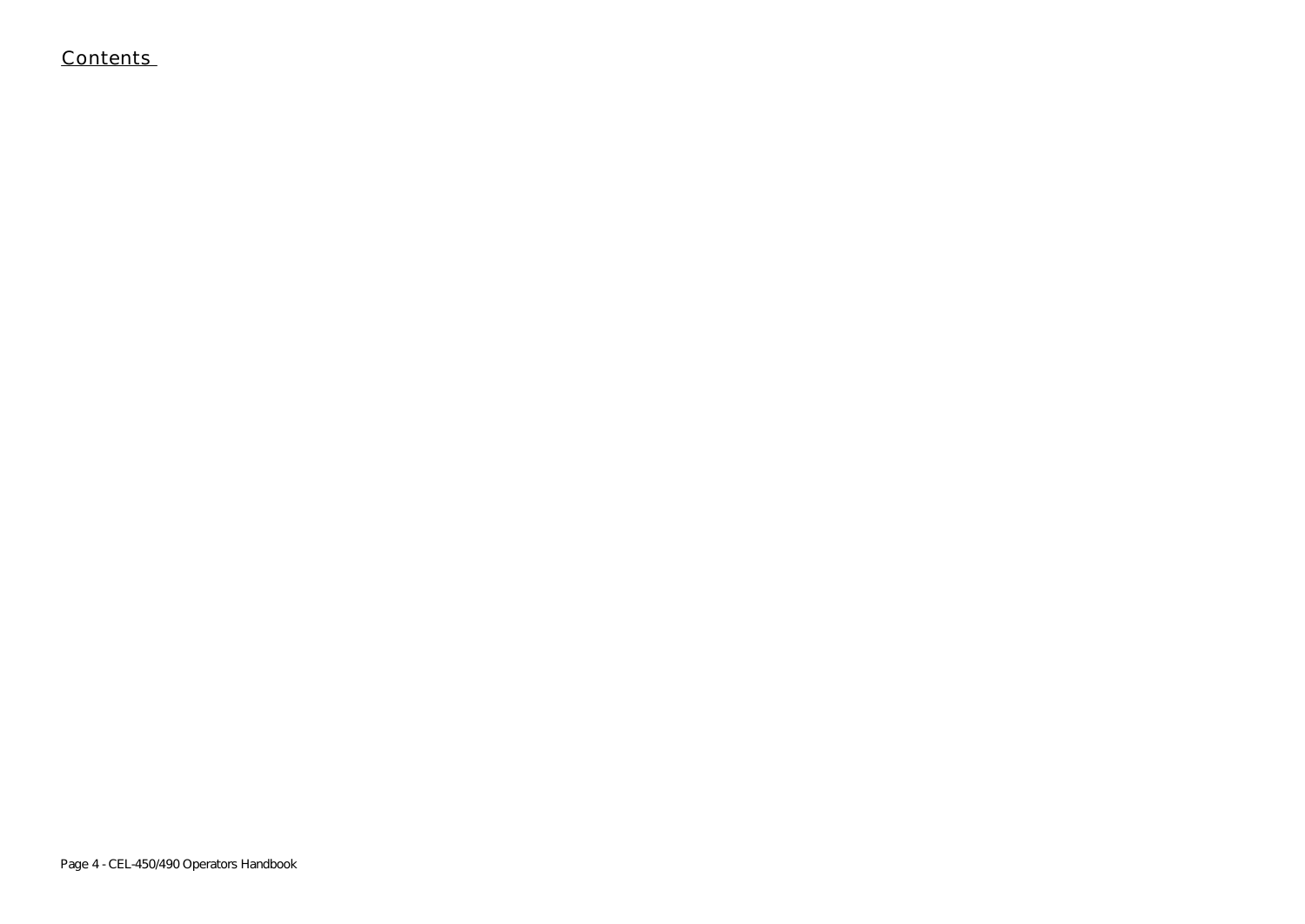# Contents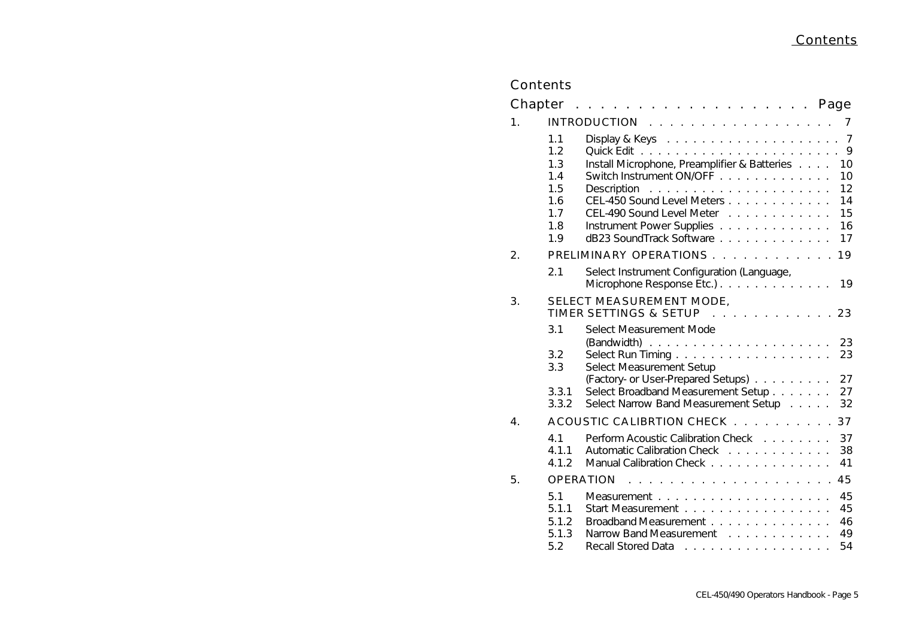# Contents

| Chapter | | | Page |
|---|---|---|---|
| 1. | INTRODUCTION | | 7 |
| | 1.1 | Display & Keys | 7 |
| | 1.2 | Quick Edit | 9 |
| | 1.3 | Install Microphone, Preamplifier & Batteries | 10 |
| | 1.4 | Switch Instrument ON/OFF | 10 |
| | 1.5 | Description | 12 |
| | 1.6 | CEL-450 Sound Level Meters | 14 |
| | 1.7 | CEL-490 Sound Level Meter | 15 |
| | 1.8 | Instrument Power Supplies | 16 |
| | 1.9 | dB23 SoundTrack Software | 17 |
| 2. | PRELIMINARY OPERATIONS | | 19 |
| | 2.1 | Select Instrument Configuration (Language, Microphone Response Etc.) | 19 |
| 3. | SELECT MEASUREMENT MODE, TIMER SETTINGS & SETUP | | 23 |
| | 3.1 | Select Measurement Mode (Bandwidth) | 23 |
| | 3.2 | Select Run Timing | 23 |
| | 3.3 | Select Measurement Setup (Factory- or User-Prepared Setups) | 27 |
| | 3.3.1 | Select Broadband Measurement Setup | 27 |
| | 3.3.2 | Select Narrow Band Measurement Setup | 32 |
| 4. | ACOUSTIC CALIBRTION CHECK | | 37 |
| | 4.1 | Perform Acoustic Calibration Check | 37 |
| | 4.1.1 | Automatic Calibration Check | 38 |
| | 4.1.2 | Manual Calibration Check | 41 |
| 5. | OPERATION | | 45 |
| | 5.1 | Measurement | 45 |
| | 5.1.1 | Start Measurement | 45 |
| | 5.1.2 | Broadband Measurement | 46 |
| | 5.1.3 | Narrow Band Measurement | 49 |
| | 5.2 | Recall Stored Data | 54 |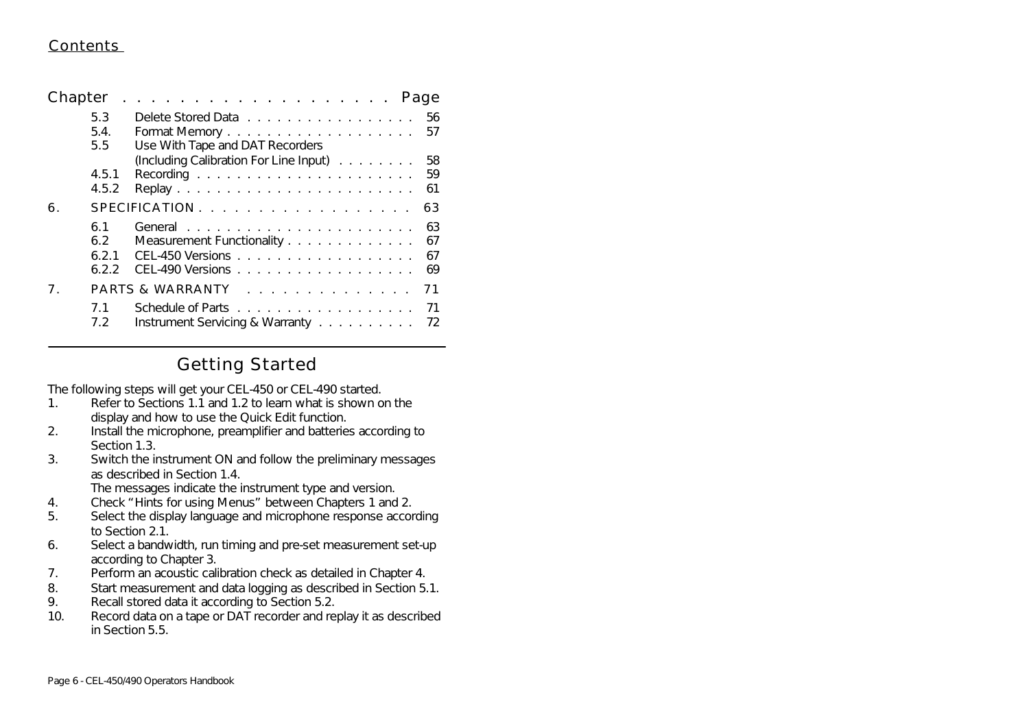## Contents

| Chapter | | | Page |
|---|---|---|---|
| | 5.3 | Delete Stored Data | 56 |
| | 5.4. | Format Memory | 57 |
| | 5.5 | Use With Tape and DAT Recorders (Including Calibration For Line Input) | 58 |
| | 4.5.1 | Recording | 59 |
| | 4.5.2 | Replay | 61 |
| 6. | SPECIFICATION | | 63 |
| | 6.1 | General | 63 |
| | 6.2 | Measurement Functionality | 67 |
| | 6.2.1 | CEL-450 Versions | 67 |
| | 6.2.2 | CEL-490 Versions | 69 |
| 7. | PARTS & WARRANTY | | 71 |
| | 7.1 | Schedule of Parts | 71 |
| | 7.2 | Instrument Servicing & Warranty | 72 |

## Getting Started

The following steps will get your CEL-450 or CEL-490 started.

1. Refer to Sections 1.1 and 1.2 to learn what is shown on the display and how to use the Quick Edit function.
2. Install the microphone, preamplifier and batteries according to Section 1.3.
3. Switch the instrument ON and follow the preliminary messages as described in Section 1.4.
   The messages indicate the instrument type and version.
4. Check "Hints for using Menus" between Chapters 1 and 2.
5. Select the display language and microphone response according to Section 2.1.
6. Select a bandwidth, run timing and pre-set measurement set-up according to Chapter 3.
7. Perform an acoustic calibration check as detailed in Chapter 4.
8. Start measurement and data logging as described in Section 5.1.
9. Recall stored data it according to Section 5.2.
10. Record data on a tape or DAT recorder and replay it as described in Section 5.5.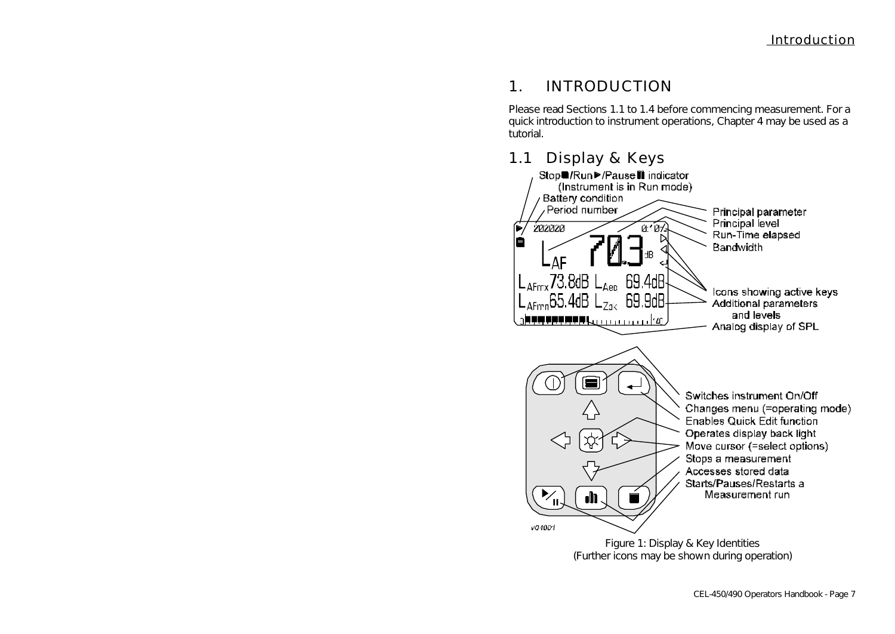# 1. INTRODUCTION

Please read Sections 1.1 to 1.4 before commencing measurement. For a quick introduction to instrument operations, Chapter 4 may be used as a tutorial.

## 1.1 Display & Keys

Stop■/Run▶/Pause⏸ indicator (Instrument is in Run mode)
Battery condition
Period number
Principal parameter
Principal level
Run-Time elapsed
Bandwidth
Icons showing active keys
Additional parameters and levels
Analog display of SPL

Switches instrument On/Off
Changes menu (=operating mode)
Enables Quick Edit function
Operates display back light
Move cursor (=select options)
Stops a measurement
Accesses stored data
Starts/Pauses/Restarts a Measurement run

Figure 1: Display & Key Identities
(Further icons may be shown during operation)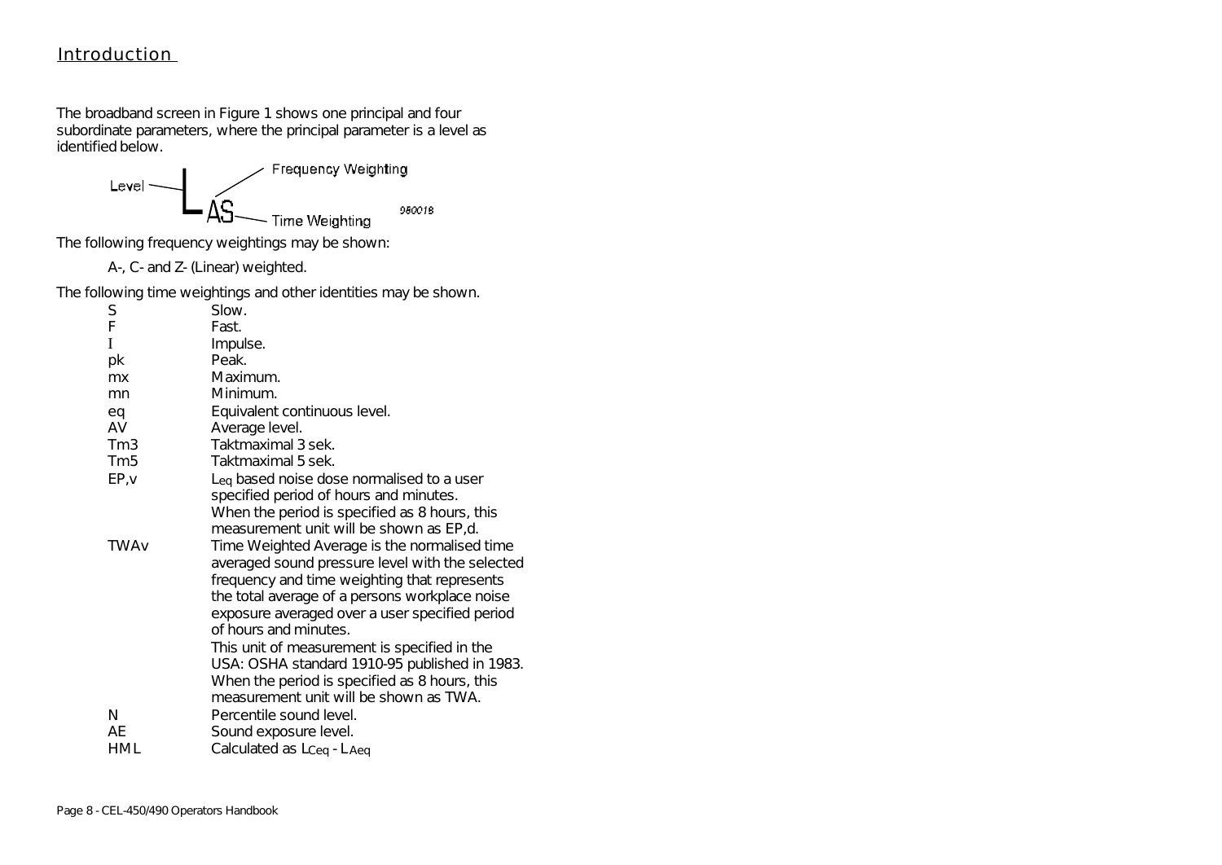## Introduction

The broadband screen in Figure 1 shows one principal and four subordinate parameters, where the principal parameter is a level as identified below.

Level — L AS — Frequency Weighting, Time Weighting

950018

The following frequency weightings may be shown:

A-, C- and Z- (Linear) weighted.

The following time weightings and other identities may be shown.

| | |
|---|---|
| S | Slow. |
| F | Fast. |
| I | Impulse. |
| pk | Peak. |
| mx | Maximum. |
| mn | Minimum. |
| eq | Equivalent continuous level. |
| AV | Average level. |
| Tm3 | Taktmaximal 3 sek. |
| Tm5 | Taktmaximal 5 sek. |
| EP,v | $L_{eq}$ based noise dose normalised to a user specified period of hours and minutes. When the period is specified as 8 hours, this measurement unit will be shown as EP,d. |
| TWAv | Time Weighted Average is the normalised time averaged sound pressure level with the selected frequency and time weighting that represents the total average of a persons workplace noise exposure averaged over a user specified period of hours and minutes. This unit of measurement is specified in the USA: OSHA standard 1910-95 published in 1983. When the period is specified as 8 hours, this measurement unit will be shown as TWA. |
| N | Percentile sound level. |
| AE | Sound exposure level. |
| HML | Calculated as $L_{Ceq}$ - $L_{Aeq}$ |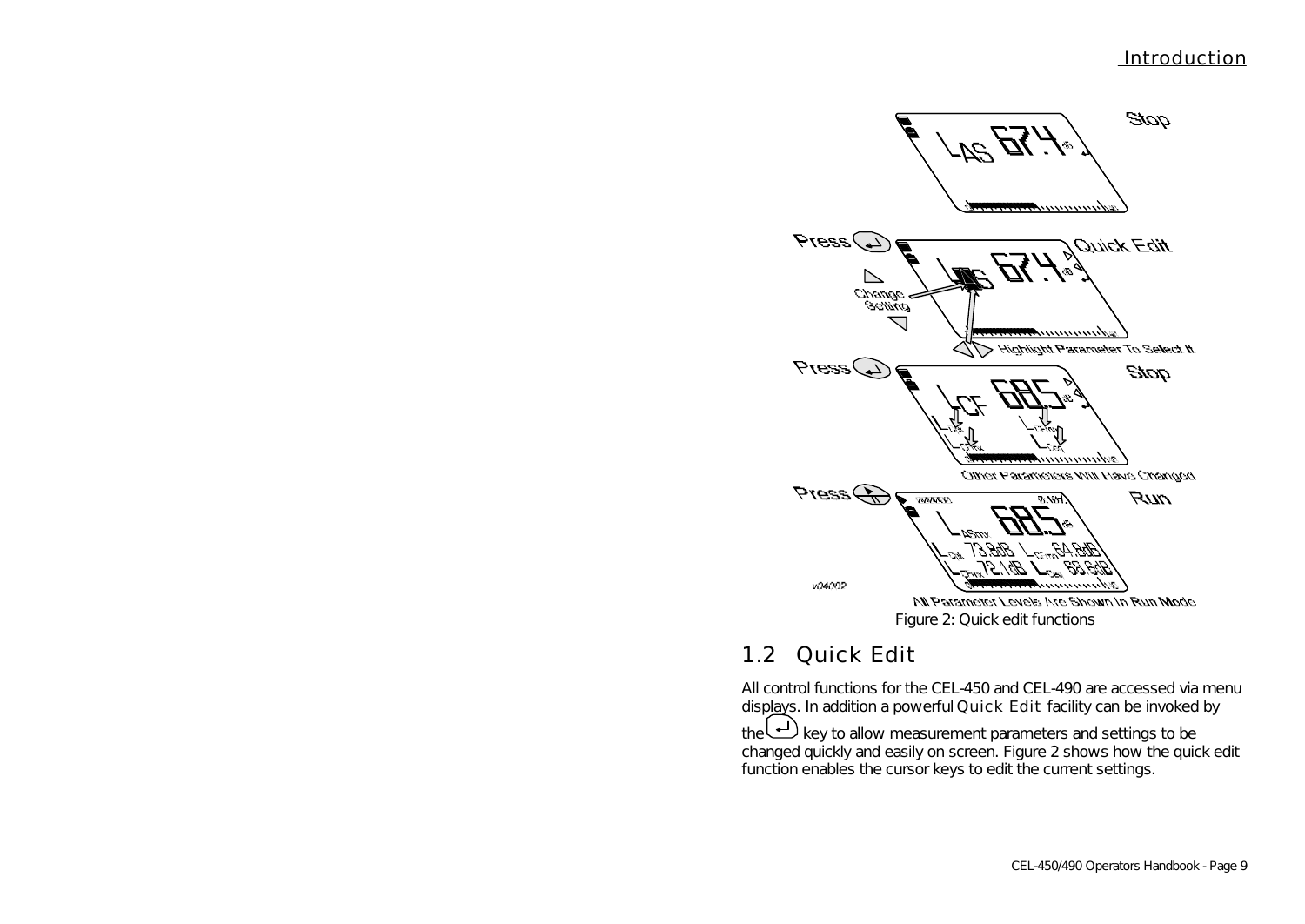Figure 2: Quick edit functions

## 1.2 Quick Edit

All control functions for the CEL-450 and CEL-490 are accessed via menu displays. In addition a powerful Quick Edit facility can be invoked by the ↵ key to allow measurement parameters and settings to be changed quickly and easily on screen. Figure 2 shows how the quick edit function enables the cursor keys to edit the current settings.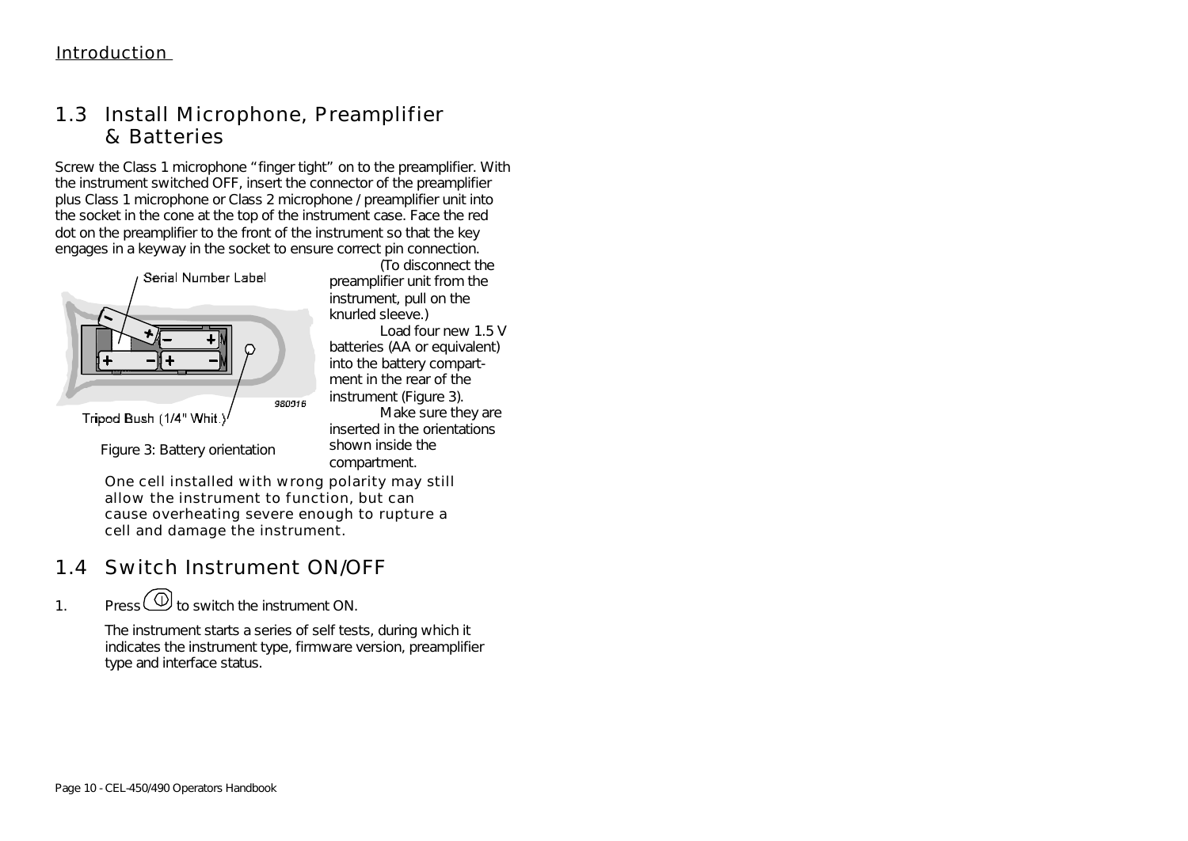## 1.3 Install Microphone, Preamplifier & Batteries

Screw the Class 1 microphone "finger tight" on to the preamplifier. With the instrument switched OFF, insert the connector of the preamplifier plus Class 1 microphone or Class 2 microphone / preamplifier unit into the socket in the cone at the top of the instrument case. Face the red dot on the preamplifier to the front of the instrument so that the key engages in a keyway in the socket to ensure correct pin connection.

(To disconnect the preamplifier unit from the instrument, pull on the knurled sleeve.)

Load four new 1.5 V batteries (AA or equivalent) into the battery compartment in the rear of the instrument (Figure 3).

Make sure they are inserted in the orientations shown inside the compartment.

Figure 3: Battery orientation

One cell installed with wrong polarity may still allow the instrument to function, but can cause overheating severe enough to rupture a cell and damage the instrument.

## 1.4 Switch Instrument ON/OFF

1. Press ⓘ to switch the instrument ON.

   The instrument starts a series of self tests, during which it indicates the instrument type, firmware version, preamplifier type and interface status.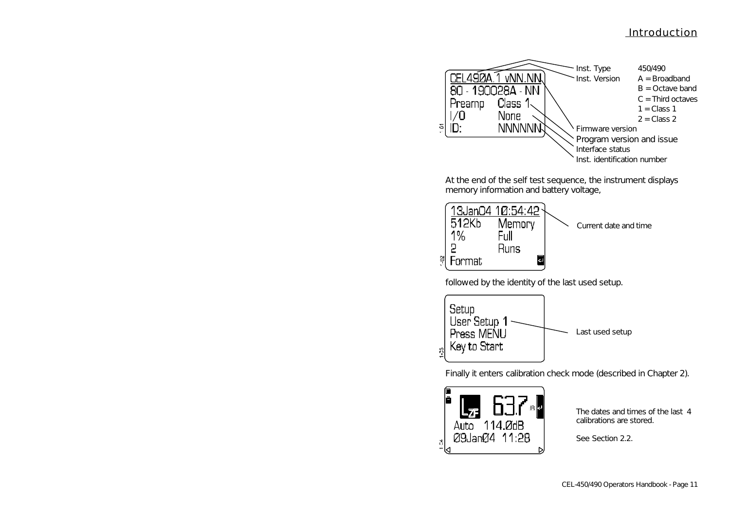```
CEL490A.1 vNN.NN
80 - 190028A - NN
Preamp    Class 1
I/O       None
ID:       NNNNNN
```

- Inst. Type: 450/490
- Inst. Version: A = Broadband, B = Octave band, C = Third octaves, 1 = Class 1, 2 = Class 2
- Firmware version
- Program version and issue
- Interface status
- Inst. identification number

At the end of the self test sequence, the instrument displays memory information and battery voltage,

```
13Jan04 10:54:42
512Kb     Memory
1%        Full
2         Runs
Format
```

Current date and time

followed by the identity of the last used setup.

```
Setup
User Setup 1
Press MENU
Key to Start
```

Last used setup

Finally it enters calibration check mode (described in Chapter 2).

```
LZF  63.7
Auto  114.0dB
09Jan04  11:28
```

The dates and times of the last 4 calibrations are stored.

See Section 2.2.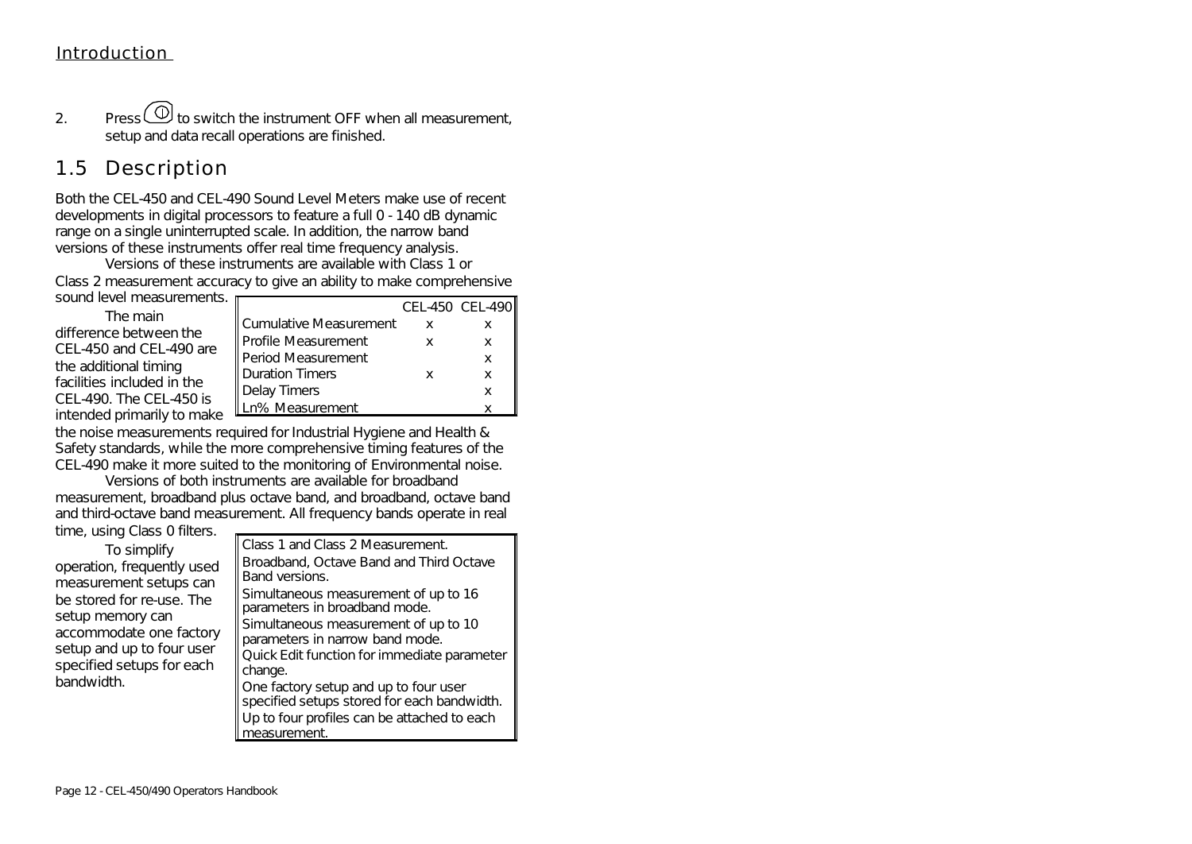2. Press (power button) to switch the instrument OFF when all measurement, setup and data recall operations are finished.

## 1.5 Description

Both the CEL-450 and CEL-490 Sound Level Meters make use of recent developments in digital processors to feature a full 0 - 140 dB dynamic range on a single uninterrupted scale. In addition, the narrow band versions of these instruments offer real time frequency analysis.

Versions of these instruments are available with Class 1 or Class 2 measurement accuracy to give an ability to make comprehensive sound level measurements.

|  | CEL-450 | CEL-490 |
|---|---|---|
| Cumulative Measurement | x | x |
| Profile Measurement | x | x |
| Period Measurement |  | x |
| Duration Timers | x | x |
| Delay Timers |  | x |
| Ln% Measurement |  | x |

The main difference between the CEL-450 and CEL-490 are the additional timing facilities included in the CEL-490. The CEL-450 is intended primarily to make the noise measurements required for Industrial Hygiene and Health & Safety standards, while the more comprehensive timing features of the CEL-490 make it more suited to the monitoring of Environmental noise.

Versions of both instruments are available for broadband measurement, broadband plus octave band, and broadband, octave band and third-octave band measurement. All frequency bands operate in real time, using Class 0 filters.

To simplify operation, frequently used measurement setups can be stored for re-use. The setup memory can accommodate one factory setup and up to four user specified setups for each bandwidth.

| |
|---|
| Class 1 and Class 2 Measurement. |
| Broadband, Octave Band and Third Octave Band versions. |
| Simultaneous measurement of up to 16 parameters in broadband mode. |
| Simultaneous measurement of up to 10 parameters in narrow band mode. |
| Quick Edit function for immediate parameter change. |
| One factory setup and up to four user specified setups stored for each bandwidth. |
| Up to four profiles can be attached to each measurement. |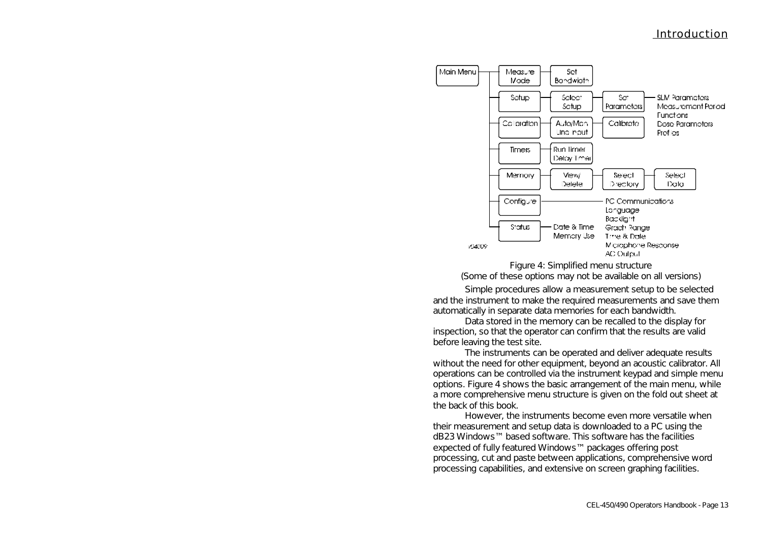- Main Menu
  - Measure Mode — Set Bandwidth
  - Setup — Select Setup — Set Parameters — SLM Parameters, Measurement Period, Functions, Dose Parameters, Profiles
  - Calibration — Auto/Man Line Input — Calibrate
  - Timers — Run Timer, Delay Timer
  - Memory — View/Delete — Select Directory — Select Data
  - Configure — PC Communications, Language, Backlight, Graph Range, Time & Date, Microphone Response, AC Output
  - Status — Date & Time, Memory Use

Figure 4: Simplified menu structure
(Some of these options may not be available on all versions)

Simple procedures allow a measurement setup to be selected and the instrument to make the required measurements and save them automatically in separate data memories for each bandwidth.

Data stored in the memory can be recalled to the display for inspection, so that the operator can confirm that the results are valid before leaving the test site.

The instruments can be operated and deliver adequate results without the need for other equipment, beyond an acoustic calibrator. All operations can be controlled via the instrument keypad and simple menu options. Figure 4 shows the basic arrangement of the main menu, while a more comprehensive menu structure is given on the fold out sheet at the back of this book.

However, the instruments become even more versatile when their measurement and setup data is downloaded to a PC using the dB23 Windows™ based software. This software has the facilities expected of fully featured Windows™ packages offering post processing, cut and paste between applications, comprehensive word processing capabilities, and extensive on screen graphing facilities.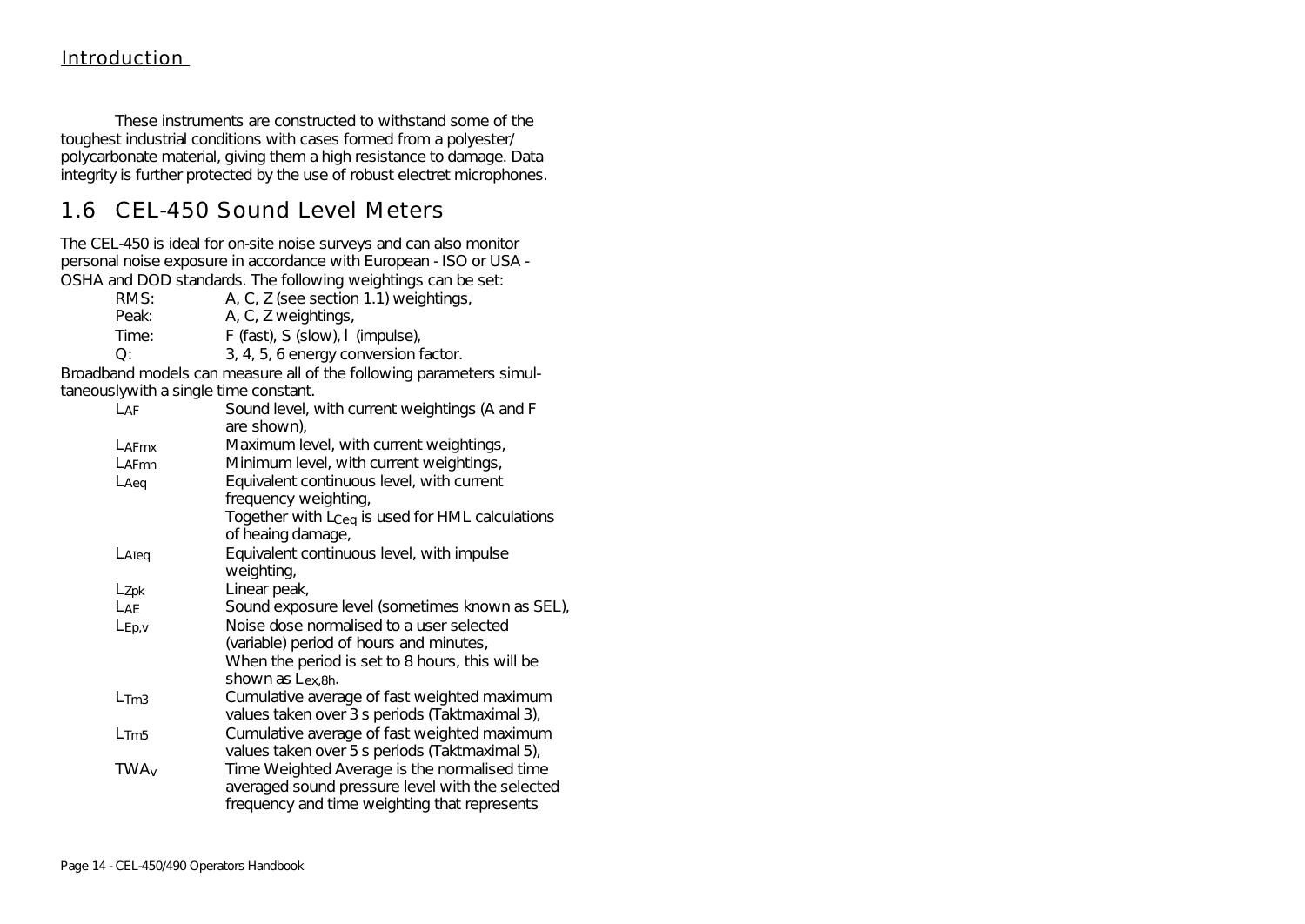These instruments are constructed to withstand some of the toughest industrial conditions with cases formed from a polyester/ polycarbonate material, giving them a high resistance to damage. Data integrity is further protected by the use of robust electret microphones.

## 1.6 CEL-450 Sound Level Meters

The CEL-450 is ideal for on-site noise surveys and can also monitor personal noise exposure in accordance with European - ISO or USA - OSHA and DOD standards. The following weightings can be set:

| | |
|---|---|
| RMS: | A, C, Z (see section 1.1) weightings, |
| Peak: | A, C, Z weightings, |
| Time: | F (fast), S (slow), I (impulse), |
| Q: | 3, 4, 5, 6 energy conversion factor. |

Broadband models can measure all of the following parameters simultaneouslywith a single time constant.

| | |
|---|---|
| $L_{AF}$ | Sound level, with current weightings (A and F are shown), |
| $L_{AFmx}$ | Maximum level, with current weightings, |
| $L_{AFmn}$ | Minimum level, with current weightings, |
| $L_{Aeq}$ | Equivalent continuous level, with current frequency weighting, Together with $L_{Ceq}$ is used for HML calculations of heaing damage, |
| $L_{AIeq}$ | Equivalent continuous level, with impulse weighting, |
| $L_{Zpk}$ | Linear peak, |
| $L_{AE}$ | Sound exposure level (sometimes known as SEL), |
| $L_{Ep,v}$ | Noise dose normalised to a user selected (variable) period of hours and minutes, When the period is set to 8 hours, this will be shown as $L_{ex,8h}$. |
| $L_{Tm3}$ | Cumulative average of fast weighted maximum values taken over 3 s periods (Taktmaximal 3), |
| $L_{Tm5}$ | Cumulative average of fast weighted maximum values taken over 5 s periods (Taktmaximal 5), |
| $TWA_V$ | Time Weighted Average is the normalised time averaged sound pressure level with the selected frequency and time weighting that represents |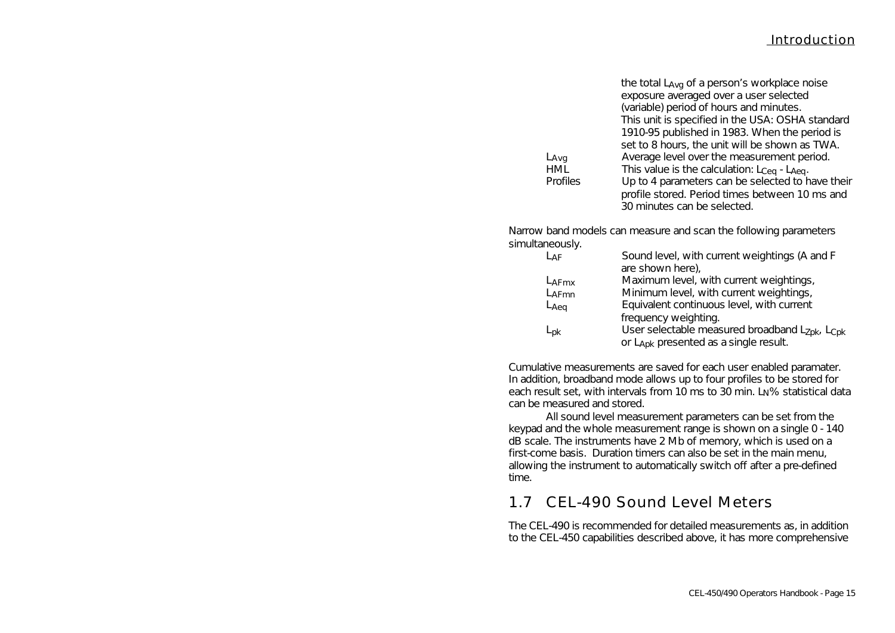| | |
|---|---|
| | the total $L_{Avg}$ of a person's workplace noise exposure averaged over a user selected (variable) period of hours and minutes. This unit is specified in the USA: OSHA standard 1910-95 published in 1983. When the period is set to 8 hours, the unit will be shown as TWA. |
| $L_{Avg}$ | Average level over the measurement period. |
| HML | This value is the calculation: $L_{Ceq}$ - $L_{Aeq}$. |
| Profiles | Up to 4 parameters can be selected to have their profile stored. Period times between 10 ms and 30 minutes can be selected. |

Narrow band models can measure and scan the following parameters simultaneously.

| | |
|---|---|
| $L_{AF}$ | Sound level, with current weightings (A and F are shown here), |
| $L_{AFmx}$ | Maximum level, with current weightings, |
| $L_{AFmn}$ | Minimum level, with current weightings, |
| $L_{Aeq}$ | Equivalent continuous level, with current frequency weighting. |
| $L_{pk}$ | User selectable measured broadband $L_{Zpk}$, $L_{Cpk}$ or $L_{Apk}$ presented as a single result. |

Cumulative measurements are saved for each user enabled paramater. In addition, broadband mode allows up to four profiles to be stored for each result set, with intervals from 10 ms to 30 min. $L_N$% statistical data can be measured and stored.

All sound level measurement parameters can be set from the keypad and the whole measurement range is shown on a single 0 - 140 dB scale. The instruments have 2 Mb of memory, which is used on a first-come basis. Duration timers can also be set in the main menu, allowing the instrument to automatically switch off after a pre-defined time.

## 1.7 CEL-490 Sound Level Meters

The CEL-490 is recommended for detailed measurements as, in addition to the CEL-450 capabilities described above, it has more comprehensive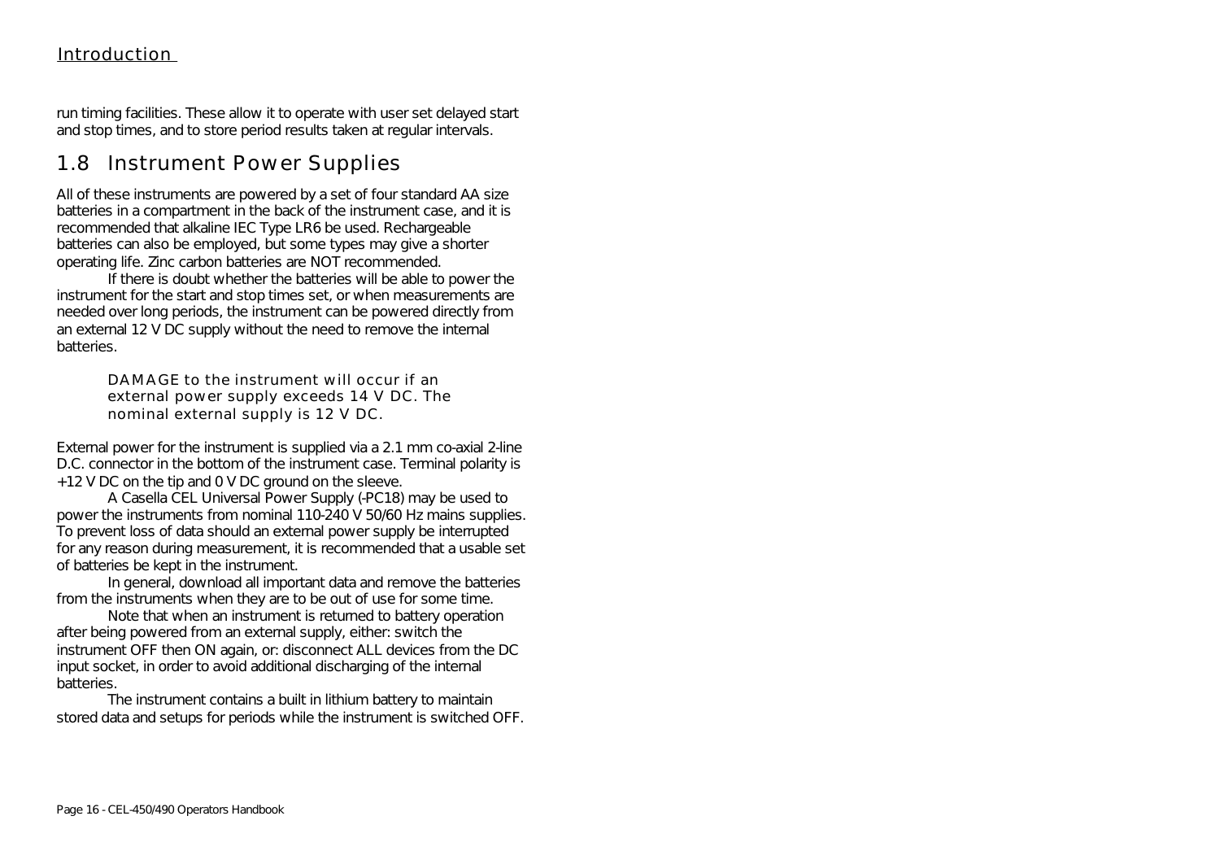run timing facilities. These allow it to operate with user set delayed start and stop times, and to store period results taken at regular intervals.

## 1.8 Instrument Power Supplies

All of these instruments are powered by a set of four standard AA size batteries in a compartment in the back of the instrument case, and it is recommended that alkaline IEC Type LR6 be used. Rechargeable batteries can also be employed, but some types may give a shorter operating life. Zinc carbon batteries are NOT recommended.

If there is doubt whether the batteries will be able to power the instrument for the start and stop times set, or when measurements are needed over long periods, the instrument can be powered directly from an external 12 V DC supply without the need to remove the internal batteries.

> DAMAGE to the instrument will occur if an external power supply exceeds 14 V DC. The nominal external supply is 12 V DC.

External power for the instrument is supplied via a 2.1 mm co-axial 2-line D.C. connector in the bottom of the instrument case. Terminal polarity is +12 V DC on the tip and 0 V DC ground on the sleeve.

A Casella CEL Universal Power Supply (-PC18) may be used to power the instruments from nominal 110-240 V 50/60 Hz mains supplies. To prevent loss of data should an external power supply be interrupted for any reason during measurement, it is recommended that a usable set of batteries be kept in the instrument.

In general, download all important data and remove the batteries from the instruments when they are to be out of use for some time.

Note that when an instrument is returned to battery operation after being powered from an external supply, either: switch the instrument OFF then ON again, or: disconnect ALL devices from the DC input socket, in order to avoid additional discharging of the internal batteries.

The instrument contains a built in lithium battery to maintain stored data and setups for periods while the instrument is switched OFF.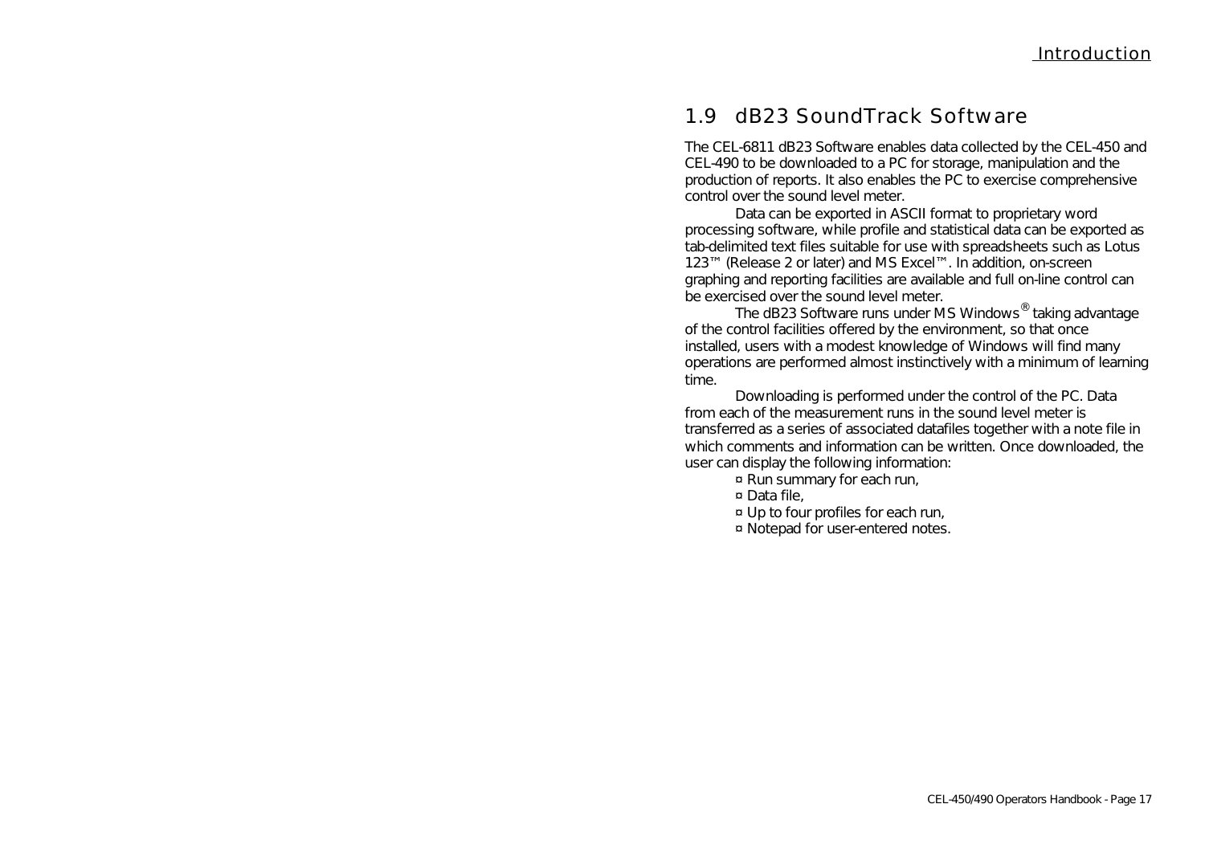## 1.9 dB23 SoundTrack Software

The CEL-6811 dB23 Software enables data collected by the CEL-450 and CEL-490 to be downloaded to a PC for storage, manipulation and the production of reports. It also enables the PC to exercise comprehensive control over the sound level meter.

Data can be exported in ASCII format to proprietary word processing software, while profile and statistical data can be exported as tab-delimited text files suitable for use with spreadsheets such as Lotus 123™ (Release 2 or later) and MS Excel™. In addition, on-screen graphing and reporting facilities are available and full on-line control can be exercised over the sound level meter.

The dB23 Software runs under MS Windows® taking advantage of the control facilities offered by the environment, so that once installed, users with a modest knowledge of Windows will find many operations are performed almost instinctively with a minimum of learning time.

Downloading is performed under the control of the PC. Data from each of the measurement runs in the sound level meter is transferred as a series of associated datafiles together with a note file in which comments and information can be written. Once downloaded, the user can display the following information:

- Run summary for each run,
- Data file,
- Up to four profiles for each run,
- Notepad for user-entered notes.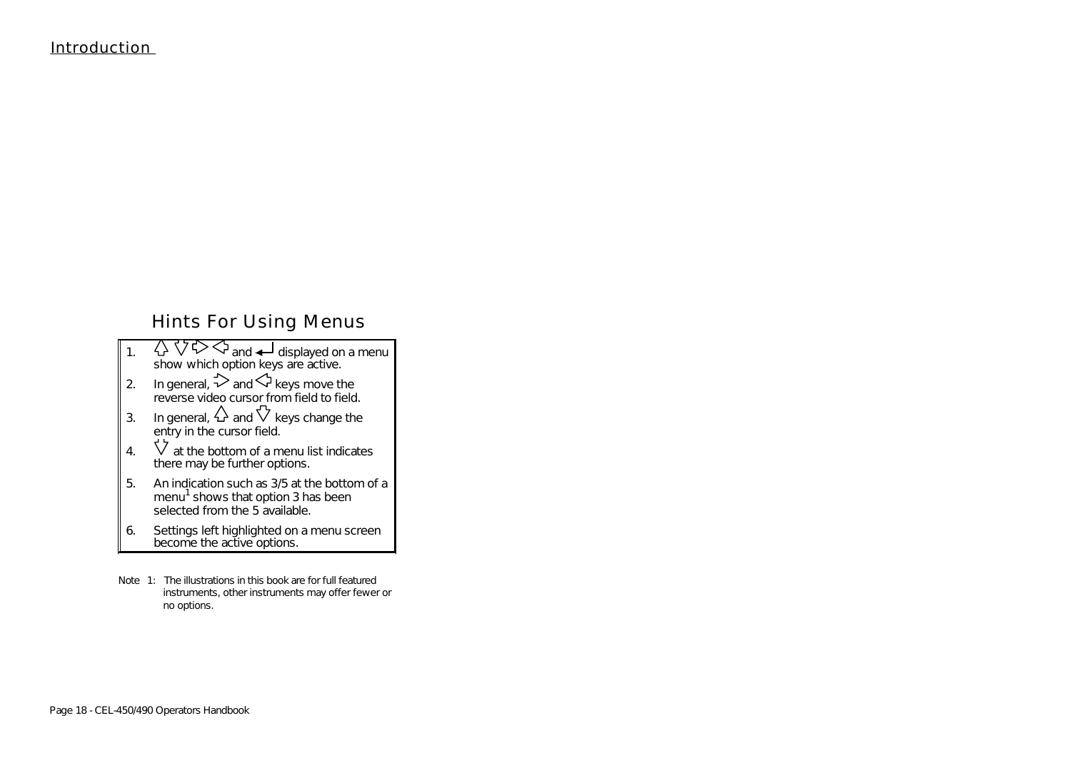## Hints For Using Menus

1. ⇧ ⇩ ⇨ ⇦ and ↵ displayed on a menu show which option keys are active.
2. In general, ⇨ and ⇦ keys move the reverse video cursor from field to field.
3. In general, ⇧ and ⇩ keys change the entry in the cursor field.
4. ⇩ at the bottom of a menu list indicates there may be further options.
5. An indication such as 3/5 at the bottom of a menu[1] shows that option 3 has been selected from the 5 available.
6. Settings left highlighted on a menu screen become the active options.

Note 1: The illustrations in this book are for full featured instruments, other instruments may offer fewer or no options.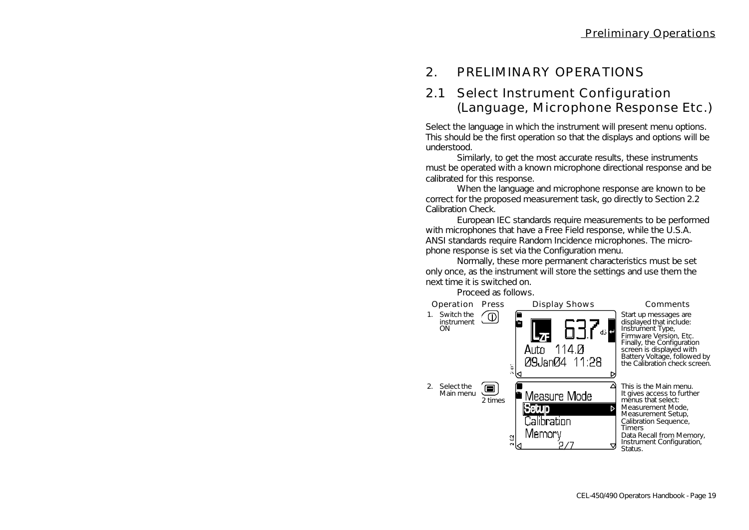# 2. PRELIMINARY OPERATIONS

## 2.1 Select Instrument Configuration (Language, Microphone Response Etc.)

Select the language in which the instrument will present menu options. This should be the first operation so that the displays and options will be understood.

Similarly, to get the most accurate results, these instruments must be operated with a known microphone directional response and be calibrated for this response.

When the language and microphone response are known to be correct for the proposed measurement task, go directly to Section 2.2 Calibration Check.

European IEC standards require measurements to be performed with microphones that have a Free Field response, while the U.S.A. ANSI standards require Random Incidence microphones. The microphone response is set via the Configuration menu.

Normally, these more permanent characteristics must be set only once, as the instrument will store the settings and use them the next time it is switched on.

Proceed as follows.

| Operation | Press | Display Shows | Comments |
|---|---|---|---|
| 1. Switch the instrument ON | (On/Off key) | LZF 63.7 dB<br>Auto 114.0<br>09Jan04 11:28 | Start up messages are displayed that include: Instrument Type, Firmware Version, Etc. Finally, the Configuration screen is displayed with Battery Voltage, followed by the Calibration check screen. |
| 2. Select the Main menu | (Menu key) 2 times | Measure Mode<br>Setup<br>Calibration<br>Memory<br>2/7 | This is the Main menu. It gives access to further menus that select: Measurement Mode, Measurement Setup, Calibration Sequence, Timers<br>Data Recall from Memory, Instrument Configuration, Status. |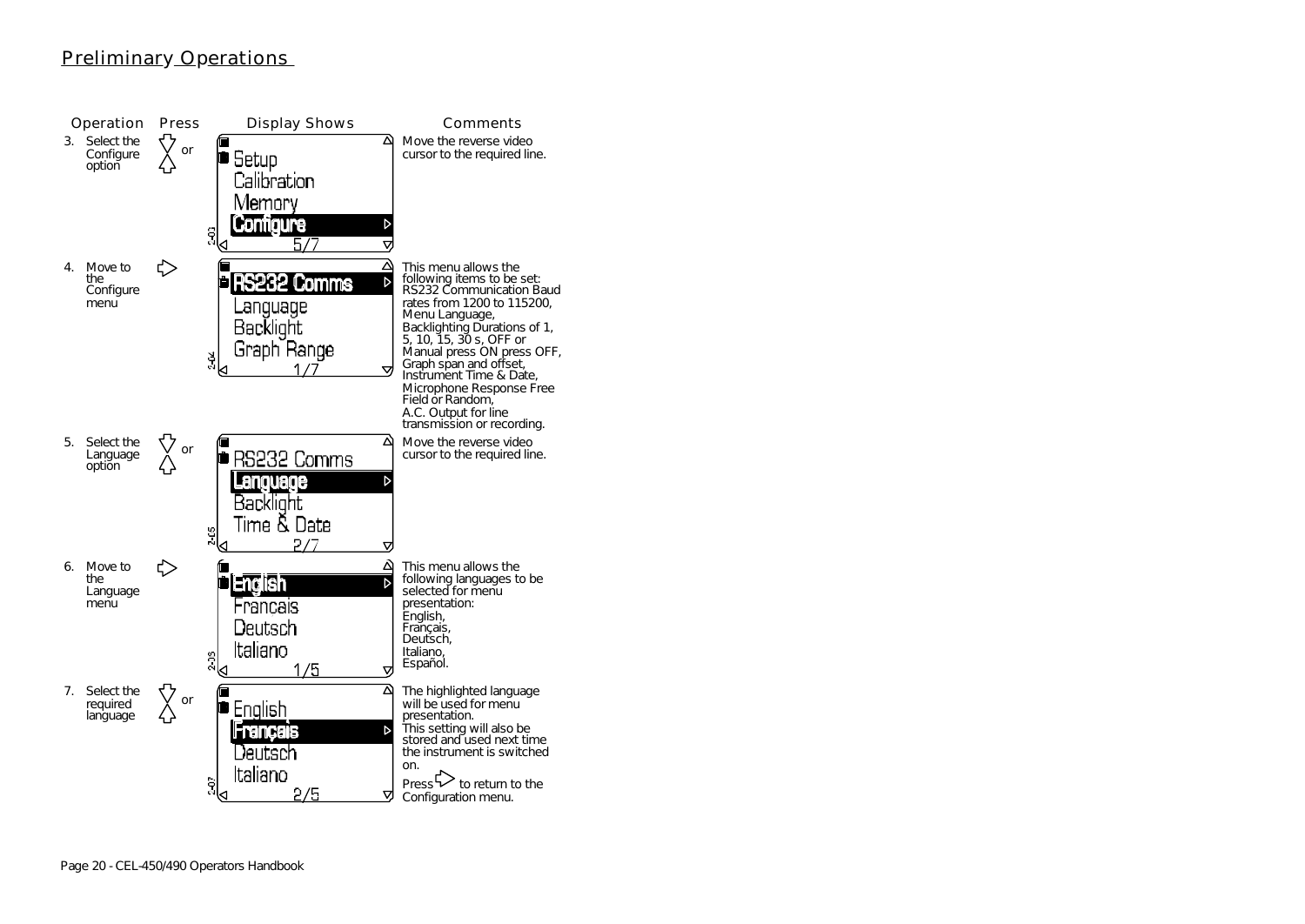## Preliminary Operations

| Operation | Press | Display Shows | Comments |
|---|---|---|---|
| 3. Select the Configure option | ▽ or △ | Setup<br>Calibration<br>Memory<br>**Configure**<br>5/7 | Move the reverse video cursor to the required line. |
| 4. Move to the Configure menu | ▷ | **RS232 Comms**<br>Language<br>Backlight<br>Graph Range<br>1/7 | This menu allows the following items to be set:<br>RS232 Communication Baud rates from 1200 to 115200,<br>Menu Language,<br>Backlighting Durations of 1, 5, 10, 15, 30 s, OFF or Manual press ON press OFF,<br>Graph span and offset,<br>Instrument Time & Date,<br>Microphone Response Free Field or Random,<br>A.C. Output for line transmission or recording. |
| 5. Select the Language option | ▽ or △ | RS232 Comms<br>**Language**<br>Backlight<br>Time & Date<br>2/7 | Move the reverse video cursor to the required line. |
| 6. Move to the Language menu | ▷ | **English**<br>Francais<br>Deutsch<br>Italiano<br>1/5 | This menu allows the following languages to be selected for menu presentation:<br>English,<br>Français,<br>Deutsch,<br>Italiano,<br>Español. |
| 7. Select the required language | ▽ or △ | English<br>**Français**<br>Deutsch<br>Italiano<br>2/5 | The highlighted language will be used for menu presentation.<br>This setting will also be stored and used next time the instrument is switched on.<br>Press ▷ to return to the Configuration menu. |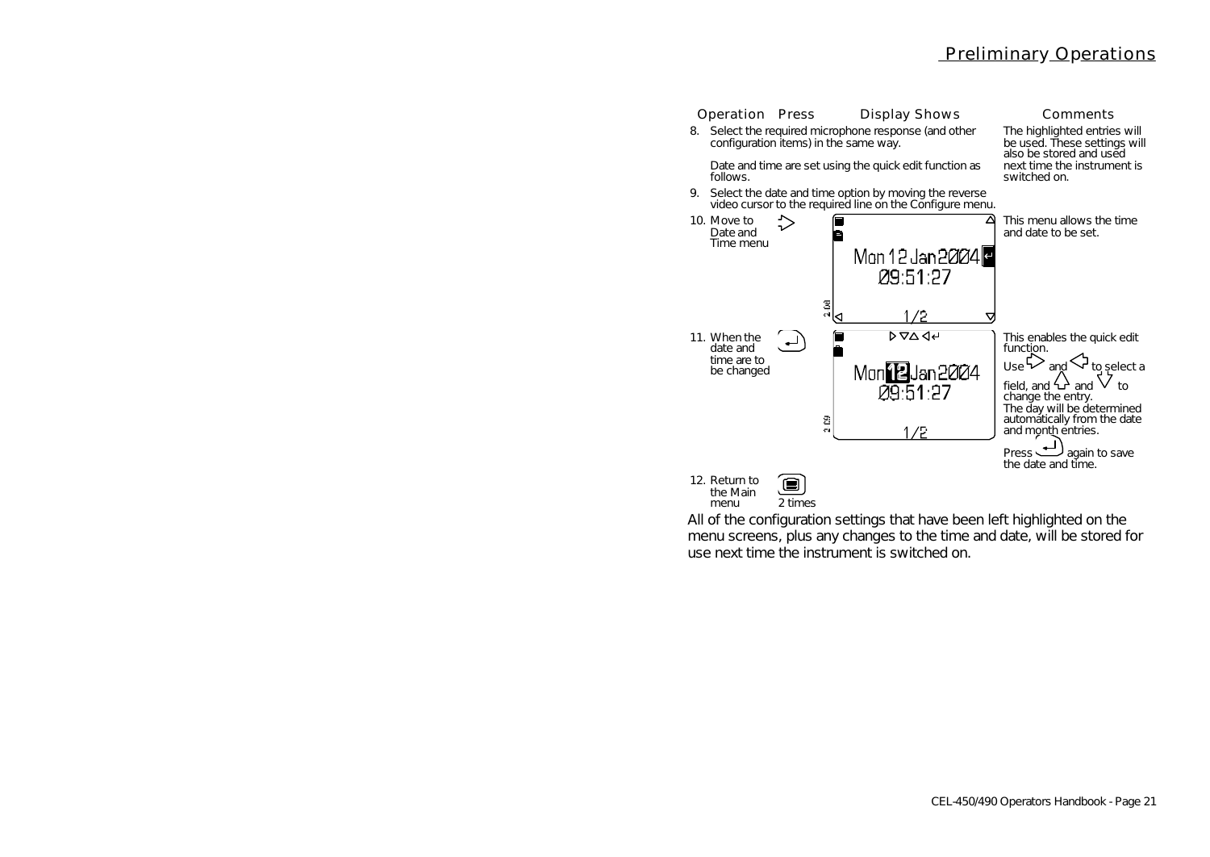| Operation | Press | Display Shows | Comments |
| --- | --- | --- | --- |
| 8. Select the required microphone response (and other configuration items) in the same way. Date and time are set using the quick edit function as follows. | | | The highlighted entries will be used. These settings will also be stored and used next time the instrument is switched on. |
| 9. Select the date and time option by moving the reverse video cursor to the required line on the Configure menu. | | | |
| 10. Move to Date and Time menu | ⇨ | Mon 12 Jan 2004 ↵ 09:51:27 1/2 | This menu allows the time and date to be set. |
| 11. When the date and time are to be changed | ↵ | ▷▽△◁↵ Mon 12 Jan 2004 09:51:27 1/2 | This enables the quick edit function. Use ⇨ and ⇦ to select a field, and ⇧ and ⇩ to change the entry. The day will be determined automatically from the date and month entries. Press ↵ again to save the date and time. |
| 12. Return to the Main menu | (menu key) 2 times | | |

All of the configuration settings that have been left highlighted on the menu screens, plus any changes to the time and date, will be stored for use next time the instrument is switched on.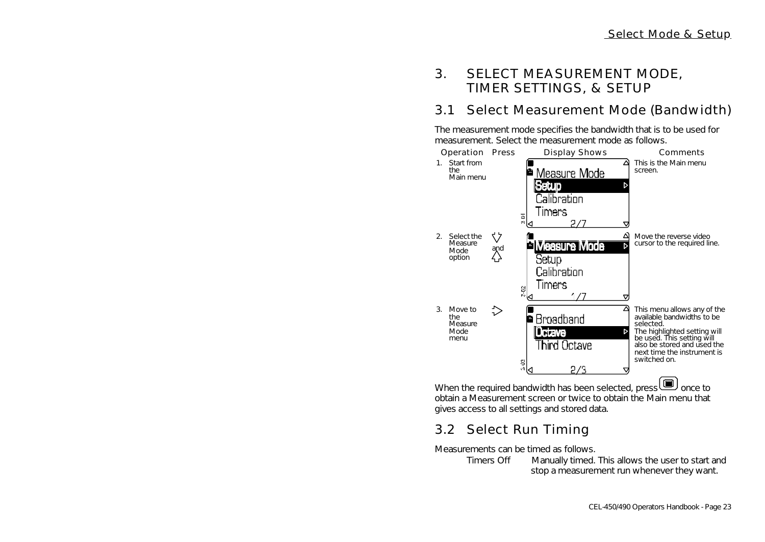# 3. SELECT MEASUREMENT MODE, TIMER SETTINGS, & SETUP

## 3.1 Select Measurement Mode (Bandwidth)

The measurement mode specifies the bandwidth that is to be used for measurement. Select the measurement mode as follows.

| Operation | Press | Display Shows | Comments |
| --- | --- | --- | --- |
| 1. Start from the Main menu | | Measure Mode / **Setup** / Calibration / Timers — 2/7 | This is the Main menu screen. |
| 2. Select the Measure Mode option | ▽ and △ | **Measure Mode** / Setup / Calibration / Timers — 1/7 | Move the reverse video cursor to the required line. |
| 3. Move to the Measure Mode menu | ▷ | Broadband / **Octave** / Third Octave — 2/3 | This menu allows any of the available bandwidths to be selected. The highlighted setting will be used. This setting will also be stored and used the next time the instrument is switched on. |

When the required bandwidth has been selected, press (■) once to obtain a Measurement screen or twice to obtain the Main menu that gives access to all settings and stored data.

## 3.2 Select Run Timing

Measurements can be timed as follows.

Timers Off    Manually timed. This allows the user to start and stop a measurement run whenever they want.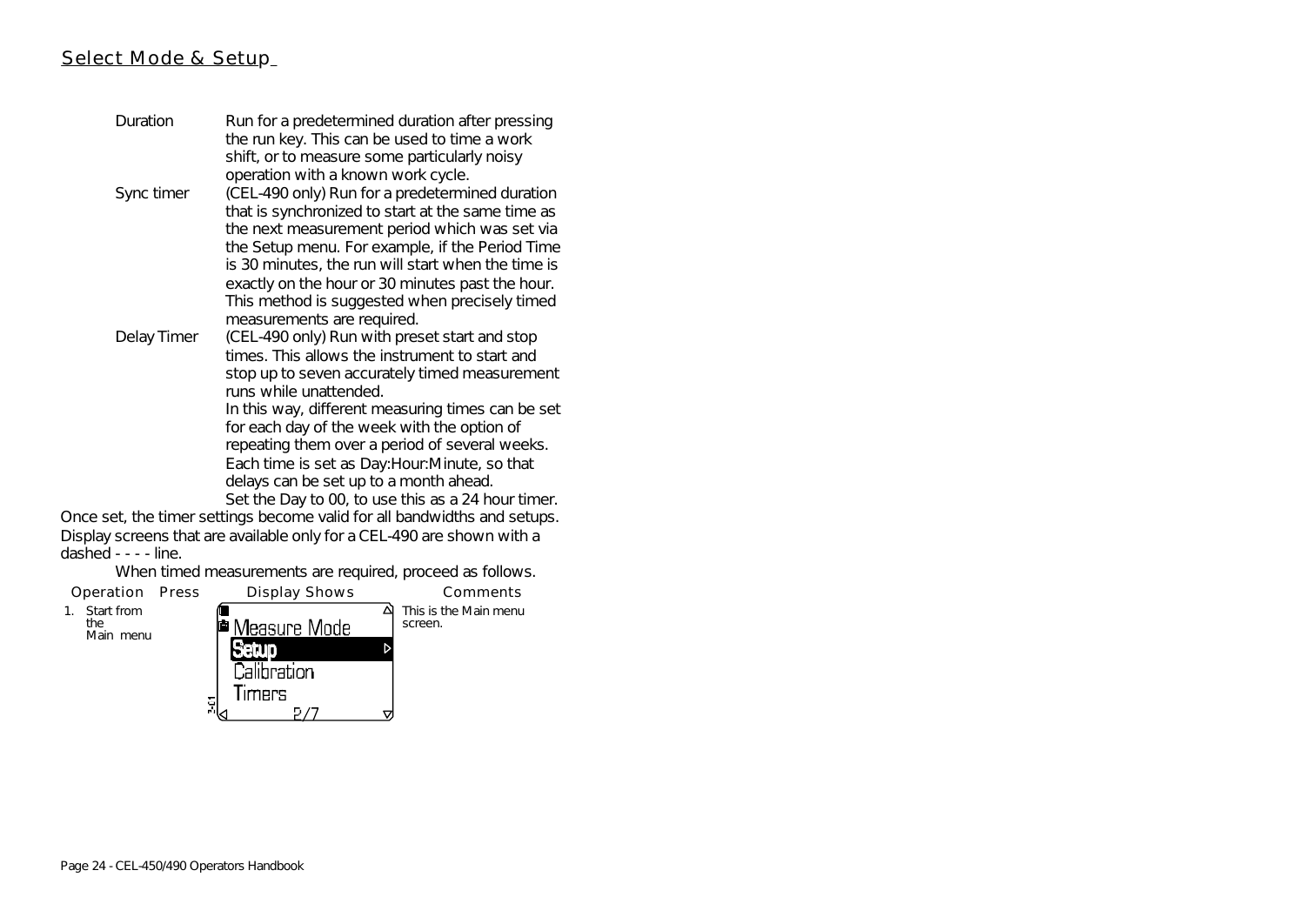## Select Mode & Setup

| | |
|---|---|
| Duration | Run for a predetermined duration after pressing the run key. This can be used to time a work shift, or to measure some particularly noisy operation with a known work cycle. |
| Sync timer | (CEL-490 only) Run for a predetermined duration that is synchronized to start at the same time as the next measurement period which was set via the Setup menu. For example, if the Period Time is 30 minutes, the run will start when the time is exactly on the hour or 30 minutes past the hour. This method is suggested when precisely timed measurements are required. |
| Delay Timer | (CEL-490 only) Run with preset start and stop times. This allows the instrument to start and stop up to seven accurately timed measurement runs while unattended. In this way, different measuring times can be set for each day of the week with the option of repeating them over a period of several weeks. Each time is set as Day:Hour:Minute, so that delays can be set up to a month ahead. Set the Day to 00, to use this as a 24 hour timer. |

Once set, the timer settings become valid for all bandwidths and setups.

Display screens that are available only for a CEL-490 are shown with a dashed - - - - line.

When timed measurements are required, proceed as follows.

| Operation | Press | Display Shows | Comments |
|---|---|---|---|
| 1. Start from the Main menu | | Measure Mode<br>**Setup**<br>Calibration<br>Timers<br>2/7 | This is the Main menu screen. |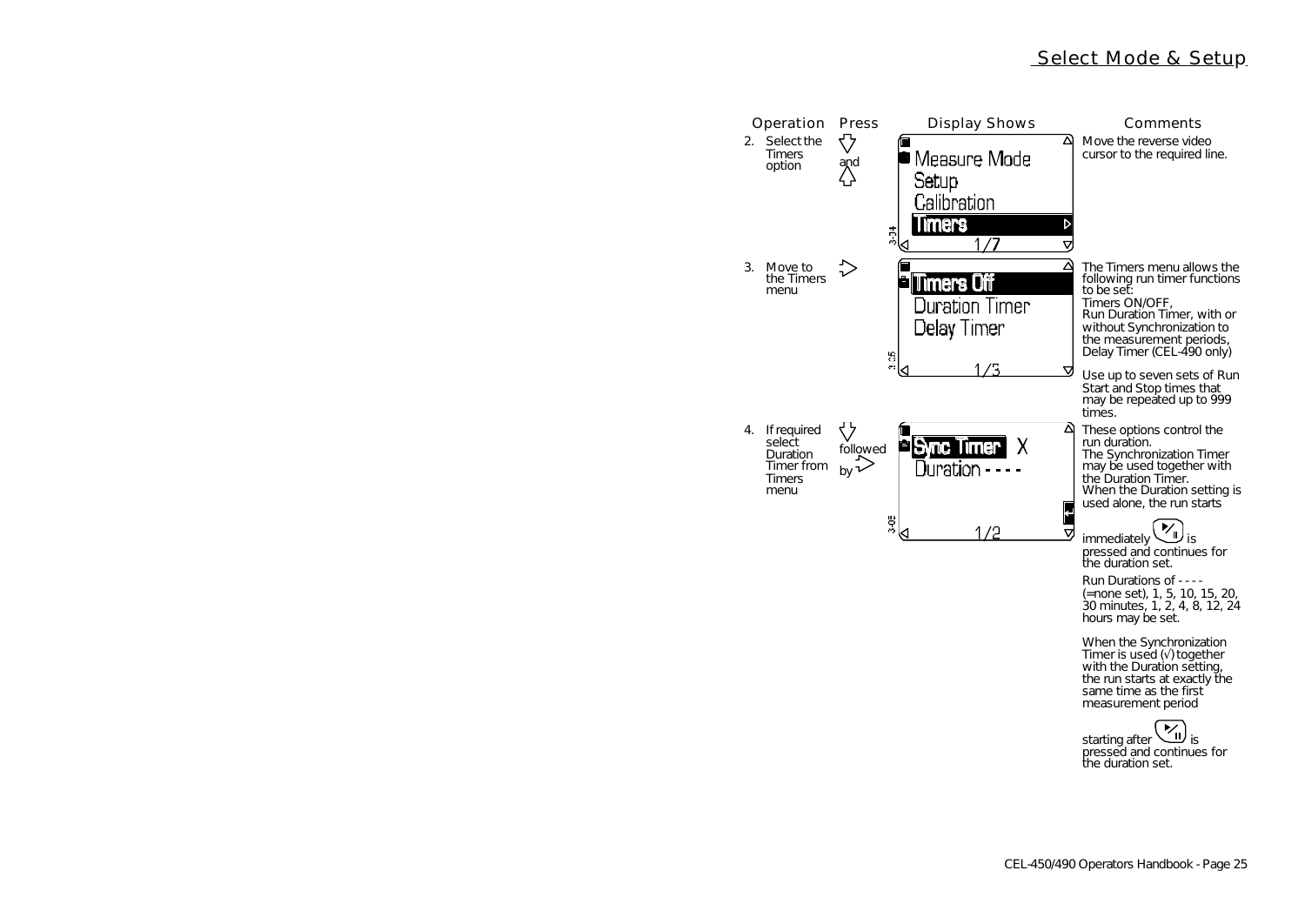## Select Mode & Setup

| Operation | Press | Display Shows | Comments |
|---|---|---|---|
| 2. Select the Timers option | ⇩ and ⇧ | Measure Mode<br>Setup<br>Calibration<br>**Timers**<br>1/7 | Move the reverse video cursor to the required line. |
| 3. Move to the Timers menu | ⇨ | **Timers Off**<br>Duration Timer<br>Delay Timer<br>1/3 | The Timers menu allows the following run timer functions to be set:<br>Timers ON/OFF,<br>Run Duration Timer, with or without Synchronization to the measurement periods,<br>Delay Timer (CEL-490 only)<br><br>Use up to seven sets of Run Start and Stop times that may be repeated up to 999 times. |
| 4. If required select Duration Timer from Timers menu | ⇩ followed by ⇨ | **Sync Timer** X<br>Duration - - - -<br>1/2 | These options control the run duration.<br>The Synchronization Timer may be used together with the Duration Timer.<br>When the Duration setting is used alone, the run starts immediately (▶/II) is pressed and continues for the duration set.<br><br>Run Durations of - - - - (=none set), 1, 5, 10, 15, 20, 30 minutes, 1, 2, 4, 8, 12, 24 hours may be set.<br><br>When the Synchronization Timer is used (√) together with the Duration setting, the run starts at exactly the same time as the first measurement period starting after (▶/II) is pressed and continues for the duration set. |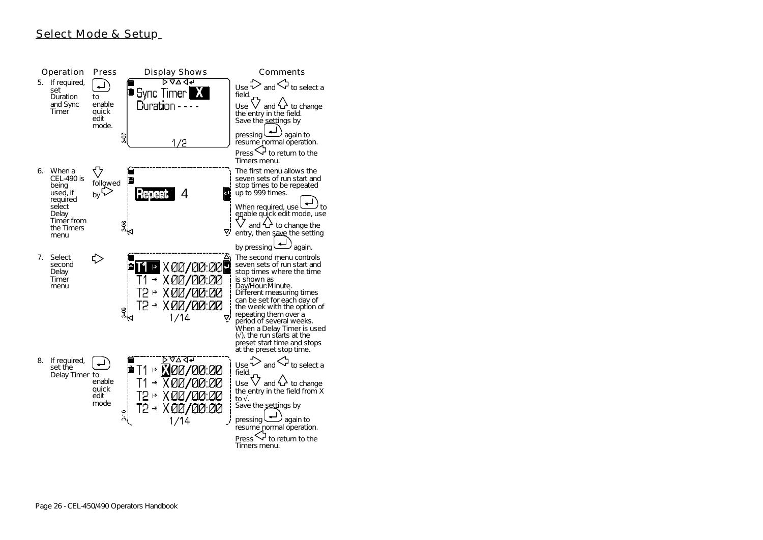## Select Mode & Setup

| Operation | Press | Display Shows | Comments |
|---|---|---|---|
| 5. If required, set Duration and Sync Timer | ↵ to enable quick edit mode. | Sync Timer X<br>Duration - - - -<br>1/2 | Use ⇨ and ⇦ to select a field.<br>Use ⇩ and ⇧ to change the entry in the field.<br>Save the settings by pressing ↵ again to resume normal operation.<br>Press ⇦ to return to the Timers menu. |
| 6. When a CEL-490 is being used, if required select Delay Timer from the Timers menu | ⇩ followed by ⇨ | Repeat 4 | The first menu allows the seven sets of run start and stop times to be repeated up to 999 times.<br>When required, use ↵ to enable quick edit mode, use ⇩ and ⇧ to change the entry, then save the setting by pressing ↵ again. |
| 7. Select second Delay Timer menu | ⇨ | T1 ↦ X00/00:00<br>T1 ⇥ X00/00:00<br>T2 ↦ X00/00:00<br>T2 ⇥ X00/00:00<br>1/14 | The second menu controls seven sets of run start and stop times where the time is shown as Day/Hour:Minute.<br>Different measuring times can be set for each day of the week with the option of repeating them over a period of several weeks.<br>When a Delay Timer is used (√), the run starts at the preset start time and stops at the preset stop time. |
| 8. If required, set the Delay Timer | ↵ to enable quick edit mode | T1 ↦ X00/00:00<br>T1 ⇥ X00/00:00<br>T2 ↦ X00/00:00<br>T2 ⇥ X00/00:00<br>1/14 | Use ⇨ and ⇦ to select a field.<br>Use ⇩ and ⇧ to change the entry in the field from X to √.<br>Save the settings by pressing ↵ again to resume normal operation.<br>Press ⇦ to return to the Timers menu. |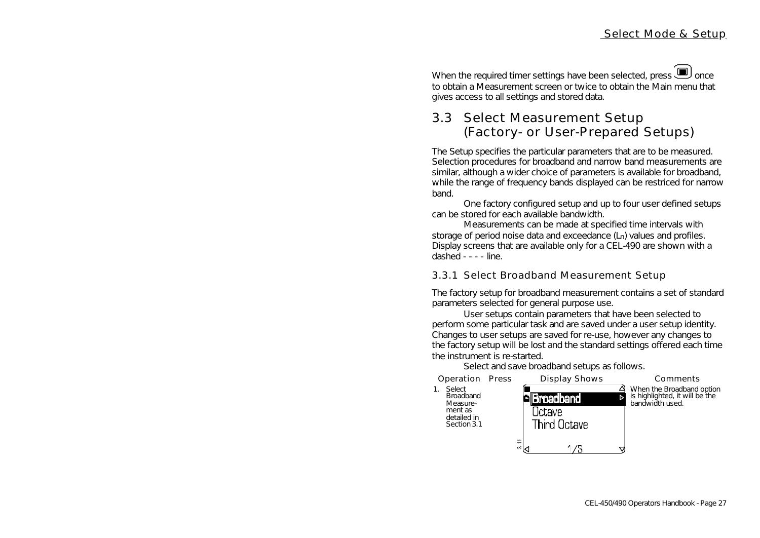When the required timer settings have been selected, press [■] once to obtain a Measurement screen or twice to obtain the Main menu that gives access to all settings and stored data.

## 3.3 Select Measurement Setup (Factory- or User-Prepared Setups)

The Setup specifies the particular parameters that are to be measured. Selection procedures for broadband and narrow band measurements are similar, although a wider choice of parameters is available for broadband, while the range of frequency bands displayed can be restriced for narrow band.

One factory configured setup and up to four user defined setups can be stored for each available bandwidth.

Measurements can be made at specified time intervals with storage of period noise data and exceedance ($L_n$) values and profiles. Display screens that are available only for a CEL-490 are shown with a dashed - - - - line.

### 3.3.1 Select Broadband Measurement Setup

The factory setup for broadband measurement contains a set of standard parameters selected for general purpose use.

User setups contain parameters that have been selected to perform some particular task and are saved under a user setup identity. Changes to user setups are saved for re-use, however any changes to the factory setup will be lost and the standard settings offered each time the instrument is re-started.

Select and save broadband setups as follows.

| Operation | Press | Display Shows | Comments |
|---|---|---|---|
| 1. Select Broadband Measurement as detailed in Section 3.1 | | Broadband / Octave / Third Octave — 1/3 | When the Broadband option is highlighted, it will be the bandwidth used. |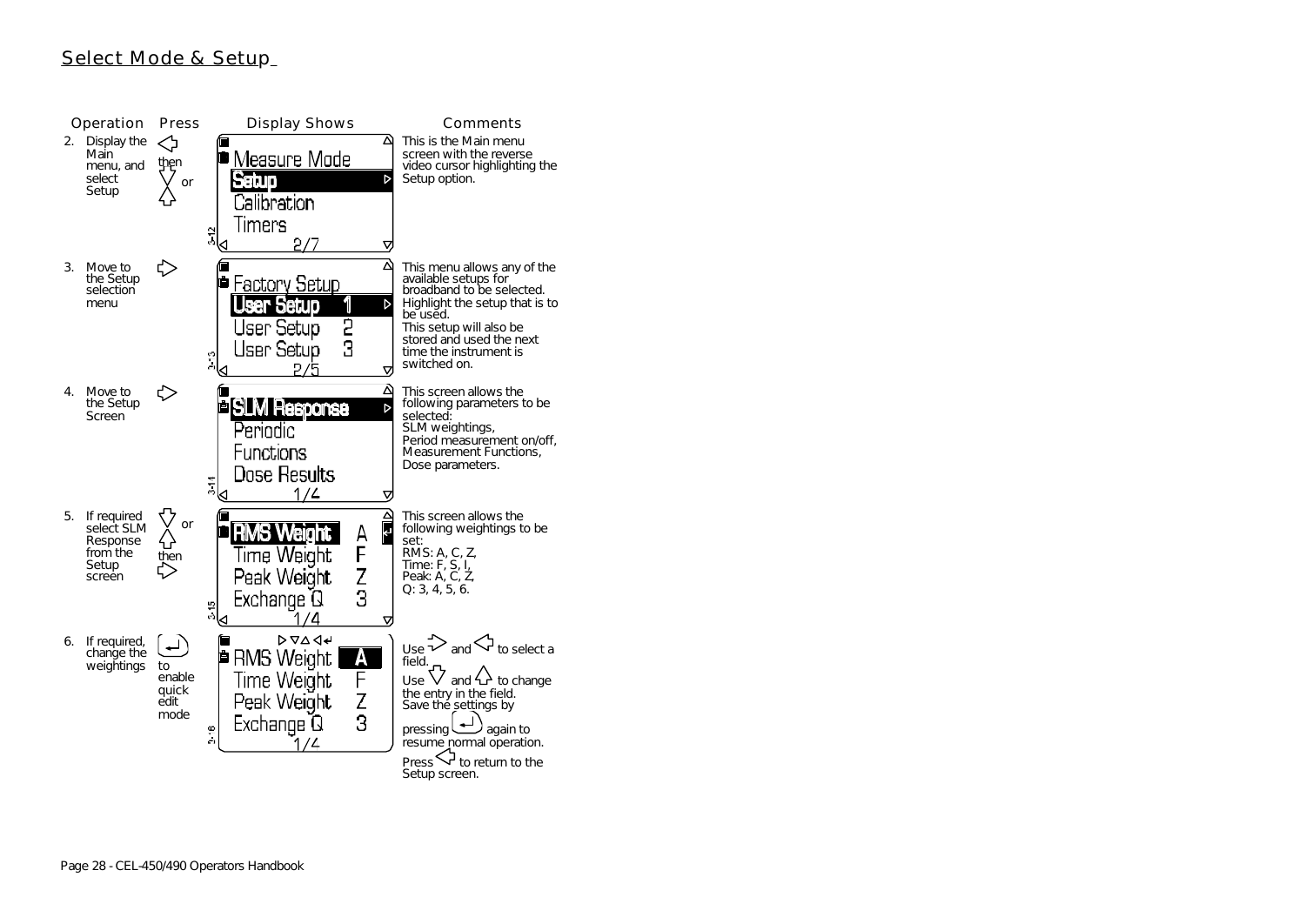## Select Mode & Setup

| Operation | Press | Display Shows | Comments |
|---|---|---|---|
| 2. Display the Main menu, and select Setup | ◁ then ▽ or △ | Measure Mode / **Setup** ▷ / Calibration / Timers / 2/7 (3-12) | This is the Main menu screen with the reverse video cursor highlighting the Setup option. |
| 3. Move to the Setup selection menu | ▷ | Factory Setup / **User Setup 1** ▷ / User Setup 2 / User Setup 3 / 2/5 (3-3) | This menu allows any of the available setups for broadband to be selected. Highlight the setup that is to be used. This setup will also be stored and used the next time the instrument is switched on. |
| 4. Move to the Setup Screen | ▷ | **SLM Response** ▷ / Periodic / Functions / Dose Results / 1/4 (3-11) | This screen allows the following parameters to be selected: SLM weightings, Period measurement on/off, Measurement Functions, Dose parameters. |
| 5. If required select SLM Response from the Setup screen | ▽ or △ then ▷ | **RMS Weight** A / Time Weight F / Peak Weight Z / Exchange Q 3 / 1/4 (3-15) | This screen allows the following weightings to be set: RMS: A, C, Z, Time: F, S, I, Peak: A, C, Z, Q: 3, 4, 5, 6. |
| 6. If required, change the weightings | ↵ to enable quick edit mode | ▷▽△◁↵ / RMS Weight **A** / Time Weight F / Peak Weight Z / Exchange Q 3 / 1/4 (3-8) | Use ▷ and ◁ to select a field. Use ▽ and △ to change the entry in the field. Save the settings by pressing ↵ again to resume normal operation. Press ◁ to return to the Setup screen. |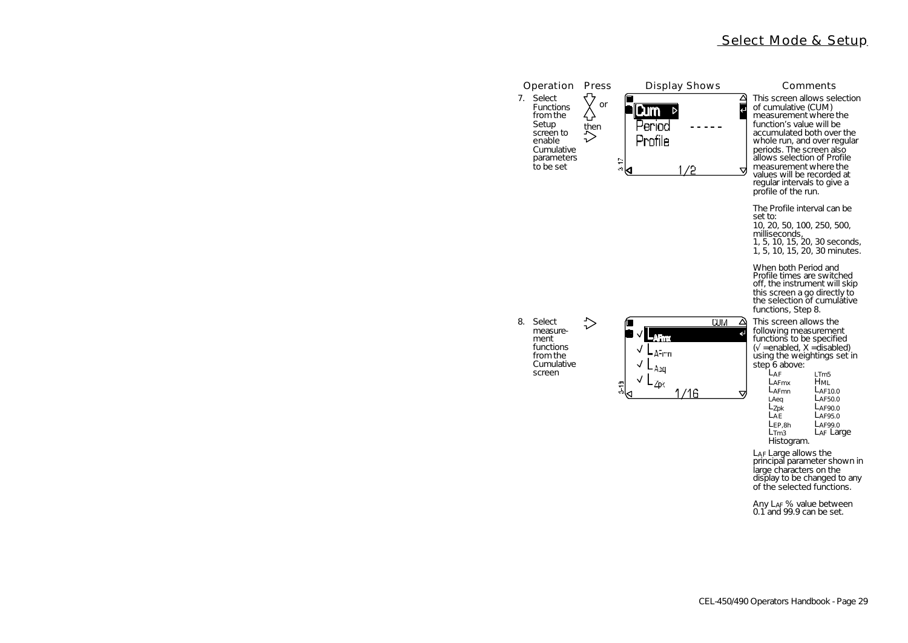## Select Mode & Setup

| Operation | Press | Display Shows | Comments |
|---|---|---|---|
| 7. Select Functions from the Setup screen to enable Cumulative parameters to be set | ⇩ or ⇧ then ⇨ | Cum ▷ / Period ----- / Profile / 1/2 | This screen allows selection of cumulative (CUM) measurement where the function's value will be accumulated both over the whole run, and over regular periods. The screen also allows selection of Profile measurement where the values will be recorded at regular intervals to give a profile of the run. <br><br> The Profile interval can be set to: 10, 20, 50, 100, 250, 500, milliseconds, 1, 5, 10, 15, 20, 30 seconds, 1, 5, 10, 15, 20, 30 minutes. <br><br> When both Period and Profile times are switched off, the instrument will skip this screen a go directly to the selection of cumulative functions, Step 8. |
| 8. Select measurement functions from the Cumulative screen | ⇨ | CUM / √ $L_{AFmx}$ / √ $L_{AFmn}$ / √ $L_{Aeq}$ / √ $L_{Zpk}$ / 1/16 | This screen allows the following measurement functions to be specified (√ =enabled, X =disabled) using the weightings set in step 6 above: <br> $L_{AF}$, $L_{AFmx}$, $L_{AFmn}$, $L_{Aeq}$, $L_{Zpk}$, $L_{AE}$, $L_{EP,8h}$, $L_{Tm3}$, $L_{Tm5}$, $H_{ML}$, $L_{AF10.0}$, $L_{AF50.0}$, $L_{AF90.0}$, $L_{AF95.0}$, $L_{AF99.0}$, $L_{AF}$ Large, Histogram. <br><br> $L_{AF}$ Large allows the principal parameter shown in large characters on the display to be changed to any of the selected functions. <br><br> Any $L_{AF}$ % value between 0.1 and 99.9 can be set. |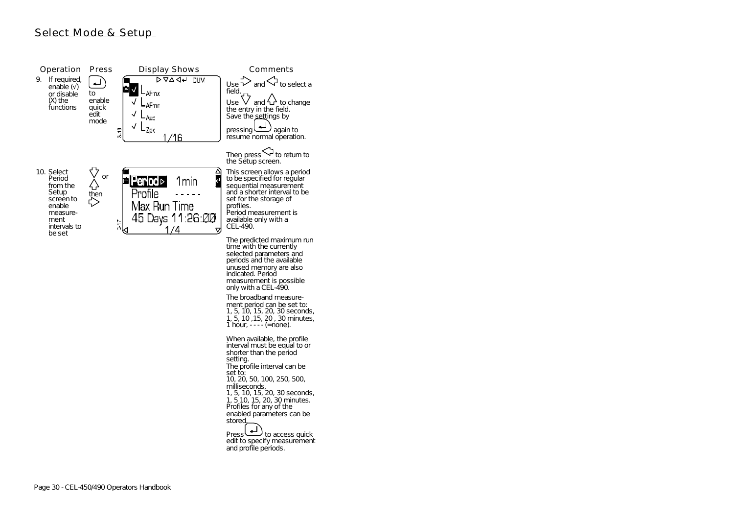## Select Mode & Setup

| Operation | Press | Display Shows | Comments |
|---|---|---|---|
| 9. If required, enable (√) or disable (X) the functions | ↵ to enable quick edit mode | ▷ ▽ △ ◁ ↵ ⊐UV<br>☑ $L_{AFmx}$<br>√ $L_{AFmn}$<br>√ $L_{Aeq}$<br>√ $L_{Zpk}$<br>1/16<br>3-13 | Use ⇨ and ⇦ to select a field.<br>Use ⇩ and ⇧ to change the entry in the field.<br>Save the settings by pressing ↵ again to resume normal operation.<br><br>Then press ⇦ to return to the Setup screen. |
| 10. Select Period from the Setup screen to enable measurement intervals to be set | ⇩ or ⇧ then ⇨ | Period ▷ 1min<br>Profile - - - - -<br>Max Run Time<br>45 Days 11:26:00<br>1/4<br>3-17 | This screen allows a period to be specified for regular sequential measurement and a shorter interval to be set for the storage of profiles.<br>Period measurement is available only with a CEL-490.<br><br>The predicted maximum run time with the currently selected parameters and periods and the available unused memory are also indicated. Period measurement is possible only with a CEL-490.<br><br>The broadband measurement period can be set to:<br>1, 5, 10, 15, 20, 30 seconds,<br>1, 5, 10 ,15, 20 , 30 minutes,<br>1 hour, - - - - (=none).<br><br>When available, the profile interval must be equal to or shorter than the period setting.<br>The profile interval can be set to:<br>10, 20, 50, 100, 250, 500, milliseconds,<br>1, 5, 10, 15, 20, 30 seconds,<br>1, 5 10, 15, 20, 30 minutes.<br>Profiles for any of the enabled parameters can be stored.<br><br>Press ↵ to access quick edit to specify measurement and profile periods. |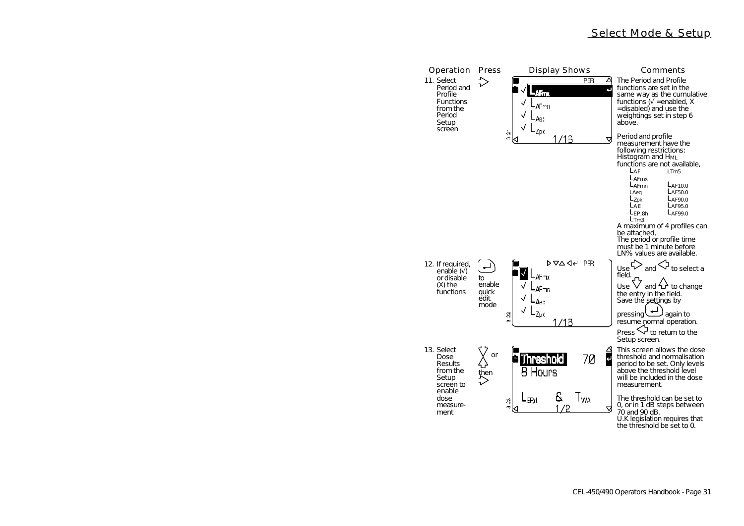# Select Mode & Setup

| Operation | Press | Display Shows | Comments |
| --- | --- | --- | --- |
| 11. Select Period and Profile Functions from the Period Setup screen | ⇨ | PER<br>√ $L_{AFmx}$<br>√ $L_{AFmn}$<br>√ $L_{Aeq}$<br>√ $L_{Zpk}$<br>1/13 | The Period and Profile functions are set in the same way as the cumulative functions (√ =enabled, X =disabled) and use the weightings set in step 6 above.<br><br>Period and profile measurement have the following restrictions: Histogram and $H_{ML}$ functions are not available,<br>$L_{AF}$, $L_{AFmx}$, $L_{AFmn}$, $L_{Aeq}$, $L_{Zpk}$, $L_{AE}$, $L_{EP,8h}$, $L_{Tm3}$, $L_{Tm5}$, $L_{AF10.0}$, $L_{AF50.0}$, $L_{AF90.0}$, $L_{AF95.0}$, $L_{AF99.0}$<br>A maximum of 4 profiles can be attached,<br>The period or profile time must be 1 minute before LN% values are available. |
| 12. If required, enable (√) or disable (X) the functions | ↵ to enable quick edit mode | ▷▽△◁↵ PER<br>√ $L_{AFmx}$<br>√ $L_{AFmn}$<br>√ $L_{Aeq}$<br>√ $L_{Zpk}$<br>1/13 | Use ⇨ and ⇦ to select a field.<br>Use ⇩ and ⇧ to change the entry in the field.<br>Save the settings by pressing ↵ again to resume normal operation.<br>Press ⇦ to return to the Setup screen. |
| 13. Select Dose Results from the Setup screen to enable dose measurement | ⇩ or ⇧ then ⇨ | Threshold 70<br>8 Hours<br>$L_{EP,d}$ & $T_{WA}$<br>1/2 | This screen allows the dose threshold and normalisation period to be set. Only levels above the threshold level will be included in the dose measurement.<br><br>The threshold can be set to 0, or in 1 dB steps between 70 and 90 dB.<br>U.K legislation requires that the threshold be set to 0. |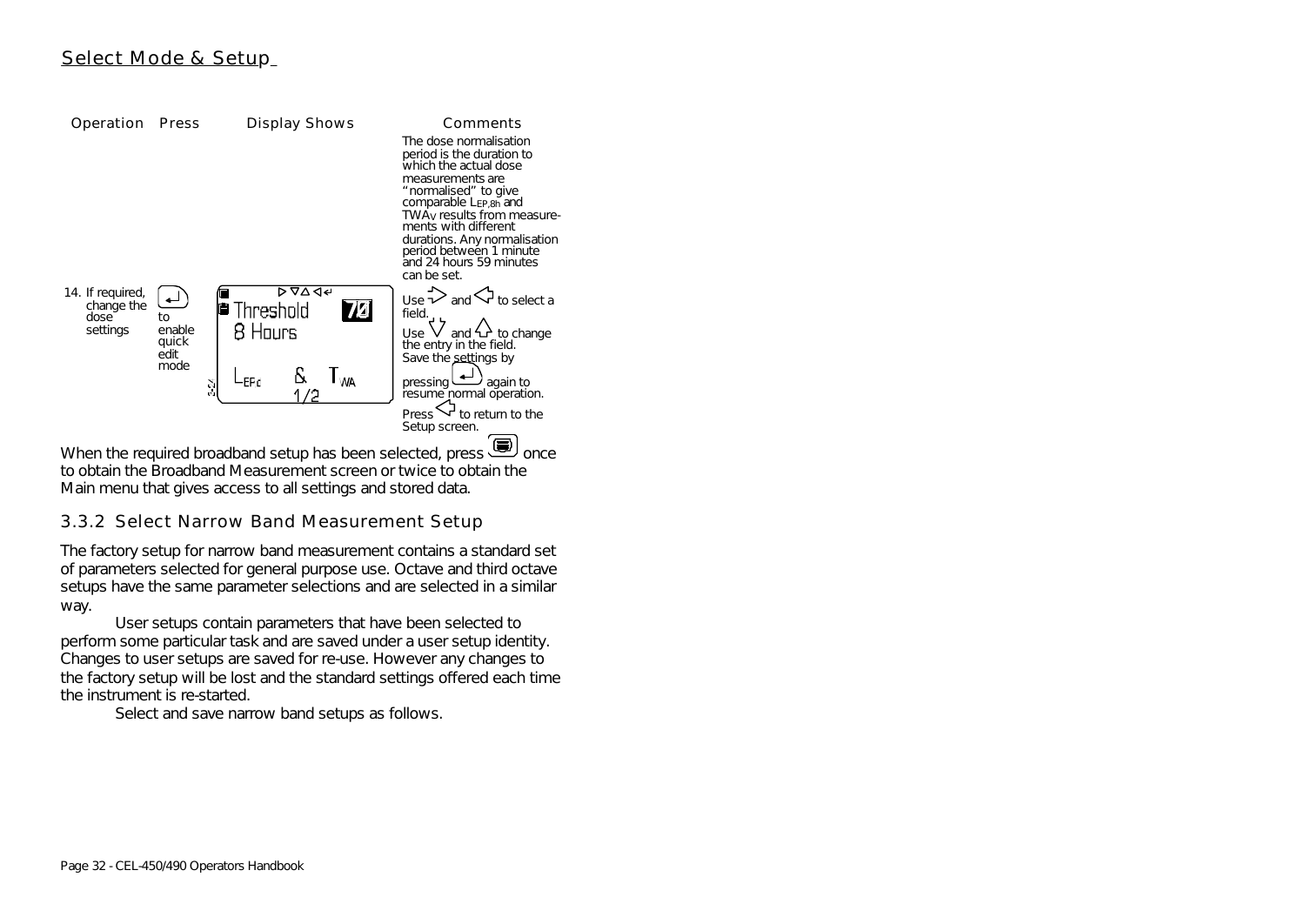## Select Mode & Setup

| Operation | Press | Display Shows | Comments |
|---|---|---|---|
| | | | The dose normalisation period is the duration to which the actual dose measurements are "normalised" to give comparable $L_{EP,8h}$ and $TWA_V$ results from measurements with different durations. Any normalisation period between 1 minute and 24 hours 59 minutes can be set. |
| 14. If required, change the dose settings | ↵ to enable quick edit mode | Threshold 70<br>8 Hours<br>$L_{EPd}$ & $T_{WA}$<br>1/2 | Use ▷ and ◁ to select a field.<br>Use ▽ and △ to change the entry in the field.<br>Save the settings by pressing ↵ again to resume normal operation.<br>Press ◁ to return to the Setup screen. |

When the required broadband setup has been selected, press [menu] once to obtain the Broadband Measurement screen or twice to obtain the Main menu that gives access to all settings and stored data.

### 3.3.2 Select Narrow Band Measurement Setup

The factory setup for narrow band measurement contains a standard set of parameters selected for general purpose use. Octave and third octave setups have the same parameter selections and are selected in a similar way.

User setups contain parameters that have been selected to perform some particular task and are saved under a user setup identity. Changes to user setups are saved for re-use. However any changes to the factory setup will be lost and the standard settings offered each time the instrument is re-started.

Select and save narrow band setups as follows.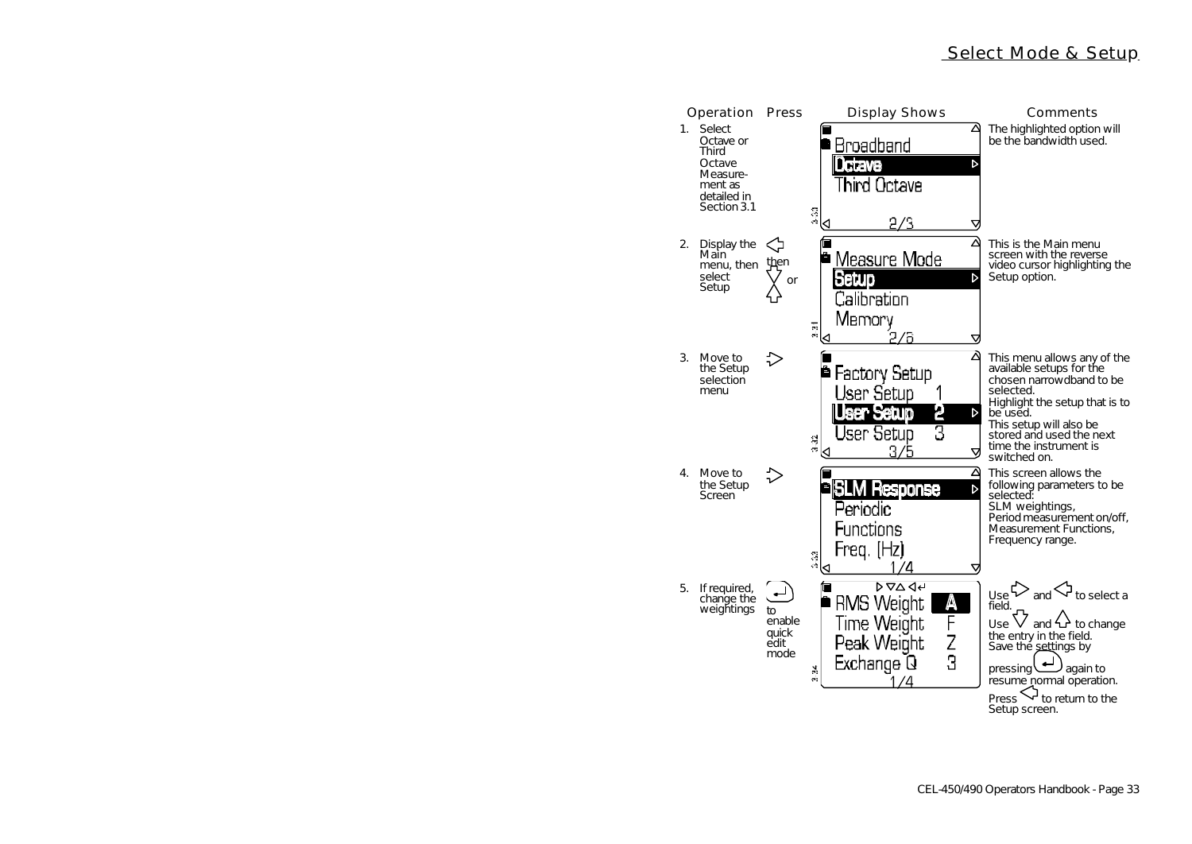# Select Mode & Setup

| Operation | Press | Display Shows | Comments |
| --- | --- | --- | --- |
| 1. Select Octave or Third Octave Measure-ment as detailed in Section 3.1 | | Broadband / **Octave** / Third Octave / 2/3 | The highlighted option will be the bandwidth used. |
| 2. Display the Main menu, then select Setup | ◁ then ▽ or △ | Measure Mode / **Setup** / Calibration / Memory / 2/6 | This is the Main menu screen with the reverse video cursor highlighting the Setup option. |
| 3. Move to the Setup selection menu | ▷ | Factory Setup / User Setup 1 / **User Setup 2** / User Setup 3 / 3/5 | This menu allows any of the available setups for the chosen narrowdband to be selected. Highlight the setup that is to be used. This setup will also be stored and used the next time the instrument is switched on. |
| 4. Move to the Setup Screen | ▷ | **SLM Response** / Periodic / Functions / Freq. [Hz] / 1/4 | This screen allows the following parameters to be selected: SLM weightings, Period measurement on/off, Measurement Functions, Frequency range. |
| 5. If required, change the weightings | ↵ to enable quick edit mode | RMS Weight **A** / Time Weight F / Peak Weight Z / Exchange Q 3 / 1/4 | Use ▷ and ◁ to select a field. Use ▽ and △ to change the entry in the field. Save the settings by pressing ↵ again to resume normal operation. Press ◁ to return to the Setup screen. |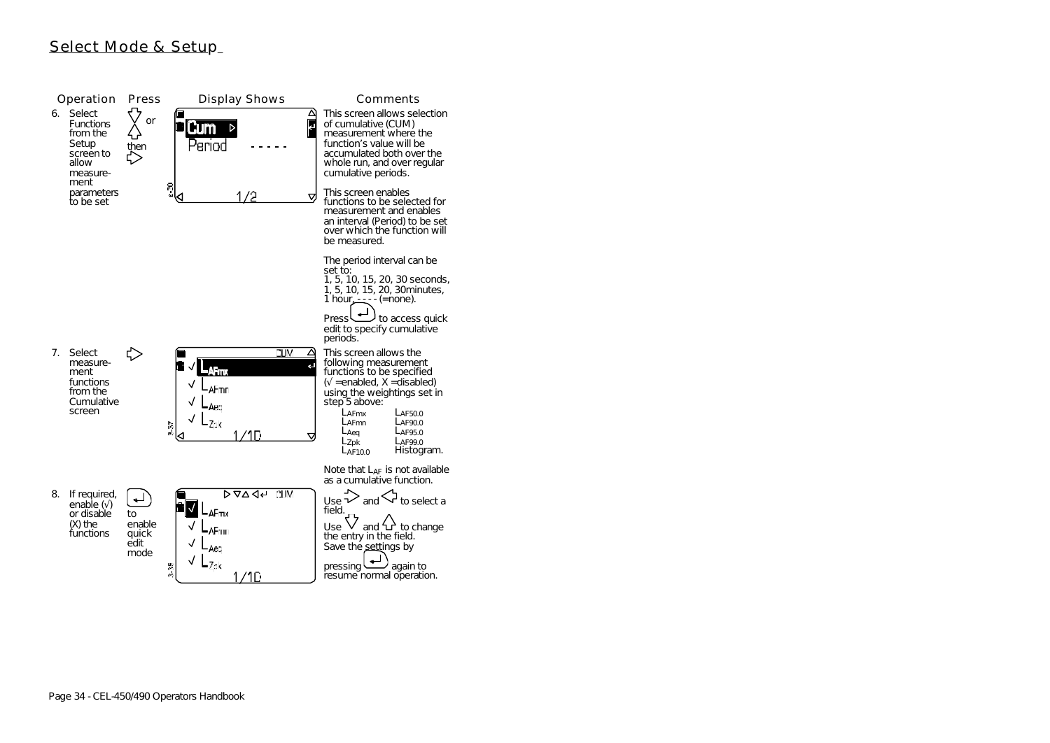## Select Mode & Setup

| Operation | Press | Display Shows | Comments |
|---|---|---|---|
| 6. Select Functions from the Setup screen to allow measurement parameters to be set | ▽ or △ then ▷ | Cum ▷<br>Period - - - - -<br>1/2 | This screen allows selection of cumulative (CUM) measurement where the function's value will be accumulated both over the whole run, and over regular cumulative periods.<br><br>This screen enables functions to be selected for measurement and enables an interval (Period) to be set over which the function will be measured.<br><br>The period interval can be set to:<br>1, 5, 10, 15, 20, 30 seconds,<br>1, 5, 10, 15, 20, 30minutes,<br>1 hour, - - - - (=none).<br><br>Press ↵ to access quick edit to specify cumulative periods. |
| 7. Select measurement functions from the Cumulative screen | ▷ | CUM<br>√ $L_{AFmx}$<br>√ $L_{AFmn}$<br>√ $L_{Aeq}$<br>√ $L_{Zpk}$<br>1/10 | This screen allows the following measurement functions to be specified (√ =enabled, X =disabled) using the weightings set in step 5 above:<br>$L_{AFmx}$ $L_{AF50.0}$<br>$L_{AFmn}$ $L_{AF90.0}$<br>$L_{Aeq}$ $L_{AF95.0}$<br>$L_{Zpk}$ $L_{AF99.0}$<br>$L_{AF10.0}$ Histogram.<br><br>Note that $L_{AF}$ is not available as a cumulative function. |
| 8. If required, enable (√) or disable (X) the functions | ↵ to enable quick edit mode | ▷ ▽ △ ◁ ↵ CUM<br>√ $L_{AFmx}$<br>√ $L_{AFmn}$<br>√ $L_{Aeq}$<br>√ $L_{Zpk}$<br>1/10 | Use ▷ and ◁ to select a field.<br>Use ▽ and △ to change the entry in the field.<br>Save the settings by pressing ↵ again to resume normal operation. |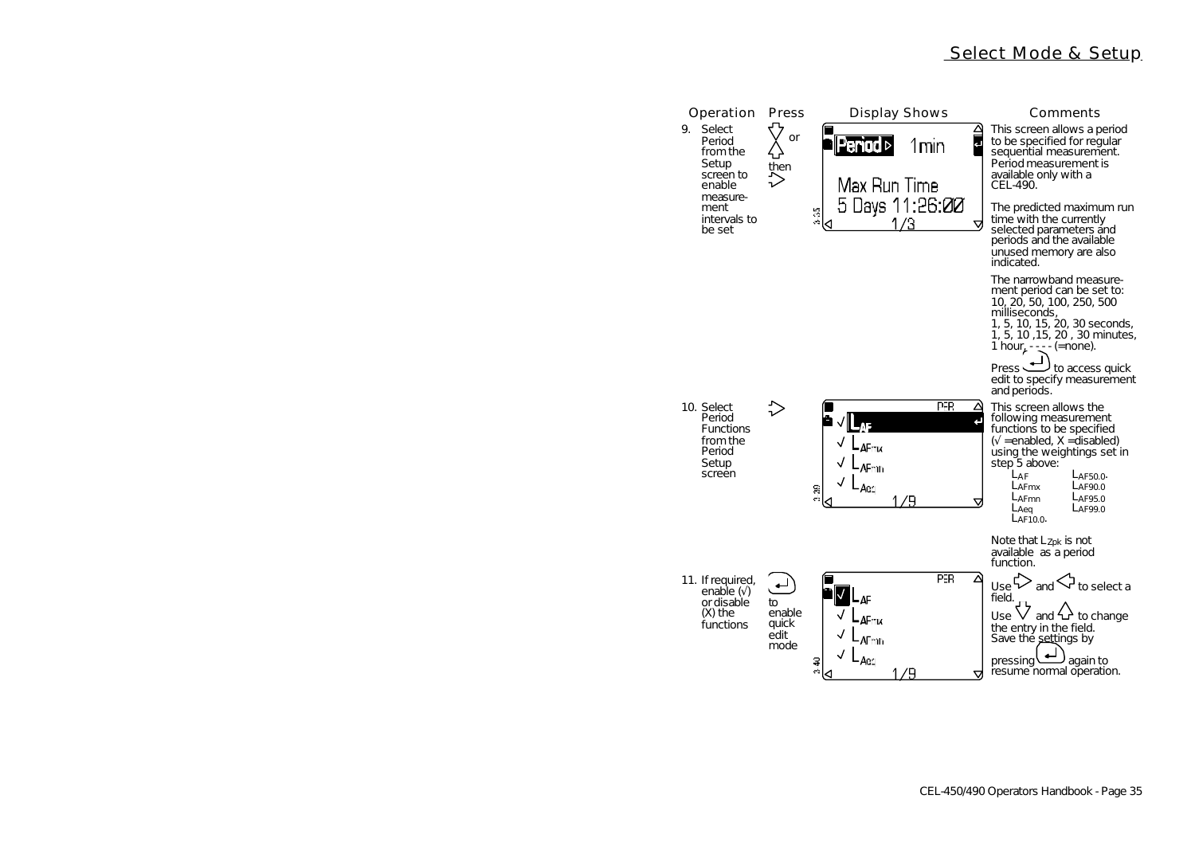## Select Mode & Setup

| Operation | Press | Display Shows | Comments |
| --- | --- | --- | --- |
| 9. Select Period from the Setup screen to enable measurement intervals to be set | ▽ or △ then ▷ | Period ▷ 1min<br>Max Run Time<br>5 Days 11:26:00<br>1/3 | This screen allows a period to be specified for regular sequential measurement. Period measurement is available only with a CEL-490.<br><br>The predicted maximum run time with the currently selected parameters and periods and the available unused memory are also indicated.<br><br>The narrowband measurement period can be set to: 10, 20, 50, 100, 250, 500 milliseconds, 1, 5, 10, 15, 20, 30 seconds, 1, 5, 10 ,15, 20 , 30 minutes, 1 hour, - - - - (=none).<br><br>Press ↵ to access quick edit to specify measurement and periods. |
| 10. Select Period Functions from the Period Setup screen | ▷ | PER<br>√ $L_{AF}$<br>√ $L_{AFmx}$<br>√ $L_{AFmn}$<br>√ $L_{Aeq}$<br>1/9 | This screen allows the following measurement functions to be specified (√ =enabled, X =disabled) using the weightings set in step 5 above:<br>$L_{AF}$, $L_{AF50.0}$, $L_{AFmx}$, $L_{AF90.0}$, $L_{AFmn}$, $L_{AF95.0}$, $L_{Aeq}$, $L_{AF99.0}$, $L_{AF10.0}$.<br><br>Note that $L_{Zpk}$ is not available as a period function. |
| 11. If required, enable (√) or disable (X) the functions | ↵ to enable quick edit mode | PER<br>√ $L_{AF}$<br>√ $L_{AFmx}$<br>√ $L_{AFmn}$<br>√ $L_{Aeq}$<br>1/9 | Use ▷ and ◁ to select a field.<br>Use ▽ and △ to change the entry in the field.<br>Save the settings by pressing ↵ again to resume normal operation. |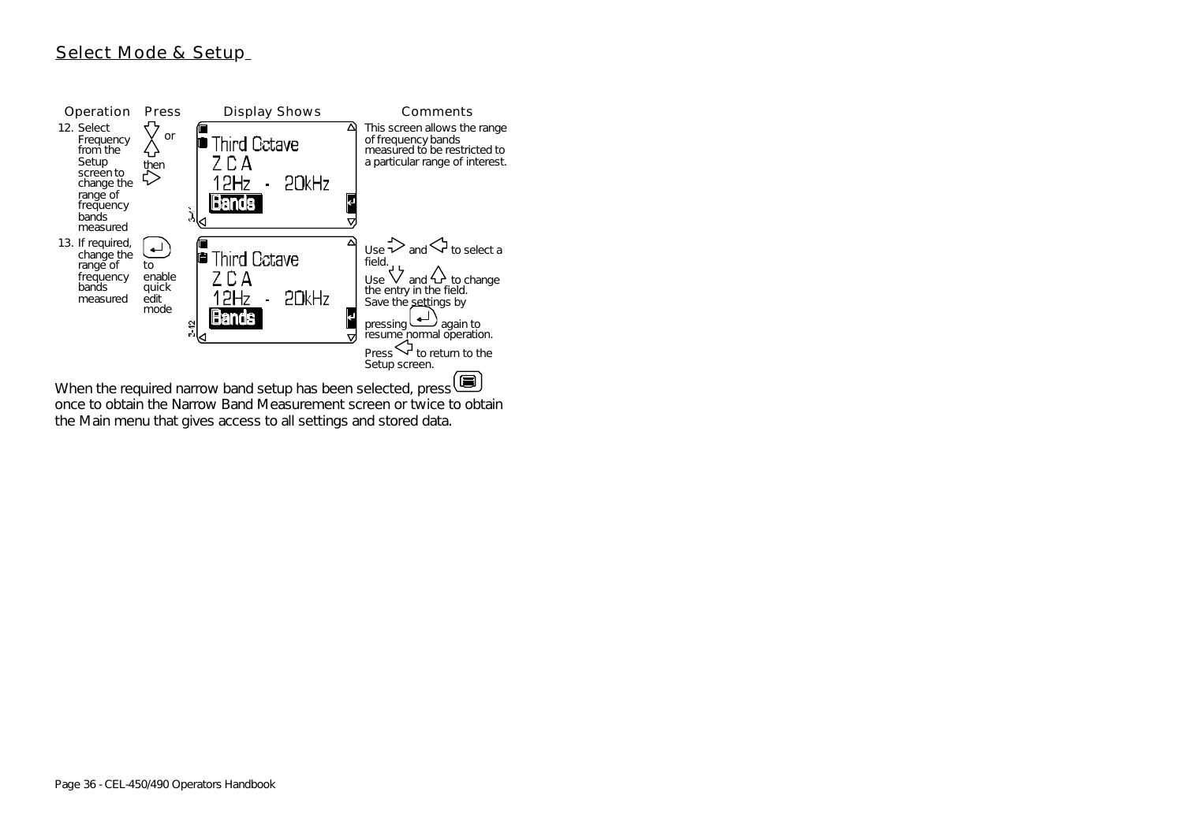## Select Mode & Setup

| Operation | Press | Display Shows | Comments |
|---|---|---|---|
| 12. Select Frequency from the Setup screen to change the range of frequency bands measured | ⇩ or ⇧ then ⇨ | Third Octave<br>Z C A<br>12Hz - 20kHz<br>Bands | This screen allows the range of frequency bands measured to be restricted to a particular range of interest. |
| 13. If required, change the range of frequency bands measured | ↵ to enable quick edit mode | Third Octave<br>Z C A<br>12Hz - 20kHz<br>Bands | Use ⇨ and ⇦ to select a field.<br>Use ⇩ and ⇧ to change the entry in the field.<br>Save the settings by pressing ↵ again to resume normal operation.<br>Press ⇦ to return to the Setup screen. |

When the required narrow band setup has been selected, press ▤ once to obtain the Narrow Band Measurement screen or twice to obtain the Main menu that gives access to all settings and stored data.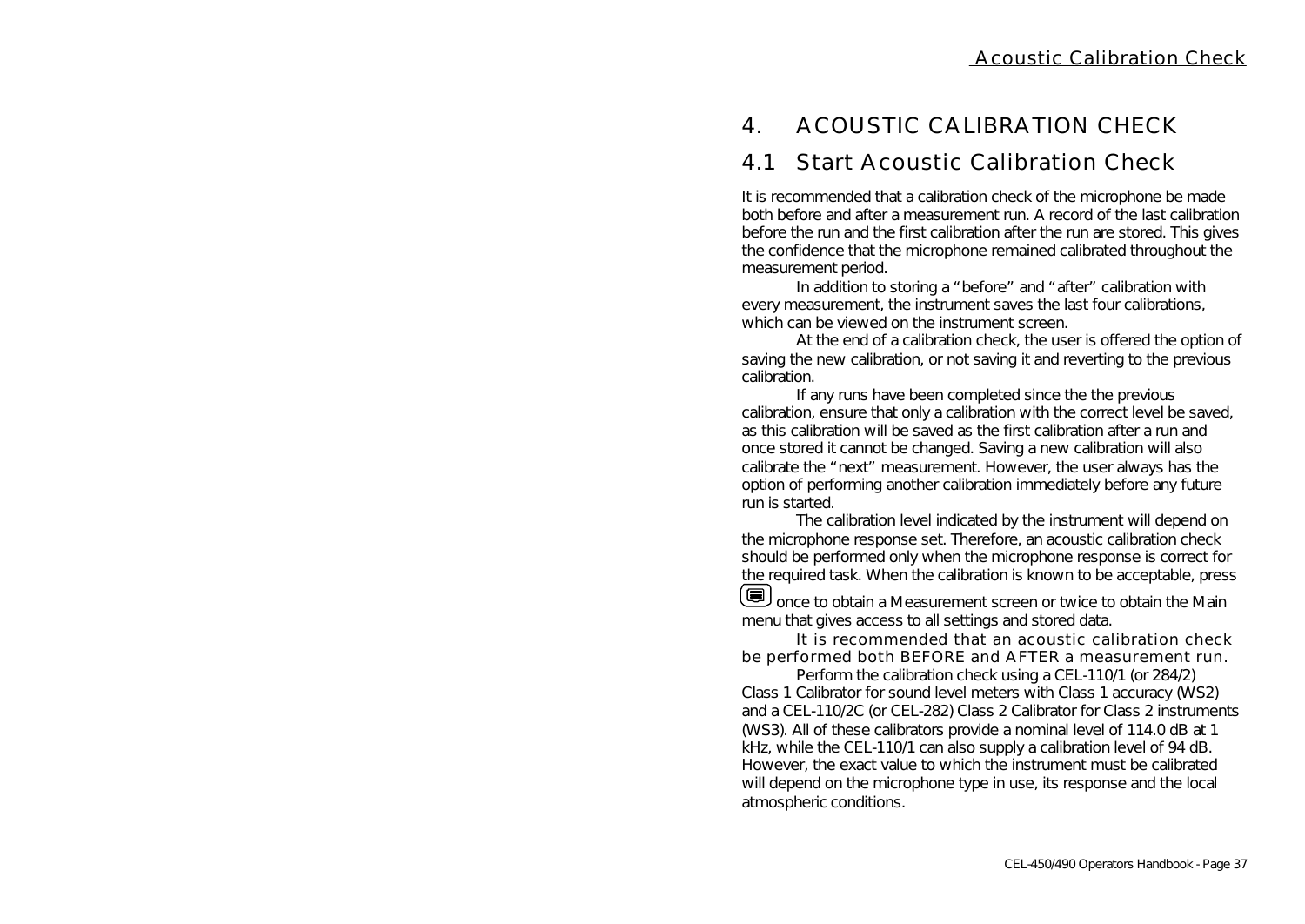# 4. ACOUSTIC CALIBRATION CHECK

## 4.1 Start Acoustic Calibration Check

It is recommended that a calibration check of the microphone be made both before and after a measurement run. A record of the last calibration before the run and the first calibration after the run are stored. This gives the confidence that the microphone remained calibrated throughout the measurement period.

In addition to storing a "before" and "after" calibration with every measurement, the instrument saves the last four calibrations, which can be viewed on the instrument screen.

At the end of a calibration check, the user is offered the option of saving the new calibration, or not saving it and reverting to the previous calibration.

If any runs have been completed since the the previous calibration, ensure that only a calibration with the correct level be saved, as this calibration will be saved as the first calibration after a run and once stored it cannot be changed. Saving a new calibration will also calibrate the "next" measurement. However, the user always has the option of performing another calibration immediately before any future run is started.

The calibration level indicated by the instrument will depend on the microphone response set. Therefore, an acoustic calibration check should be performed only when the microphone response is correct for the required task. When the calibration is known to be acceptable, press once to obtain a Measurement screen or twice to obtain the Main menu that gives access to all settings and stored data.

It is recommended that an acoustic calibration check be performed both BEFORE and AFTER a measurement run.

Perform the calibration check using a CEL-110/1 (or 284/2) Class 1 Calibrator for sound level meters with Class 1 accuracy (WS2) and a CEL-110/2C (or CEL-282) Class 2 Calibrator for Class 2 instruments (WS3). All of these calibrators provide a nominal level of 114.0 dB at 1 kHz, while the CEL-110/1 can also supply a calibration level of 94 dB. However, the exact value to which the instrument must be calibrated will depend on the microphone type in use, its response and the local atmospheric conditions.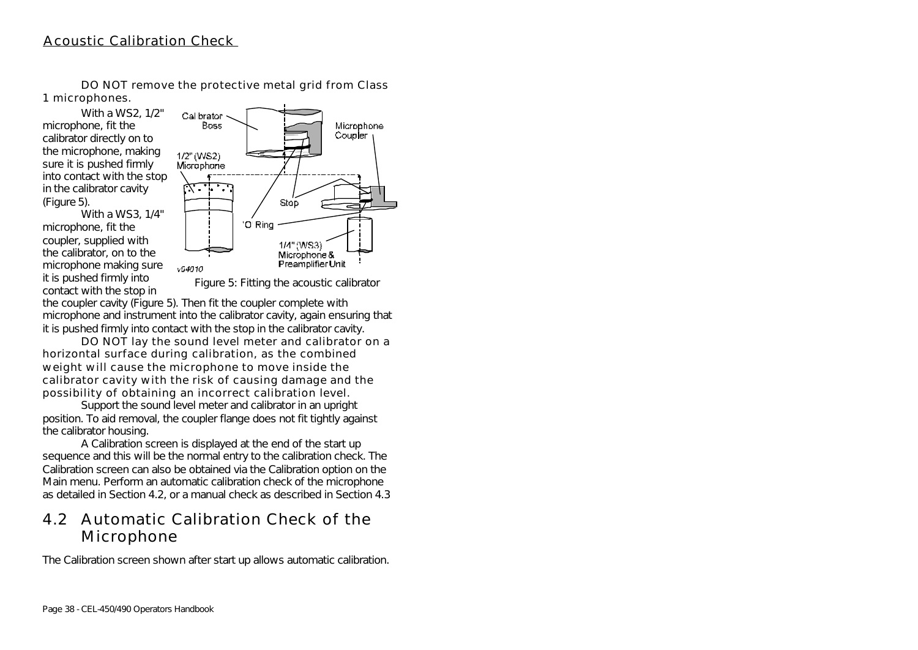DO NOT remove the protective metal grid from Class 1 microphones.

With a WS2, 1/2" microphone, fit the calibrator directly on to the microphone, making sure it is pushed firmly into contact with the stop in the calibrator cavity (Figure 5).

With a WS3, 1/4" microphone, fit the coupler, supplied with the calibrator, on to the microphone making sure it is pushed firmly into contact with the stop in the coupler cavity (Figure 5). Then fit the coupler complete with microphone and instrument into the calibrator cavity, again ensuring that it is pushed firmly into contact with the stop in the calibrator cavity.

Figure 5: Fitting the acoustic calibrator

DO NOT lay the sound level meter and calibrator on a horizontal surface during calibration, as the combined weight will cause the microphone to move inside the calibrator cavity with the risk of causing damage and the possibility of obtaining an incorrect calibration level.

Support the sound level meter and calibrator in an upright position. To aid removal, the coupler flange does not fit tightly against the calibrator housing.

A Calibration screen is displayed at the end of the start up sequence and this will be the normal entry to the calibration check. The Calibration screen can also be obtained via the Calibration option on the Main menu. Perform an automatic calibration check of the microphone as detailed in Section 4.2, or a manual check as described in Section 4.3

## 4.2 Automatic Calibration Check of the Microphone

The Calibration screen shown after start up allows automatic calibration.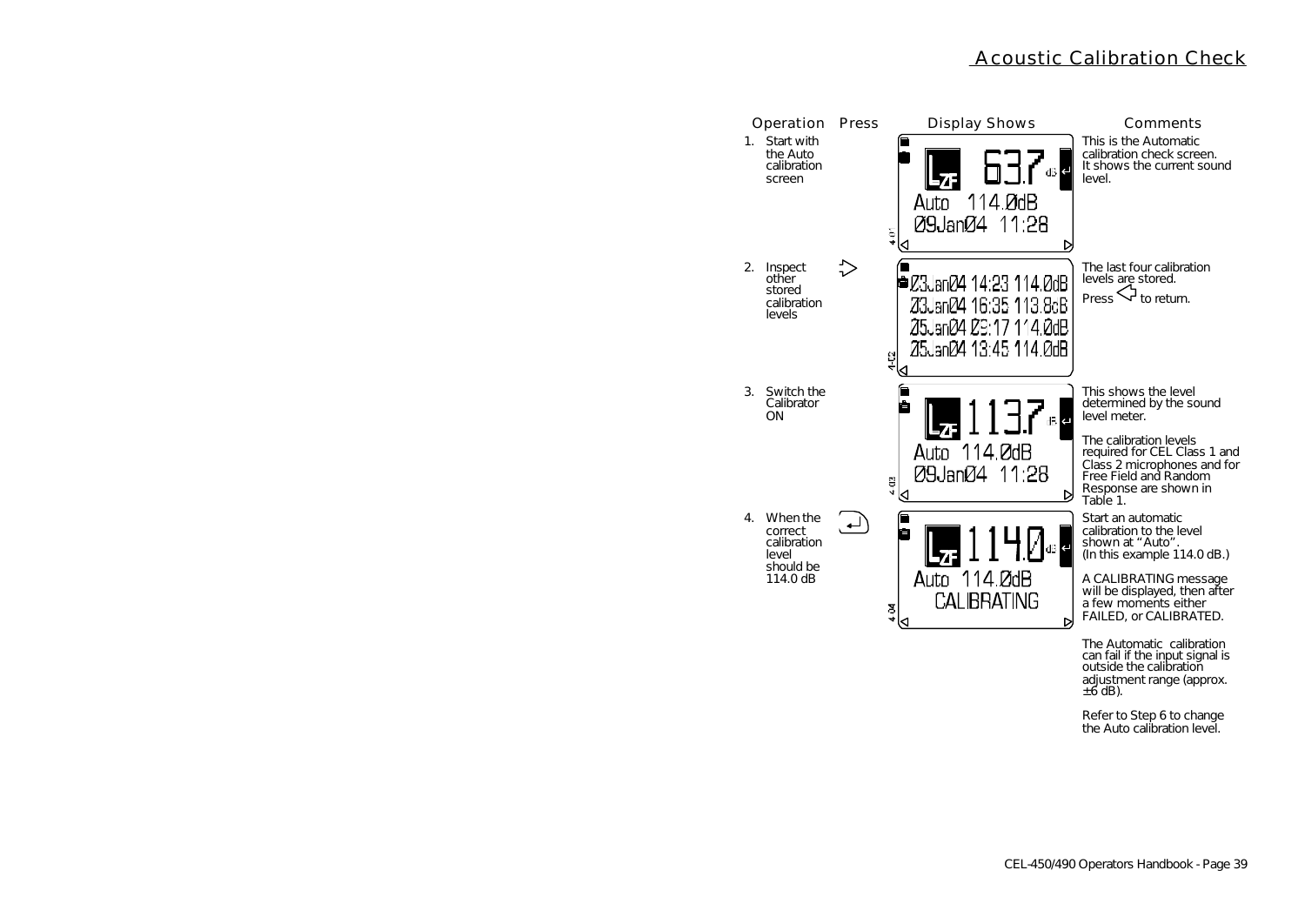## Acoustic Calibration Check

| Operation | Press | Display Shows | Comments |
|---|---|---|---|
| 1. Start with the Auto calibration screen | | 63.7 dB<br>Auto 114.0dB<br>09Jan04 11:28 | This is the Automatic calibration check screen. It shows the current sound level. |
| 2. Inspect other stored calibration levels | ▷ | 03Jan04 14:23 114.0dB<br>03Jan04 16:35 113.8dB<br>05Jan04 09:17 114.0dB<br>05Jan04 13:45 114.0dB | The last four calibration levels are stored.<br>Press ◁ to return. |
| 3. Switch the Calibrator ON | | 113.7 dB<br>Auto 114.0dB<br>09Jan04 11:28 | This shows the level determined by the sound level meter.<br><br>The calibration levels required for CEL Class 1 and Class 2 microphones and for Free Field and Random Response are shown in Table 1. |
| 4. When the correct calibration level should be 114.0 dB | ↵ | 114.0 dB<br>Auto 114.0dB<br>CALIBRATING | Start an automatic calibration to the level shown at "Auto". (In this example 114.0 dB.)<br><br>A CALIBRATING message will be displayed, then after a few moments either FAILED, or CALIBRATED.<br><br>The Automatic calibration can fail if the input signal is outside the calibration adjustment range (approx. ±6 dB).<br><br>Refer to Step 6 to change the Auto calibration level. |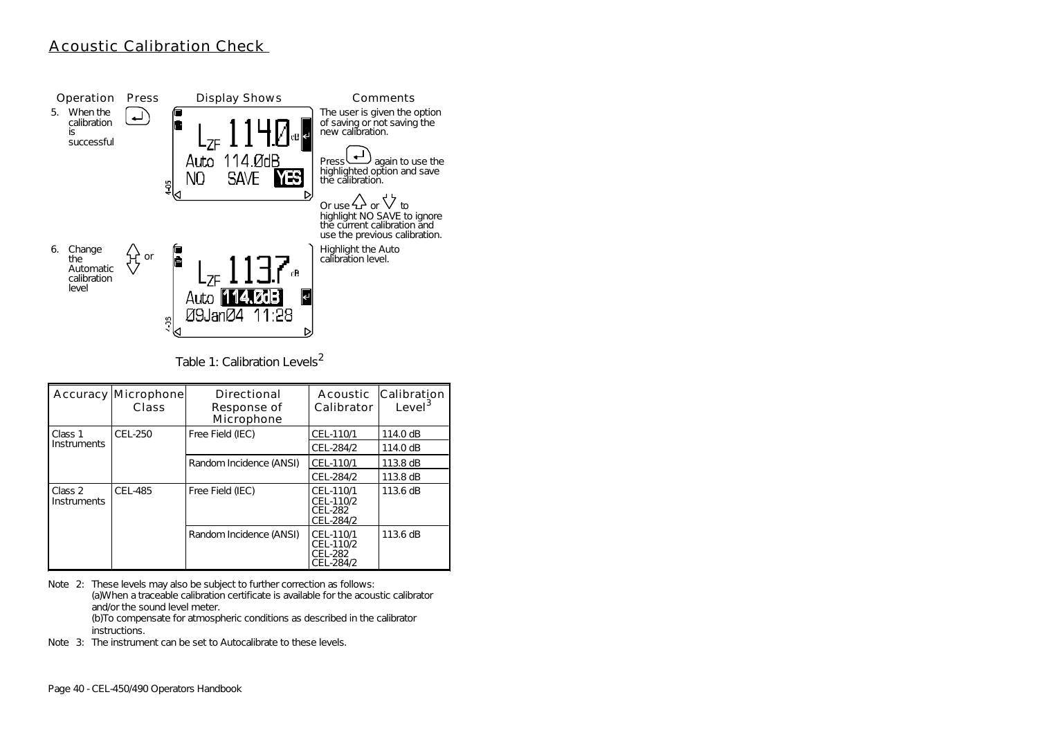## Acoustic Calibration Check

| Operation | Press | Display Shows | Comments |
|---|---|---|---|
| 5. When the calibration is successful | ↵ | $L_{ZF}$ 114.0 dB<br>Auto 114.0dB<br>NO SAVE YES | The user is given the option of saving or not saving the new calibration.<br><br>Press ↵ again to use the highlighted option and save the calibration.<br><br>Or use ⇧ or ⇩ to highlight NO SAVE to ignore the current calibration and use the previous calibration. |
| 6. Change the Automatic calibration level | ⇧ or ⇩ | $L_{ZF}$ 113.7 dB<br>Auto 114.0dB<br>09Jan04 11:28 | Highlight the Auto calibration level. |

Table 1: Calibration Levels[2]

| Accuracy | Microphone Class | Directional Response of Microphone | Acoustic Calibrator | Calibration Level[3] |
|---|---|---|---|---|
| Class 1 Instruments | CEL-250 | Free Field (IEC) | CEL-110/1 | 114.0 dB |
| | | | CEL-284/2 | 114.0 dB |
| | | Random Incidence (ANSI) | CEL-110/1 | 113.8 dB |
| | | | CEL-284/2 | 113.8 dB |
| Class 2 Instruments | CEL-485 | Free Field (IEC) | CEL-110/1<br>CEL-110/2<br>CEL-282<br>CEL-284/2 | 113.6 dB |
| | | Random Incidence (ANSI) | CEL-110/1<br>CEL-110/2<br>CEL-282<br>CEL-284/2 | 113.6 dB |

Note 2: These levels may also be subject to further correction as follows:
(a)When a traceable calibration certificate is available for the acoustic calibrator and/or the sound level meter.
(b)To compensate for atmospheric conditions as described in the calibrator instructions.

Note 3: The instrument can be set to Autocalibrate to these levels.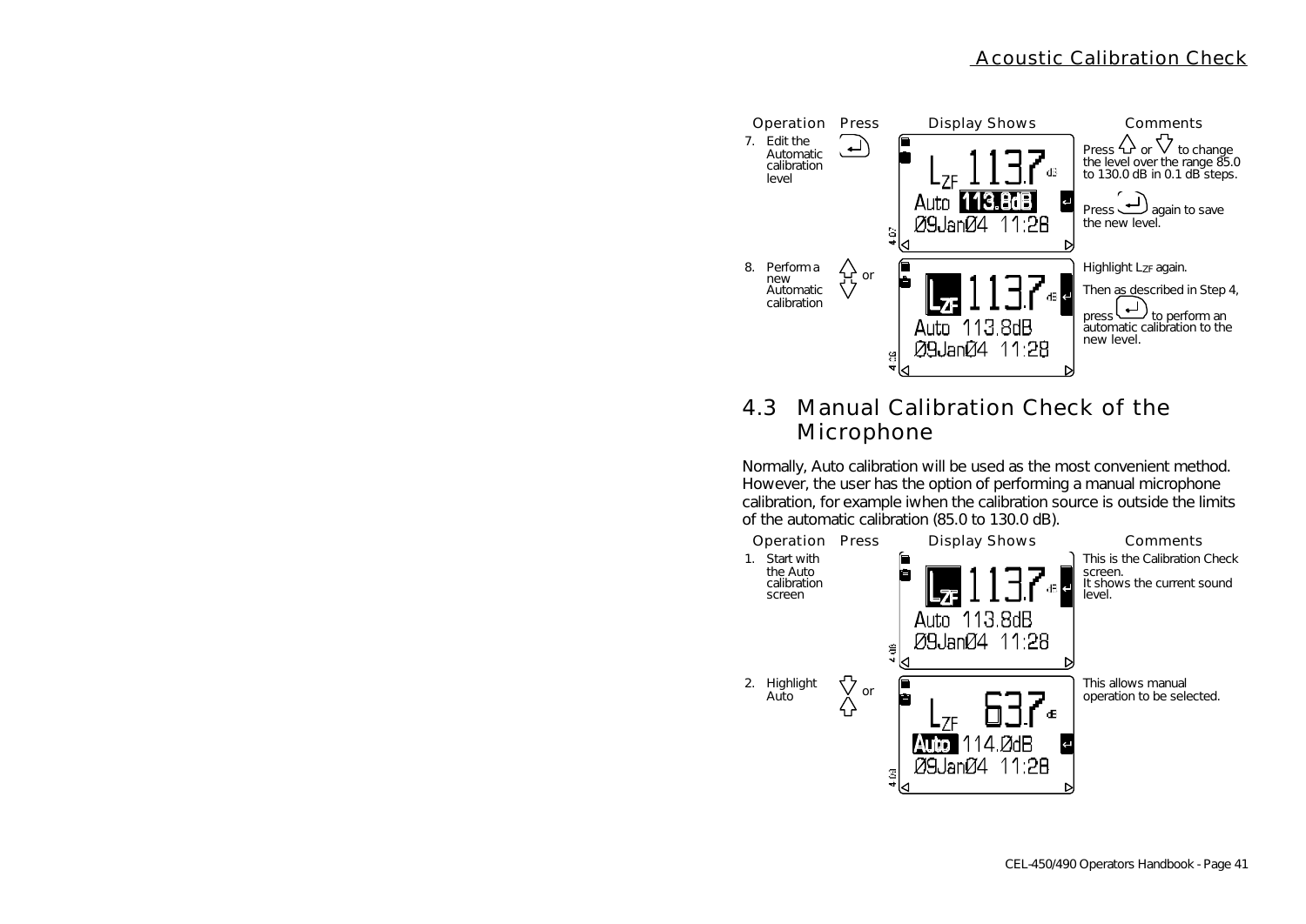# Acoustic Calibration Check

| Operation | Press | Display Shows | Comments |
|---|---|---|---|
| 7. Edit the Automatic calibration level | ↵ | $L_{ZF}$ 113.7 dB<br>Auto **113.8dB**<br>09Jan04 11:28 | Press ⇧ or ⇩ to change the level over the range 85.0 to 130.0 dB in 0.1 dB steps.<br><br>Press ↵ again to save the new level. |
| 8. Perform a new Automatic calibration | ⇧ or ⇩ | **$L_{ZF}$** 113.7 dB<br>Auto 113.8dB<br>09Jan04 11:28 | Highlight $L_{ZF}$ again.<br><br>Then as described in Step 4, press ↵ to perform an automatic calibration to the new level. |

## 4.3 Manual Calibration Check of the Microphone

Normally, Auto calibration will be used as the most convenient method. However, the user has the option of performing a manual microphone calibration, for example iwhen the calibration source is outside the limits of the automatic calibration (85.0 to 130.0 dB).

| Operation | Press | Display Shows | Comments |
|---|---|---|---|
| 1. Start with the Auto calibration screen | | **$L_{ZF}$** 113.7 dB<br>Auto 113.8dB<br>09Jan04 11:28 | This is the Calibration Check screen.<br>It shows the current sound level. |
| 2. Highlight Auto | ⇩ or ⇧ | $L_{ZF}$ 63.7 dB<br>**Auto** 114.0dB<br>09Jan04 11:28 | This allows manual operation to be selected. |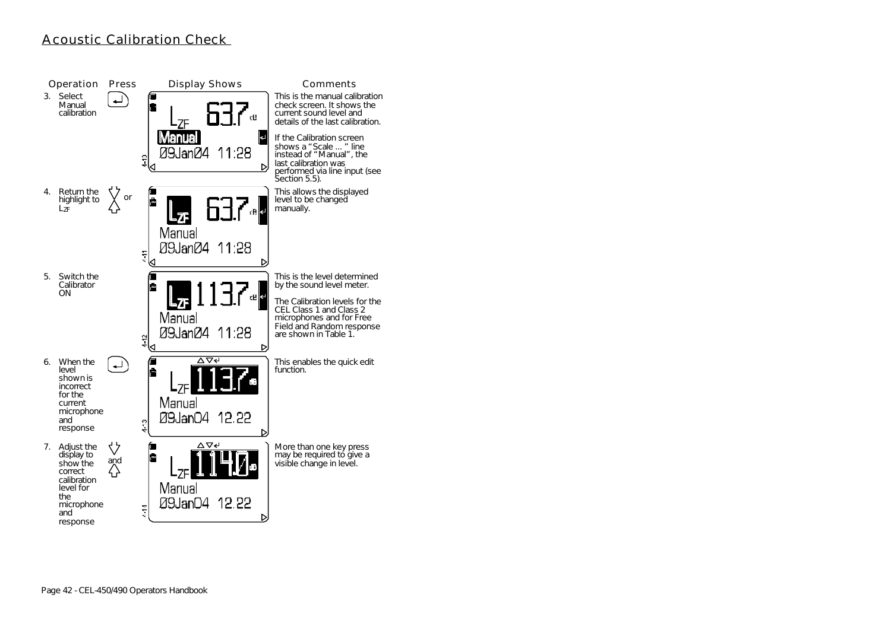## Acoustic Calibration Check

| Operation | Press | Display Shows | Comments |
|---|---|---|---|
| 3. Select Manual calibration | ↵ | $L_{ZF}$ 63.7 dB<br>Manual<br>09Jan04 11:28 | This is the manual calibration check screen. It shows the current sound level and details of the last calibration.<br><br>If the Calibration screen shows a "Scale ... " line instead of "Manual", the last calibration was performed via line input (see Section 5.5). |
| 4. Return the highlight to $L_{ZF}$ | ▽ or △ | $L_{ZF}$ 63.7 dB<br>Manual<br>09Jan04 11:28 | This allows the displayed level to be changed manually. |
| 5. Switch the Calibrator ON | | $L_{ZF}$ 113.7 dB<br>Manual<br>09Jan04 11:28 | This is the level determined by the sound level meter.<br><br>The Calibration levels for the CEL Class 1 and Class 2 microphones and for Free Field and Random response are shown in Table 1. |
| 6. When the level shown is incorrect for the current microphone and response | ↵ | $L_{ZF}$ 113.7 dB<br>Manual<br>09Jan04 12:22 | This enables the quick edit function. |
| 7. Adjust the display to show the correct calibration level for the microphone and response | ▽ and △ | $L_{ZF}$ 114.0 dB<br>Manual<br>09Jan04 12:22 | More than one key press may be required to give a visible change in level. |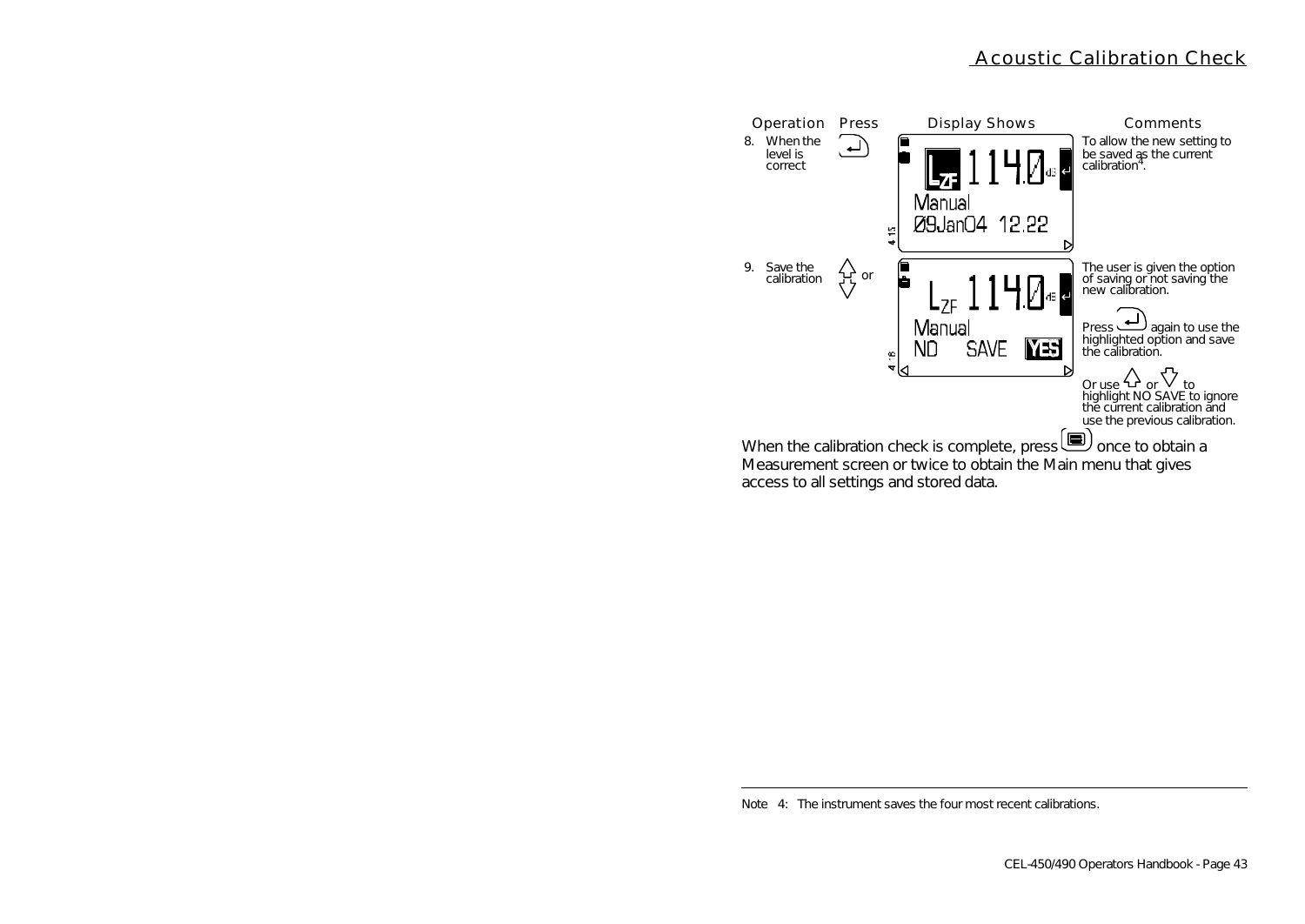## Acoustic Calibration Check

| Operation | Press | Display Shows | Comments |
| --- | --- | --- | --- |
| 8. When the level is correct | ↵ | LZF 114.0 dB<br>Manual<br>09Jan04 12.22 | To allow the new setting to be saved as the current calibration[4]. |
| 9. Save the calibration | ⇧ or ⇩ | LZF 114.0 dB<br>Manual<br>NO SAVE YES | The user is given the option of saving or not saving the new calibration.<br><br>Press ↵ again to use the highlighted option and save the calibration.<br><br>Or use ⇧ or ⇩ to highlight NO SAVE to ignore the current calibration and use the previous calibration. |

When the calibration check is complete, press ▤ once to obtain a Measurement screen or twice to obtain the Main menu that gives access to all settings and stored data.

---

Note 4: The instrument saves the four most recent calibrations.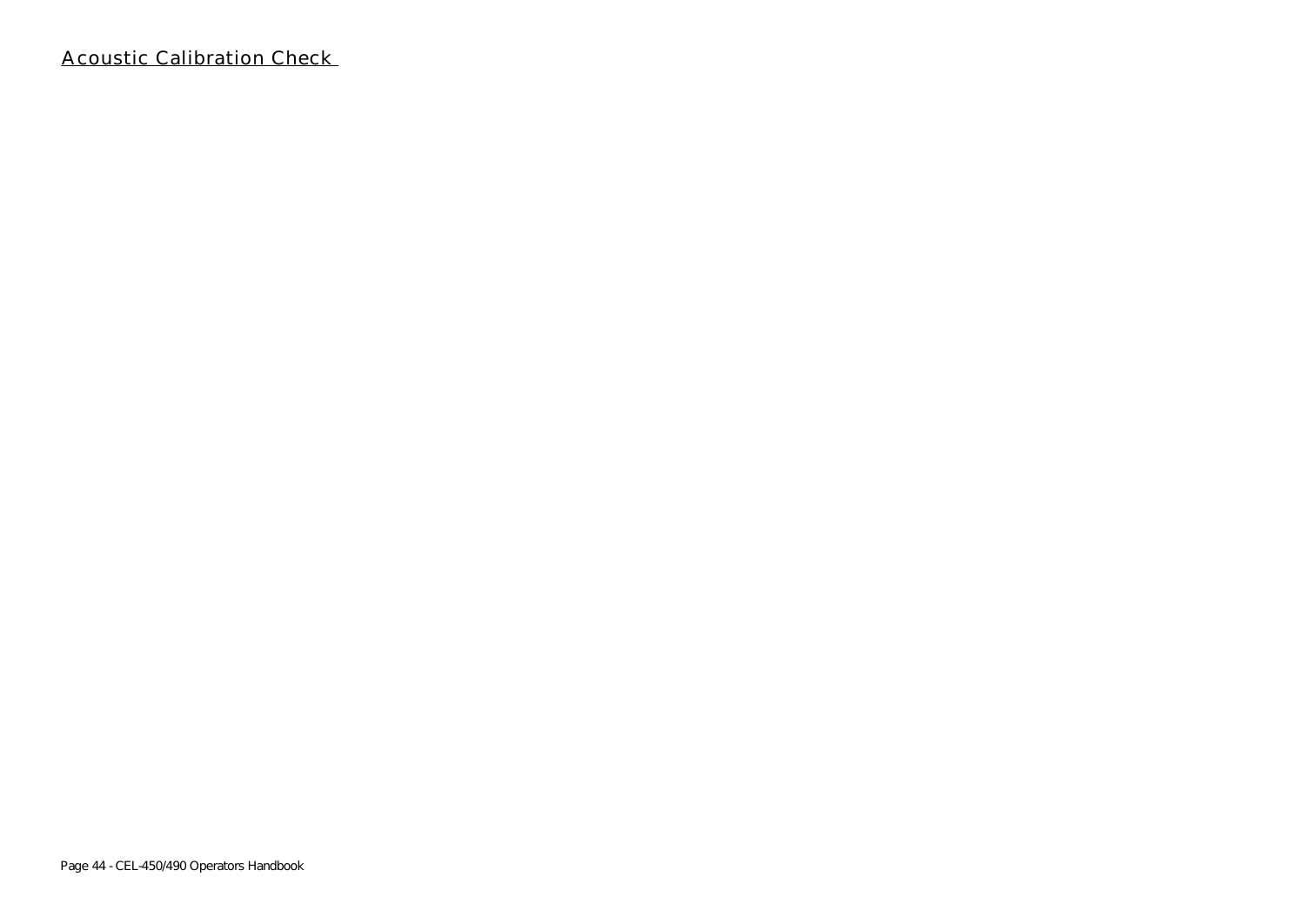## Acoustic Calibration Check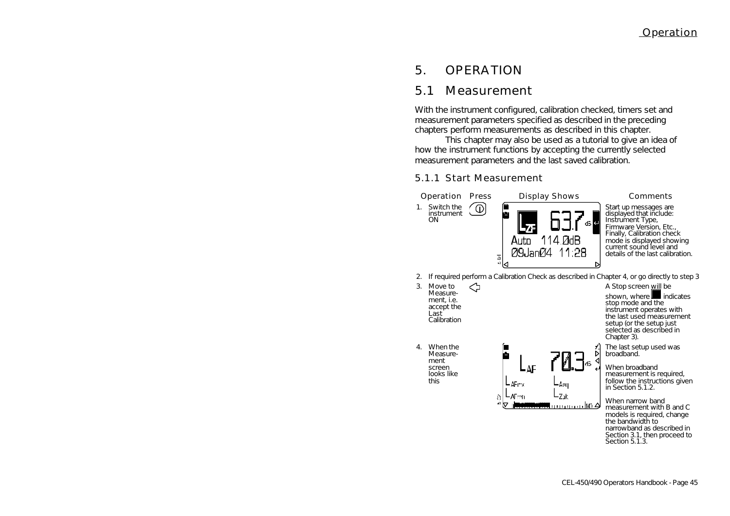# 5. OPERATION

## 5.1 Measurement

With the instrument configured, calibration checked, timers set and measurement parameters specified as described in the preceding chapters perform measurements as described in this chapter.

This chapter may also be used as a tutorial to give an idea of how the instrument functions by accepting the currently selected measurement parameters and the last saved calibration.

### 5.1.1 Start Measurement

| Operation | Press | Display Shows | Comments |
|---|---|---|---|
| 1. Switch the instrument ON | (power button) | $L_{ZF}$ 63.7 dB, Auto 114.0dB, 09Jan04 11:28 | Start up messages are displayed that include: Instrument Type, Firmware Version, Etc., Finally, Calibration check mode is displayed showing current sound level and details of the last calibration. |
| 2. If required perform a Calibration Check as described in Chapter 4, or go directly to step 3 | | | |
| 3. Move to Measurement, i.e. accept the Last Calibration | (left arrow) | | A Stop screen will be shown, where ■ indicates stop mode and the instrument operates with the last used measurement setup (or the setup just selected as described in Chapter 3). |
| 4. When the Measurement screen looks like this | | $L_{AF}$ 70.3 dB, $L_{AFmx}$, $L_{Aeq}$, $L_{AFmn}$, $L_{Zpk}$ | The last setup used was broadband. When broadband measurement is required, follow the instructions given in Section 5.1.2. When narrow band measurement with B and C models is required, change the bandwidth to narrowband as described in Section 3.1, then proceed to Section 5.1.3. |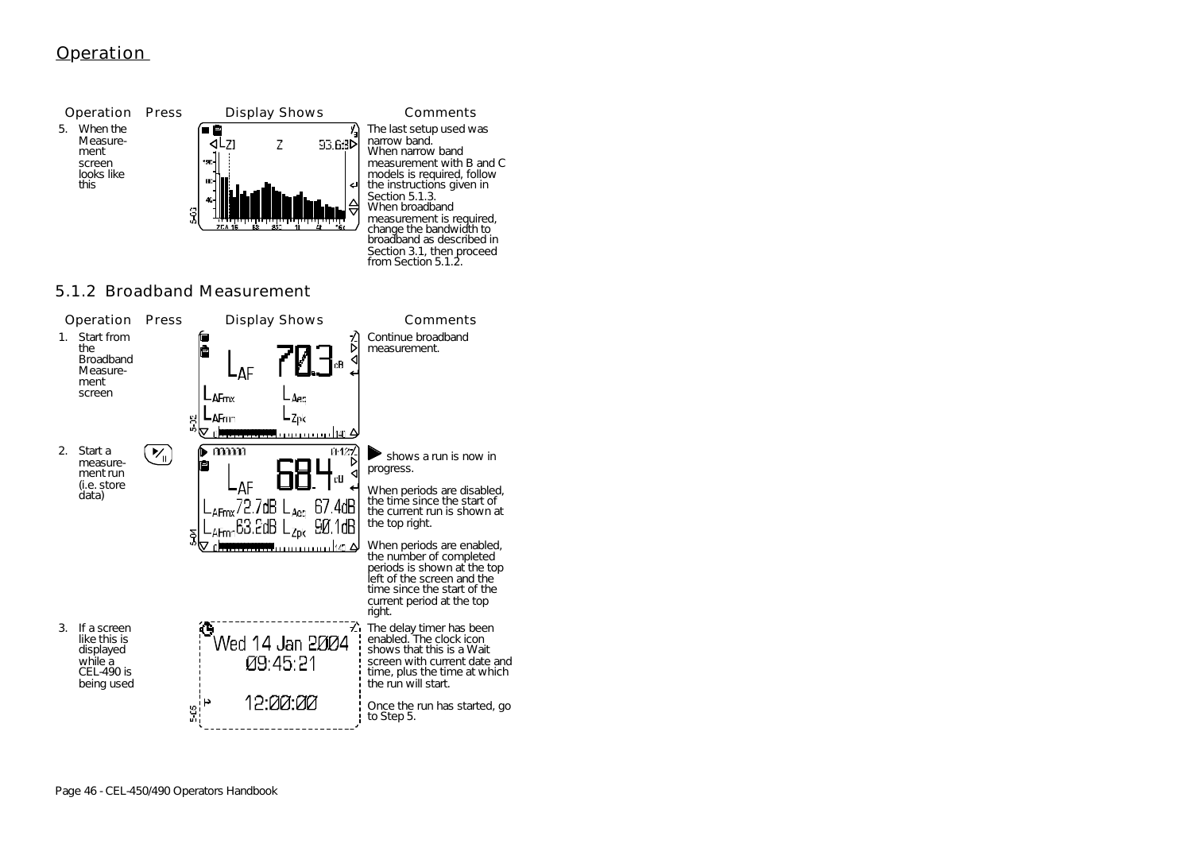## Operation

| Operation | Press | Display Shows | Comments |
| --- | --- | --- | --- |
| 5. When the Measurement screen looks like this | | | The last setup used was narrow band. When narrow band measurement with B and C models is required, follow the instructions given in Section 5.1.3. When broadband measurement is required, change the bandwidth to broadband as described in Section 3.1, then proceed from Section 5.1.2. |

### 5.1.2 Broadband Measurement

| Operation | Press | Display Shows | Comments |
| --- | --- | --- | --- |
| 1. Start from the Broadband Measurement screen | | | Continue broadband measurement. |
| 2. Start a measurement run (i.e. store data) | | | ▶ shows a run is now in progress. When periods are disabled, the time since the start of the current run is shown at the top right. When periods are enabled, the number of completed periods is shown at the top left of the screen and the time since the start of the current period at the top right. |
| 3. If a screen like this is displayed while a CEL-490 is being used | | Wed 14 Jan 2004 09:45:21 12:00:00 | The delay timer has been enabled. The clock icon shows that this is a Wait screen with current date and time, plus the time at which the run will start. Once the run has started, go to Step 5. |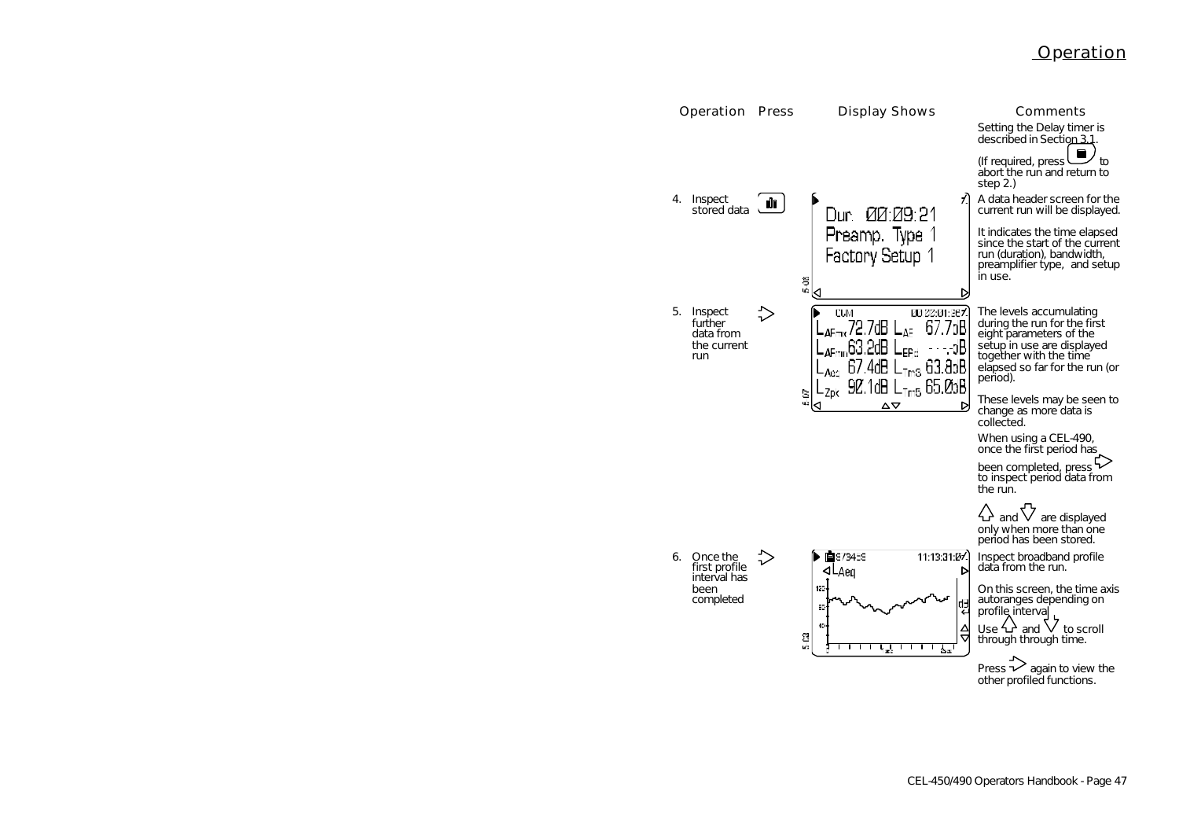# Operation

| Operation | Press | Display Shows | Comments |
|---|---|---|---|
| | | | Setting the Delay timer is described in Section 3.1. (If required, press [■] to abort the run and return to step 2.) |
| 4. Inspect stored data | [bar graph key] | Dur. 00:09:21 / Preamp. Type 1 / Factory Setup 1 | A data header screen for the current run will be displayed. It indicates the time elapsed since the start of the current run (duration), bandwidth, preamplifier type, and setup in use. |
| 5. Inspect further data from the current run | ⇨ | CUM 00:22:01:36 / $L_{AFmx}$ 72.7dB $L_{AF}$ 67.7dB / $L_{AFmn}$ 63.2dB $L_{EPd}$ ---.-dB / $L_{Aeq}$ 67.4dB $L_{Tm3}$ 63.8dB / $L_{Zpk}$ 90.1dB $L_{Tm5}$ 65.0dB | The levels accumulating during the run for the first eight parameters of the setup in use are displayed together with the time elapsed so far for the run (or period). These levels may be seen to change as more data is collected. When using a CEL-490, once the first period has been completed, press ⇨ to inspect period data from the run. ⇧ and ⇩ are displayed only when more than one period has been stored. |
| 6. Once the first profile interval has been completed | ⇨ | $L_{Aeq}$ profile graph, 11:13:31:07 | Inspect broadband profile data from the run. On this screen, the time axis autoranges depending on profile interval. Use ⇧ and ⇩ to scroll through through time. Press ⇨ again to view the other profiled functions. |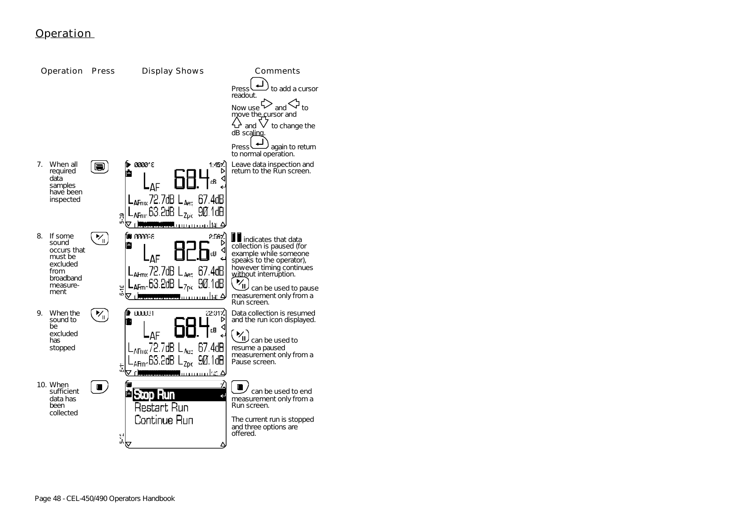## Operation

| Operation | Press | Display Shows | Comments |
|---|---|---|---|
| | | | Press ↵ to add a cursor readout. Now use ▷ and ◁ to move the cursor and △ and ▽ to change the dB scaling. Press ↵ again to return to normal operation. |
| 7. When all required data samples have been inspected | ▤ | ▶ 0000'8 1:45 $L_{AF}$ 68.4 dB; $L_{AFmx}$ 72.7dB $L_{Aeq}$ 67.4dB; $L_{AFmn}$ 63.2dB $L_{Zpk}$ 90.1dB | Leave data inspection and return to the Run screen. |
| 8. If some sound occurs that must be excluded from broadband measurement | ▶/II | ▮▮ 0000'8 2:56 $L_{AF}$ 82.6 dB; $L_{AFmx}$ 72.7dB $L_{Aeq}$ 67.4dB; $L_{AFmn}$ 63.2dB $L_{Zpk}$ 90.1dB | ▮▮ indicates that data collection is paused (for example while someone speaks to the operator), however timing continues without interruption. ▶/II can be used to pause measurement only from a Run screen. |
| 9. When the sound to be excluded has stopped | ▶/II | ▶ 0000'31 22:01 $L_{AF}$ 68.4 dB; $L_{AFmx}$ 72.7dB $L_{Aeq}$ 67.4dB; $L_{AFmn}$ 63.2dB $L_{Zpk}$ 90.1dB | Data collection is resumed and the run icon displayed. ▶/II can be used to resume a paused measurement only from a Pause screen. |
| 10. When sufficient data has been collected | ■ | **Stop Run** / Restart Run / Continue Run | ■ can be used to end measurement only from a Run screen. The current run is stopped and three options are offered. |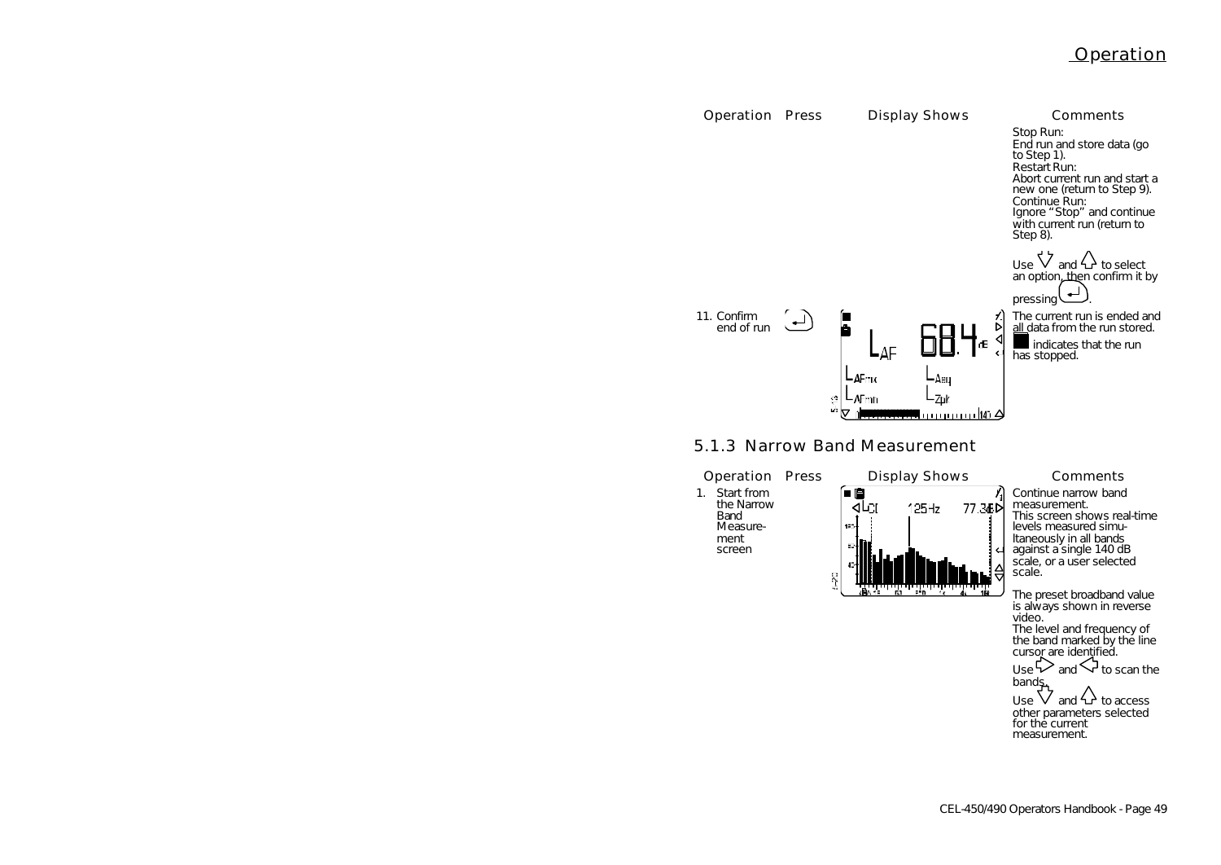| Operation | Press | Display Shows | Comments |
|---|---|---|---|
| | | | Stop Run: End run and store data (go to Step 1). Restart Run: Abort current run and start a new one (return to Step 9). Continue Run: Ignore "Stop" and continue with current run (return to Step 8). Use ▽ and △ to select an option, then confirm it by pressing ↵. |
| 11. Confirm end of run | ↵ | | The current run is ended and all data from the run stored. ■ indicates that the run has stopped. |

### 5.1.3 Narrow Band Measurement

| Operation | Press | Display Shows | Comments |
|---|---|---|---|
| 1. Start from the Narrow Band Measurement screen | | | Continue narrow band measurement. This screen shows real-time levels measured simultaneously in all bands against a single 140 dB scale, or a user selected scale. The preset broadband value is always shown in reverse video. The level and frequency of the band marked by the line cursor are identified. Use ▷ and ◁ to scan the bands. Use ▽ and △ to access other parameters selected for the current measurement. |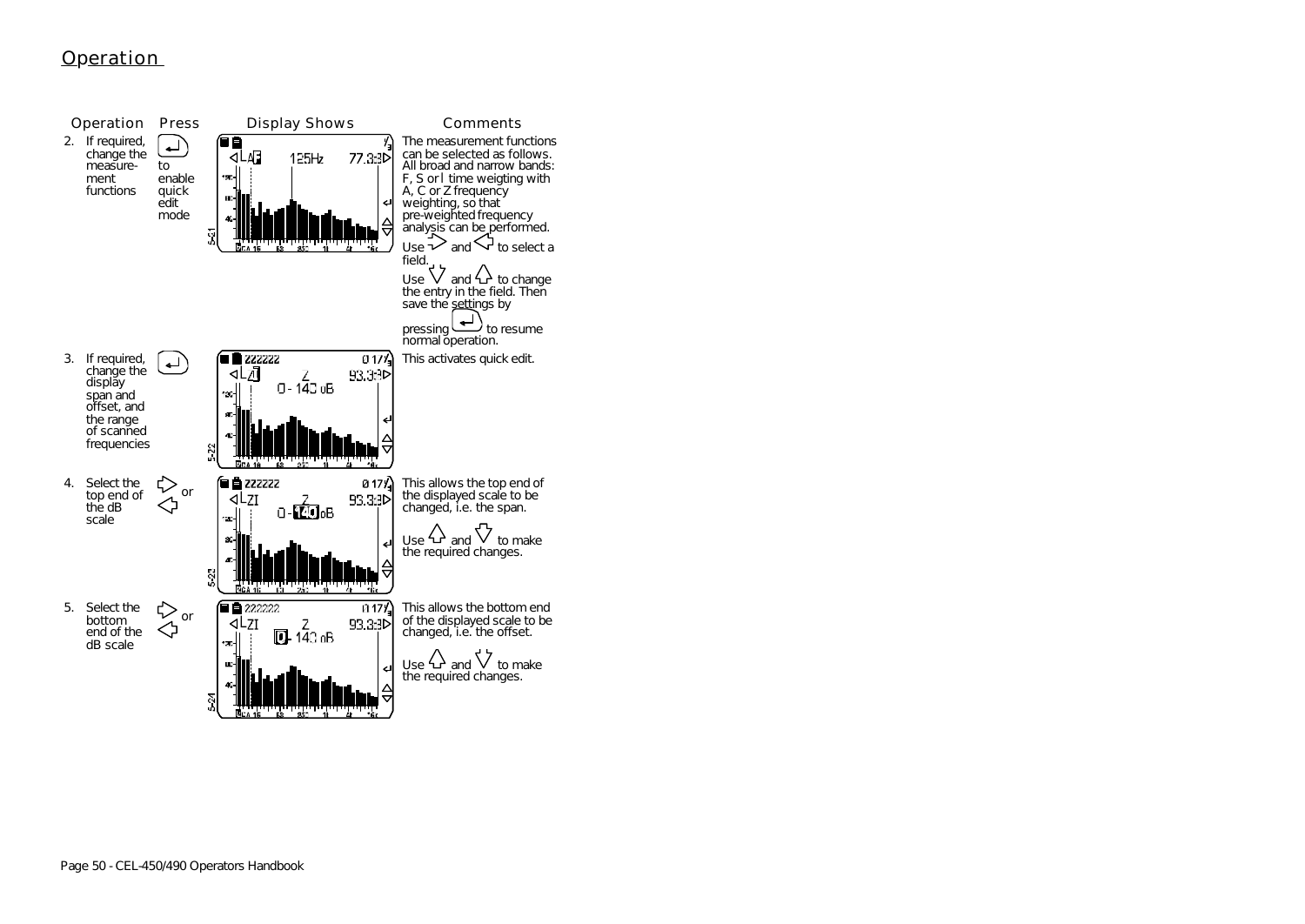## Operation

| Operation | Press | Display Shows | Comments |
|---|---|---|---|
| 2. If required, change the measurement functions | ↵ to enable quick edit mode | | The measurement functions can be selected as follows. All broad and narrow bands: F, S or I time weigting with A, C or Z frequency weighting, so that pre-weighted frequency analysis can be performed. Use ⇨ and ⇦ to select a field. Use ⇩ and ⇧ to change the entry in the field. Then save the settings by pressing ↵ to resume normal operation. |
| 3. If required, change the display span and offset, and the range of scanned frequencies | ↵ | | This activates quick edit. |
| 4. Select the top end of the dB scale | ⇨ or ⇦ | | This allows the top end of the displayed scale to be changed, i.e. the span. Use ⇧ and ⇩ to make the required changes. |
| 5. Select the bottom end of the dB scale | ⇨ or ⇦ | | This allows the bottom end of the displayed scale to be changed, i.e. the offset. Use ⇧ and ⇩ to make the required changes. |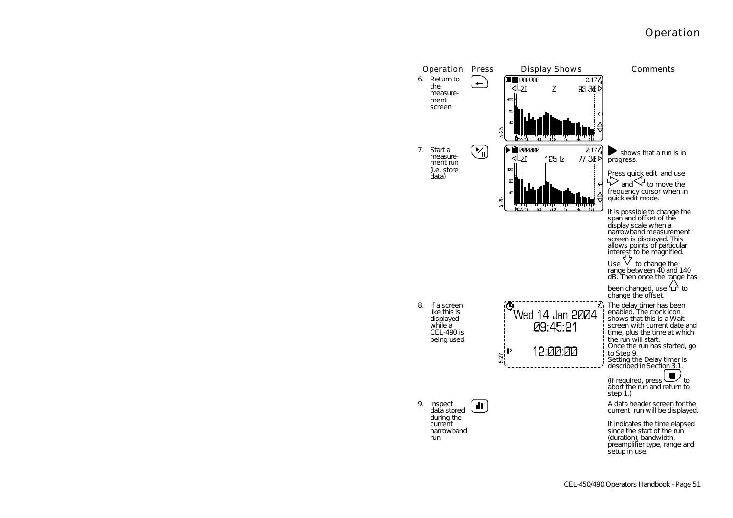## Operation

| Operation | Press | Display Shows | Comments |
|---|---|---|---|
| 6. Return to the measurement screen | ↵ | | |
| 7. Start a measurement run (i.e. store data) | ▶/‖ | | ▶ shows that a run is in progress. Press quick edit and use ⇨ and ⇦ to move the frequency cursor when in quick edit mode. It is possible to change the span and offset of the display scale when a narrowband measurement screen is displayed. This allows points of particular interest to be magnified. Use ⇩ to change the range between 40 and 140 dB. Then once the range has been changed, use ⇧ to change the offset. |
| 8. If a screen like this is displayed while a CEL-490 is being used | | Wed 14 Jan 2004 09:45:21 12:00:00 | The delay timer has been enabled. The clock icon shows that this is a Wait screen with current date and time, plus the time at which the run will start. Once the run has started, go to Step 9. Setting the Delay timer is described in Section 3.1. (If required, press ■ to abort the run and return to step 1.) |
| 9. Inspect data stored during the current narrowband run | | | A data header screen for the current run will be displayed. It indicates the time elapsed since the start of the run (duration), bandwidth, preamplifier type, range and setup in use. |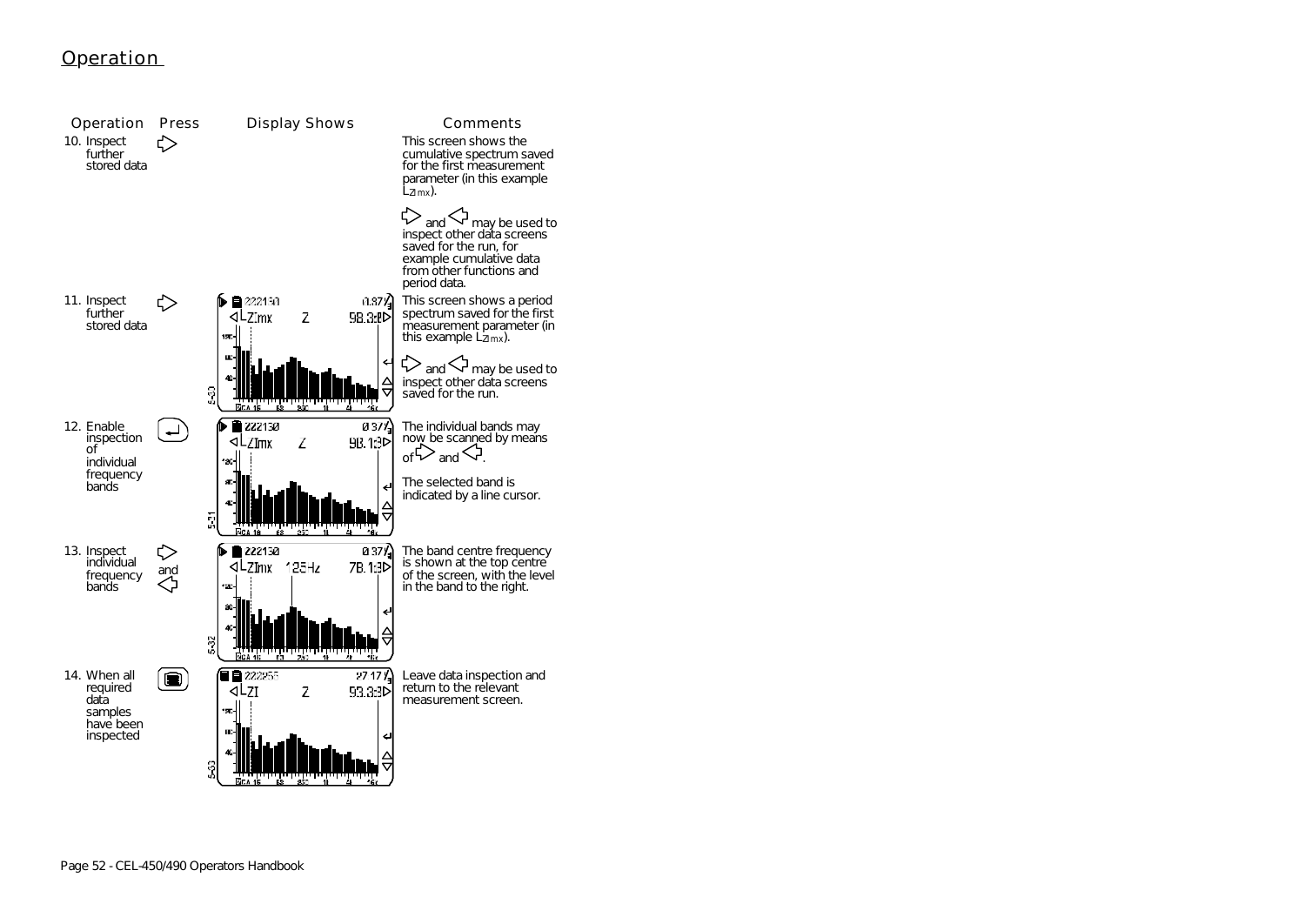# Operation

| Operation | Press | Display Shows | Comments |
| --- | --- | --- | --- |
| 10. Inspect further stored data | ⇨ | | This screen shows the cumulative spectrum saved for the first measurement parameter (in this example $L_{ZImx}$). ⇨ and ⇦ may be used to inspect other data screens saved for the run, for example cumulative data from other functions and period data. |
| 11. Inspect further stored data | ⇨ | 5-30 | This screen shows a period spectrum saved for the first measurement parameter (in this example $L_{ZImx}$). ⇨ and ⇦ may be used to inspect other data screens saved for the run. |
| 12. Enable inspection of individual frequency bands | ↵ | 5-31 | The individual bands may now be scanned by means of ⇨ and ⇦. The selected band is indicated by a line cursor. |
| 13. Inspect individual frequency bands | ⇨ and ⇦ | 5-32 | The band centre frequency is shown at the top centre of the screen, with the level in the band to the right. |
| 14. When all required data samples have been inspected | ▣ | 5-33 | Leave data inspection and return to the relevant measurement screen. |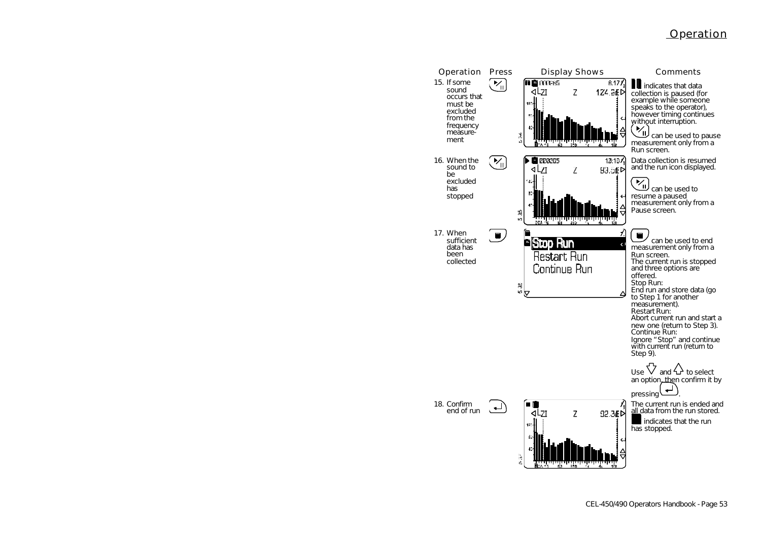## Operation

| Operation | Press | Display Shows | Comments |
|---|---|---|---|
| 15. If some sound occurs that must be excluded from the frequency measurement | ▶/II | | ▮▮ indicates that data collection is paused (for example while someone speaks to the operator), however timing continues without interruption. ▶/II can be used to pause measurement only from a Run screen. |
| 16. When the sound to be excluded has stopped | ▶/II | | Data collection is resumed and the run icon displayed. ▶/II can be used to resume a paused measurement only from a Pause screen. |
| 17. When sufficient data has been collected | ■ | Stop Run<br>Restart Run<br>Continue Run | ■ can be used to end measurement only from a Run screen.<br>The current run is stopped and three options are offered.<br>Stop Run:<br>End run and store data (go to Step 1 for another measurement).<br>Restart Run:<br>Abort current run and start a new one (return to Step 3).<br>Continue Run:<br>Ignore "Stop" and continue with current run (return to Step 9).<br>Use ▽ and △ to select an option, then confirm it by pressing ↵. |
| 18. Confirm end of run | ↵ | | The current run is ended and all data from the run stored.<br>■ indicates that the run has stopped. |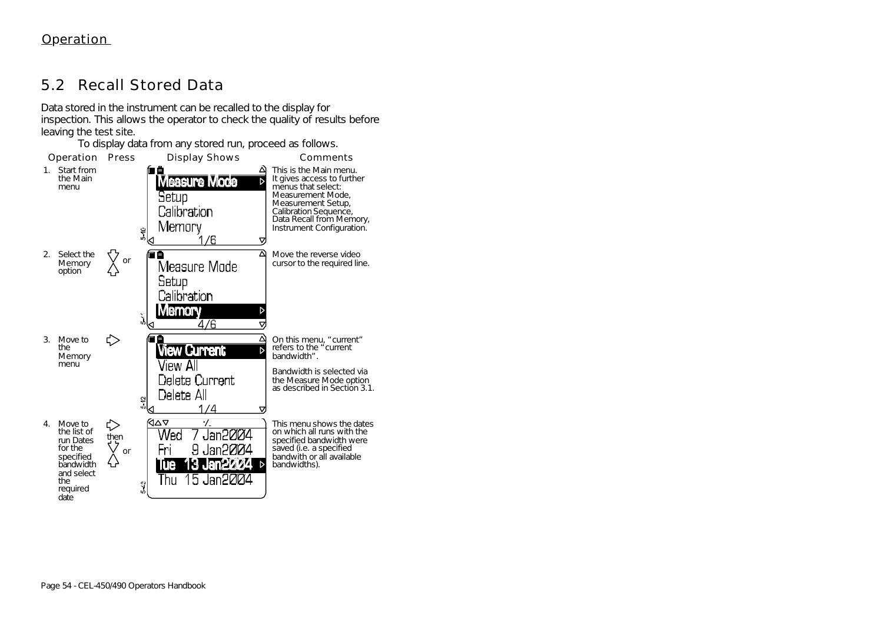## 5.2 Recall Stored Data

Data stored in the instrument can be recalled to the display for inspection. This allows the operator to check the quality of results before leaving the test site.

To display data from any stored run, proceed as follows.

| Operation | Press | Display Shows | Comments |
|---|---|---|---|
| 1. Start from the Main menu | | Measure Mode / Setup / Calibration / Memory / 1/6 | This is the Main menu. It gives access to further menus that select: Measurement Mode, Measurement Setup, Calibration Sequence, Data Recall from Memory, Instrument Configuration. |
| 2. Select the Memory option | ▽ or △ | Measure Mode / Setup / Calibration / Memory / 4/6 | Move the reverse video cursor to the required line. |
| 3. Move to the Memory menu | ▷ | View Current / View All / Delete Current / Delete All / 1/4 | On this menu, "current" refers to the "current bandwidth". Bandwidth is selected via the Measure Mode option as described in Section 3.1. |
| 4. Move to the list of run Dates for the specified bandwidth and select the required date | ▷ then ▽ or △ | Wed 7 Jan2004 / Fri 9 Jan2004 / Tue 13 Jan2004 / Thu 15 Jan2004 | This menu shows the dates on which all runs with the specified bandwidth were saved (i.e. a specified bandwith or all available bandwidths). |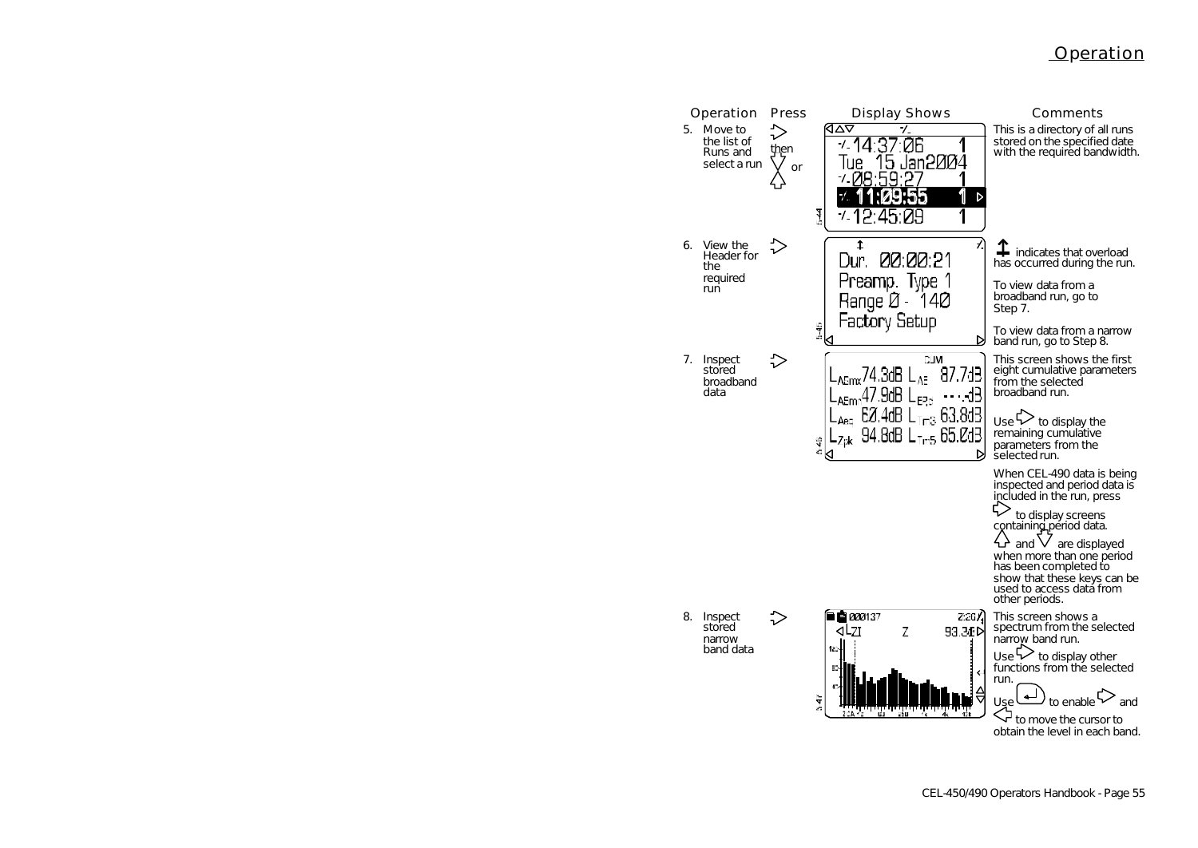| Operation | Press | Display Shows | Comments |
| --- | --- | --- | --- |
| 5. Move to the list of Runs and select a run | ⇨ then ⇩ or ⇧ | 14:37:06 1 / Tue 15 Jan2004 / 08:59:27 1 / 11:09:55 1 / 12:45:09 1 | This is a directory of all runs stored on the specified date with the required bandwidth. |
| 6. View the Header for the required run | ⇨ | Dur. 00:00:21 / Preamp. Type 1 / Range 0 - 140 / Factory Setup | ⇕ indicates that overload has occurred during the run. To view data from a broadband run, go to Step 7. To view data from a narrow band run, go to Step 8. |
| 7. Inspect stored broadband data | ⇨ | CUM / $L_{AEmx}$ 74.3dB $L_{AE}$ 87.7dB / $L_{AEmn}$ 47.9dB $L_{EPd}$ ---.-dB / $L_{Aeq}$ 60.4dB $L_{Tm3}$ 63.8dB / $L_{Zpk}$ 94.8dB $L_{Tm5}$ 65.0dB | This screen shows the first eight cumulative parameters from the selected broadband run. Use ⇨ to display the remaining cumulative parameters from the selected run. When CEL-490 data is being inspected and period data is included in the run, press ⇨ to display screens containing period data. ⇧ and ⇩ are displayed when more than one period has been completed to show that these keys can be used to access data from other periods. |
| 8. Inspect stored narrow band data | ⇨ | 000137 / $L_{ZI}$ Z 93.3dB | This screen shows a spectrum from the selected narrow band run. Use ⇨ to display other functions from the selected run. Use ↵ to enable ⇨ and ⇦ to move the cursor to obtain the level in each band. |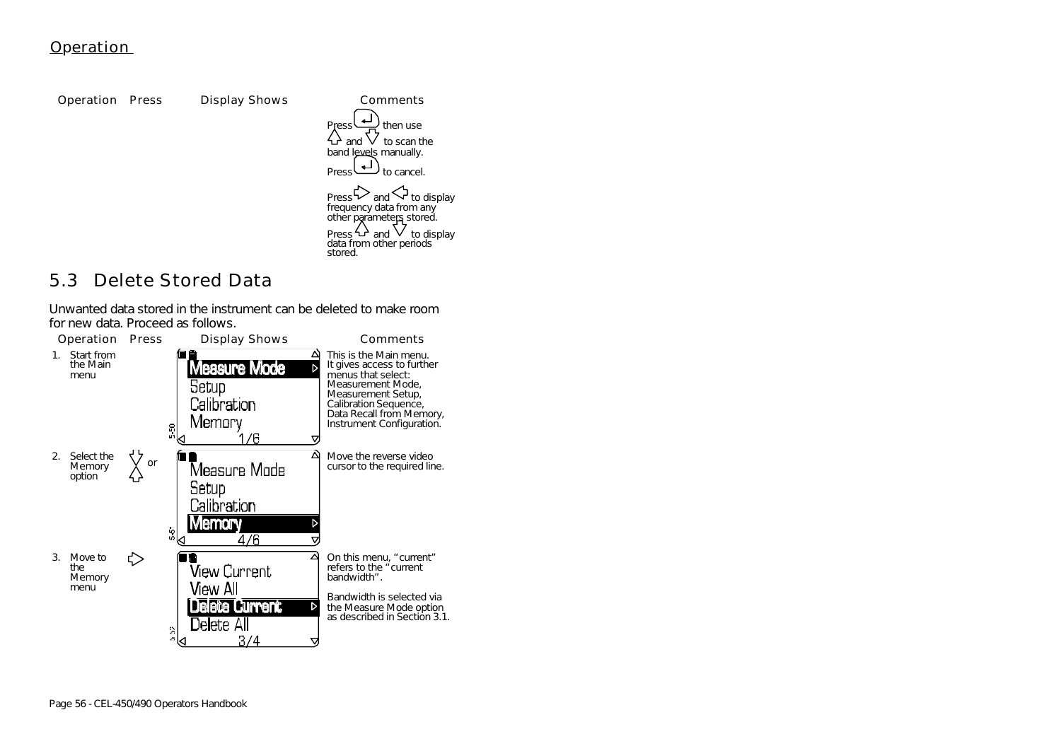## Operation

| Operation | Press | Display Shows | Comments |
|---|---|---|---|
| | | | Press ↵ then use ⇧ and ⇩ to scan the band levels manually.<br><br>Press ↵ to cancel.<br><br>Press ⇨ and ⇦ to display frequency data from any other parameters stored.<br><br>Press ⇧ and ⇩ to display data from other periods stored. |

## 5.3 Delete Stored Data

Unwanted data stored in the instrument can be deleted to make room for new data. Proceed as follows.

| Operation | Press | Display Shows | Comments |
|---|---|---|---|
| 1. Start from the Main menu | | Measure Mode<br>Setup<br>Calibration<br>Memory<br>1/6 | This is the Main menu. It gives access to further menus that select: Measurement Mode, Measurement Setup, Calibration Sequence, Data Recall from Memory, Instrument Configuration. |
| 2. Select the Memory option | ⇩ or ⇧ | Measure Mode<br>Setup<br>Calibration<br>Memory<br>4/6 | Move the reverse video cursor to the required line. |
| 3. Move to the Memory menu | ⇨ | View Current<br>View All<br>Delete Current<br>Delete All<br>3/4 | On this menu, "current" refers to the "current bandwidth".<br><br>Bandwidth is selected via the Measure Mode option as described in Section 3.1. |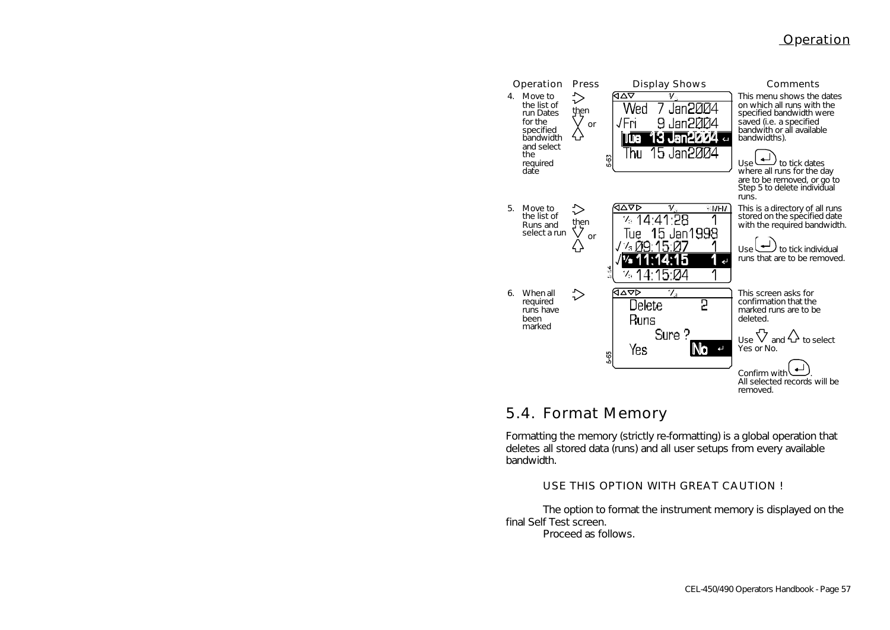| Operation | Press | Display Shows | Comments |
| --- | --- | --- | --- |
| 4. Move to the list of run Dates for the specified bandwidth and select the required date | ⇨ then ▽ or △ | Wed 7 Jan2004<br>√Fri 9 Jan2004<br>Tue 13 Jan2004 ↵<br>Thu 15 Jan2004 | This menu shows the dates on which all runs with the specified bandwidth were saved (i.e. a specified bandwith or all available bandwidths).<br><br>Use ↵ to tick dates where all runs for the day are to be removed, or go to Step 5 to delete individual runs. |
| 5. Move to the list of Runs and select a run | ⇨ then ▽ or △ | 14:41:28 1<br>Tue 15 Jan1998<br>√ 09:15:07 1<br>√ 11:14:15 1 ↵<br>14:15:04 1 | This is a directory of all runs stored on the specified date with the required bandwidth.<br><br>Use ↵ to tick individual runs that are to be removed. |
| 6. When all required runs have been marked | ⇨ | Delete 2<br>Runs<br>Sure ?<br>Yes No ↵ | This screen asks for confirmation that the marked runs are to be deleted.<br><br>Use ▽ and △ to select Yes or No.<br><br>Confirm with ↵.<br>All selected records will be removed. |

## 5.4. Format Memory

Formatting the memory (strictly re-formatting) is a global operation that deletes all stored data (runs) and all user setups from every available bandwidth.

USE THIS OPTION WITH GREAT CAUTION !

The option to format the instrument memory is displayed on the final Self Test screen.

Proceed as follows.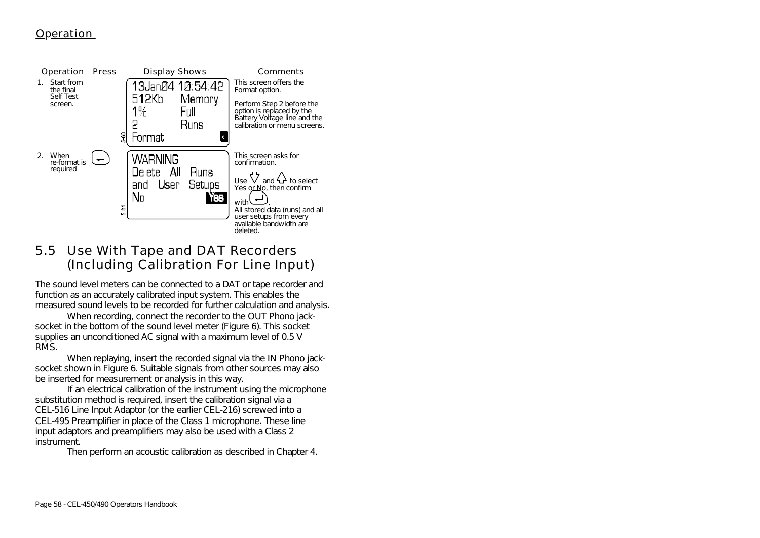## Operation

| Operation | Press | Display Shows | Comments |
|---|---|---|---|
| 1. Start from the final Self Test screen. | | 13Jan04 10:54:42<br>512Kb Memory<br>1% Full<br>2 Runs<br>Format ↵ | This screen offers the Format option.<br><br>Perform Step 2 before the option is replaced by the Battery Voltage line and the calibration or menu screens. |
| 2. When re-format is required | ↵ | WARNING<br>Delete All Runs<br>and User Setups<br>No Yes | This screen asks for confirmation.<br><br>Use ⇩ and ⇧ to select Yes or No, then confirm with ↵.<br>All stored data (runs) and all user setups from every available bandwidth are deleted. |

## 5.5 Use With Tape and DAT Recorders (Including Calibration For Line Input)

The sound level meters can be connected to a DAT or tape recorder and function as an accurately calibrated input system. This enables the measured sound levels to be recorded for further calculation and analysis.

When recording, connect the recorder to the OUT Phono jack-socket in the bottom of the sound level meter (Figure 6). This socket supplies an unconditioned AC signal with a maximum level of 0.5 V RMS.

When replaying, insert the recorded signal via the IN Phono jack-socket shown in Figure 6. Suitable signals from other sources may also be inserted for measurement or analysis in this way.

If an electrical calibration of the instrument using the microphone substitution method is required, insert the calibration signal via a CEL-516 Line Input Adaptor (or the earlier CEL-216) screwed into a CEL-495 Preamplifier in place of the Class 1 microphone. These line input adaptors and preamplifiers may also be used with a Class 2 instrument.

Then perform an acoustic calibration as described in Chapter 4.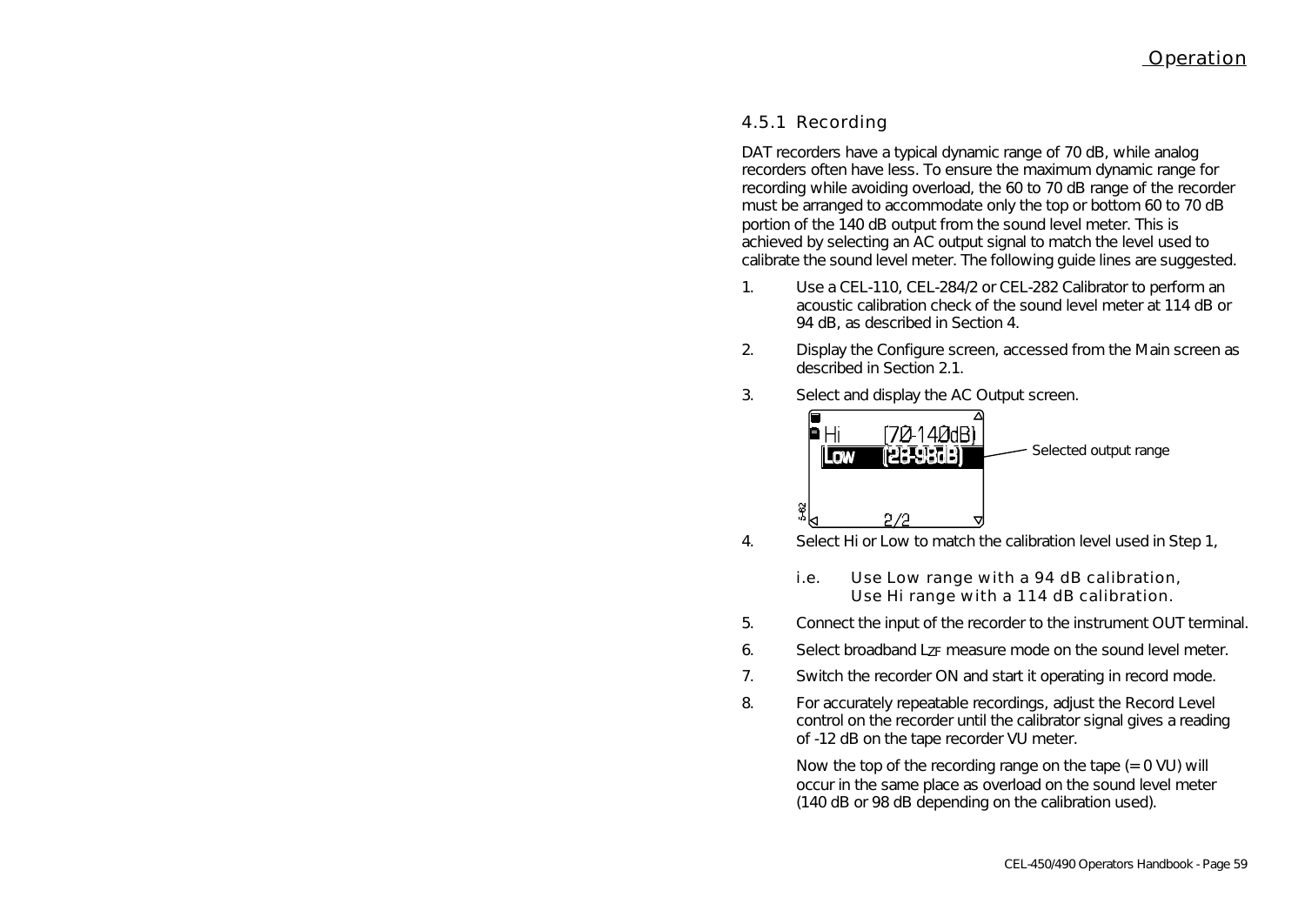### 4.5.1 Recording

DAT recorders have a typical dynamic range of 70 dB, while analog recorders often have less. To ensure the maximum dynamic range for recording while avoiding overload, the 60 to 70 dB range of the recorder must be arranged to accommodate only the top or bottom 60 to 70 dB portion of the 140 dB output from the sound level meter. This is achieved by selecting an AC output signal to match the level used to calibrate the sound level meter. The following guide lines are suggested.

1. Use a CEL-110, CEL-284/2 or CEL-282 Calibrator to perform an acoustic calibration check of the sound level meter at 114 dB or 94 dB, as described in Section 4.

2. Display the Configure screen, accessed from the Main screen as described in Section 2.1.

3. Select and display the AC Output screen.

   Hi (70-140dB)
   **Low (28-98dB)** — Selected output range
   2/2

4. Select Hi or Low to match the calibration level used in Step 1,

   i.e. Use Low range with a 94 dB calibration,
   Use Hi range with a 114 dB calibration.

5. Connect the input of the recorder to the instrument OUT terminal.

6. Select broadband $L_{ZF}$ measure mode on the sound level meter.

7. Switch the recorder ON and start it operating in record mode.

8. For accurately repeatable recordings, adjust the Record Level control on the recorder until the calibrator signal gives a reading of -12 dB on the tape recorder VU meter.

   Now the top of the recording range on the tape (= 0 VU) will occur in the same place as overload on the sound level meter (140 dB or 98 dB depending on the calibration used).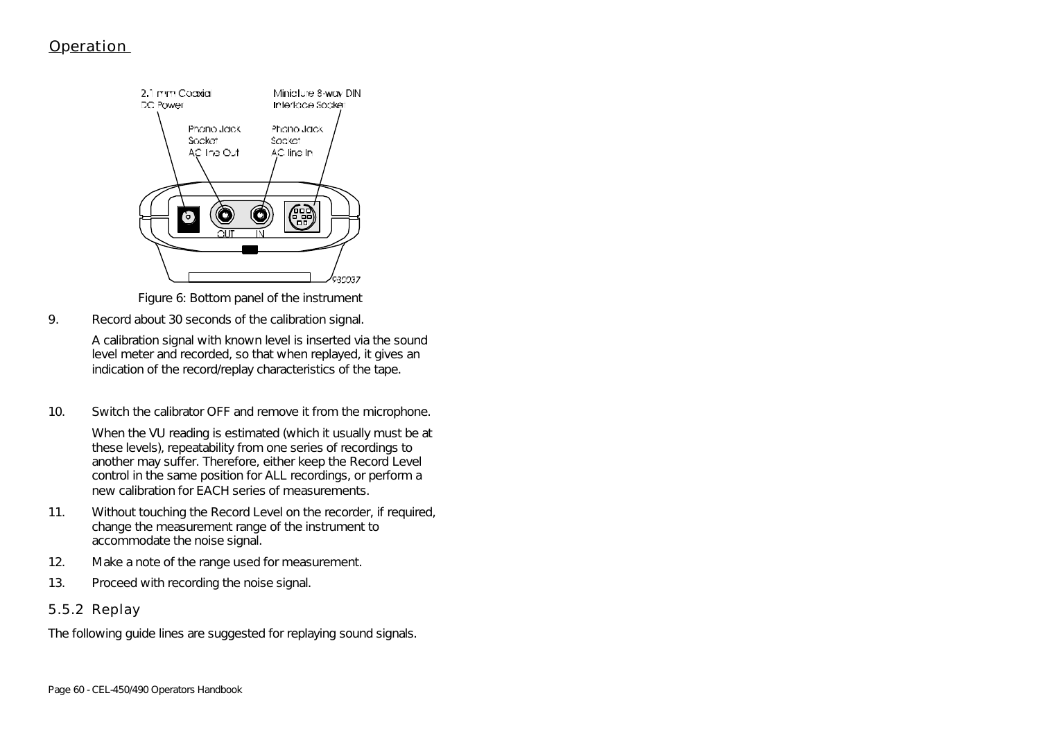Figure 6: Bottom panel of the instrument

9. Record about 30 seconds of the calibration signal.

   A calibration signal with known level is inserted via the sound level meter and recorded, so that when replayed, it gives an indication of the record/replay characteristics of the tape.

10. Switch the calibrator OFF and remove it from the microphone.

    When the VU reading is estimated (which it usually must be at these levels), repeatability from one series of recordings to another may suffer. Therefore, either keep the Record Level control in the same position for ALL recordings, or perform a new calibration for EACH series of measurements.

11. Without touching the Record Level on the recorder, if required, change the measurement range of the instrument to accommodate the noise signal.

12. Make a note of the range used for measurement.

13. Proceed with recording the noise signal.

### 5.5.2 Replay

The following guide lines are suggested for replaying sound signals.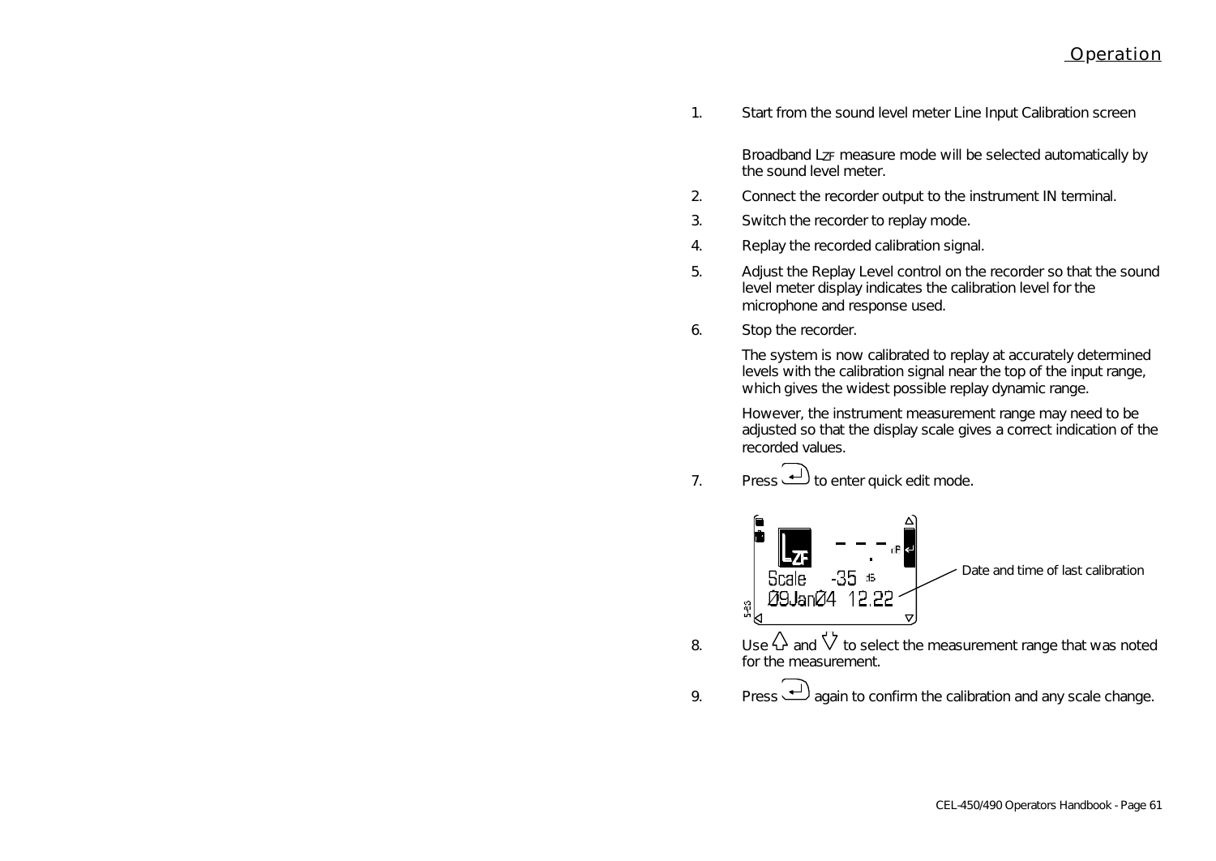1. Start from the sound level meter Line Input Calibration screen

   Broadband $L_{ZF}$ measure mode will be selected automatically by the sound level meter.

2. Connect the recorder output to the instrument IN terminal.
3. Switch the recorder to replay mode.
4. Replay the recorded calibration signal.
5. Adjust the Replay Level control on the recorder so that the sound level meter display indicates the calibration level for the microphone and response used.
6. Stop the recorder.

   The system is now calibrated to replay at accurately determined levels with the calibration signal near the top of the input range, which gives the widest possible replay dynamic range.

   However, the instrument measurement range may need to be adjusted so that the display scale gives a correct indication of the recorded values.

7. Press ↵ to enter quick edit mode.

   Date and time of last calibration

8. Use △ and ▽ to select the measurement range that was noted for the measurement.
9. Press ↵ again to confirm the calibration and any scale change.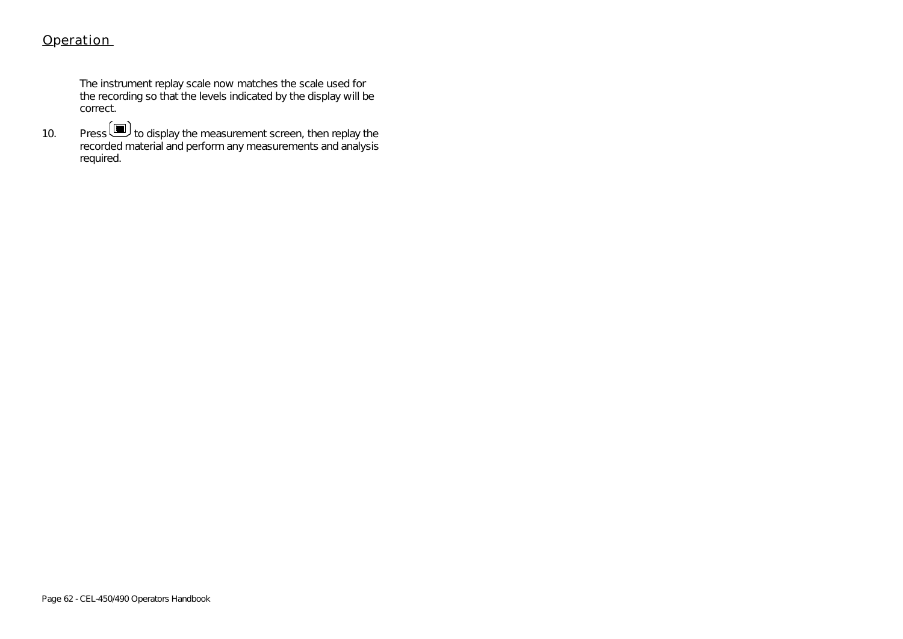The instrument replay scale now matches the scale used for the recording so that the levels indicated by the display will be correct.

10. Press [■] to display the measurement screen, then replay the recorded material and perform any measurements and analysis required.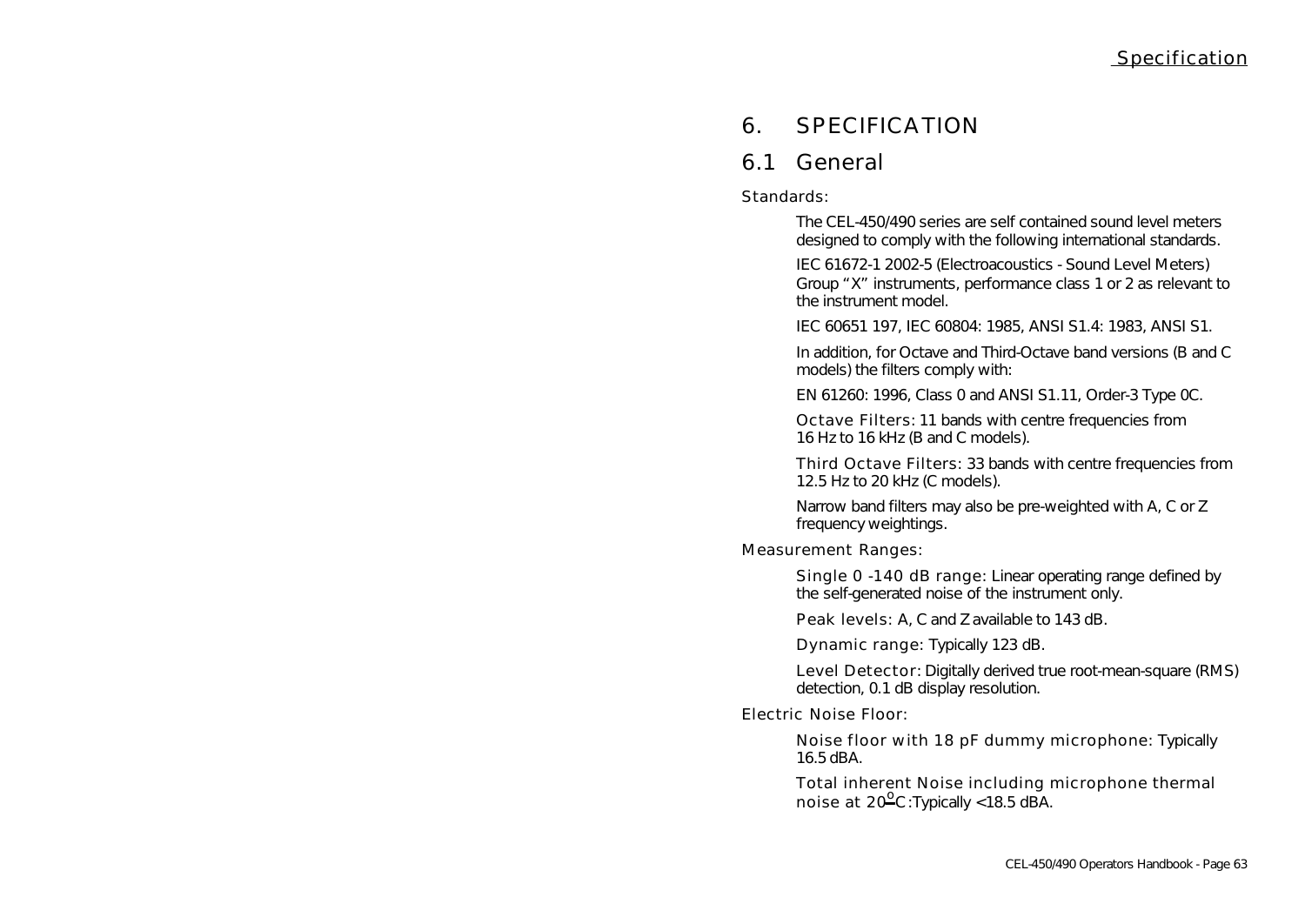# 6. SPECIFICATION

## 6.1 General

### Standards:

The CEL-450/490 series are self contained sound level meters designed to comply with the following international standards.

IEC 61672-1 2002-5 (Electroacoustics - Sound Level Meters) Group "X" instruments, performance class 1 or 2 as relevant to the instrument model.

IEC 60651 197, IEC 60804: 1985, ANSI S1.4: 1983, ANSI S1.

In addition, for Octave and Third-Octave band versions (B and C models) the filters comply with:

EN 61260: 1996, Class 0 and ANSI S1.11, Order-3 Type 0C.

Octave Filters: 11 bands with centre frequencies from 16 Hz to 16 kHz (B and C models).

Third Octave Filters: 33 bands with centre frequencies from 12.5 Hz to 20 kHz (C models).

Narrow band filters may also be pre-weighted with A, C or Z frequency weightings.

### Measurement Ranges:

Single 0 -140 dB range: Linear operating range defined by the self-generated noise of the instrument only.

Peak levels: A, C and Z available to 143 dB.

Dynamic range: Typically 123 dB.

Level Detector: Digitally derived true root-mean-square (RMS) detection, 0.1 dB display resolution.

### Electric Noise Floor:

Noise floor with 18 pF dummy microphone: Typically 16.5 dBA.

Total inherent Noise including microphone thermal noise at 20$^{o}$C:Typically <18.5 dBA.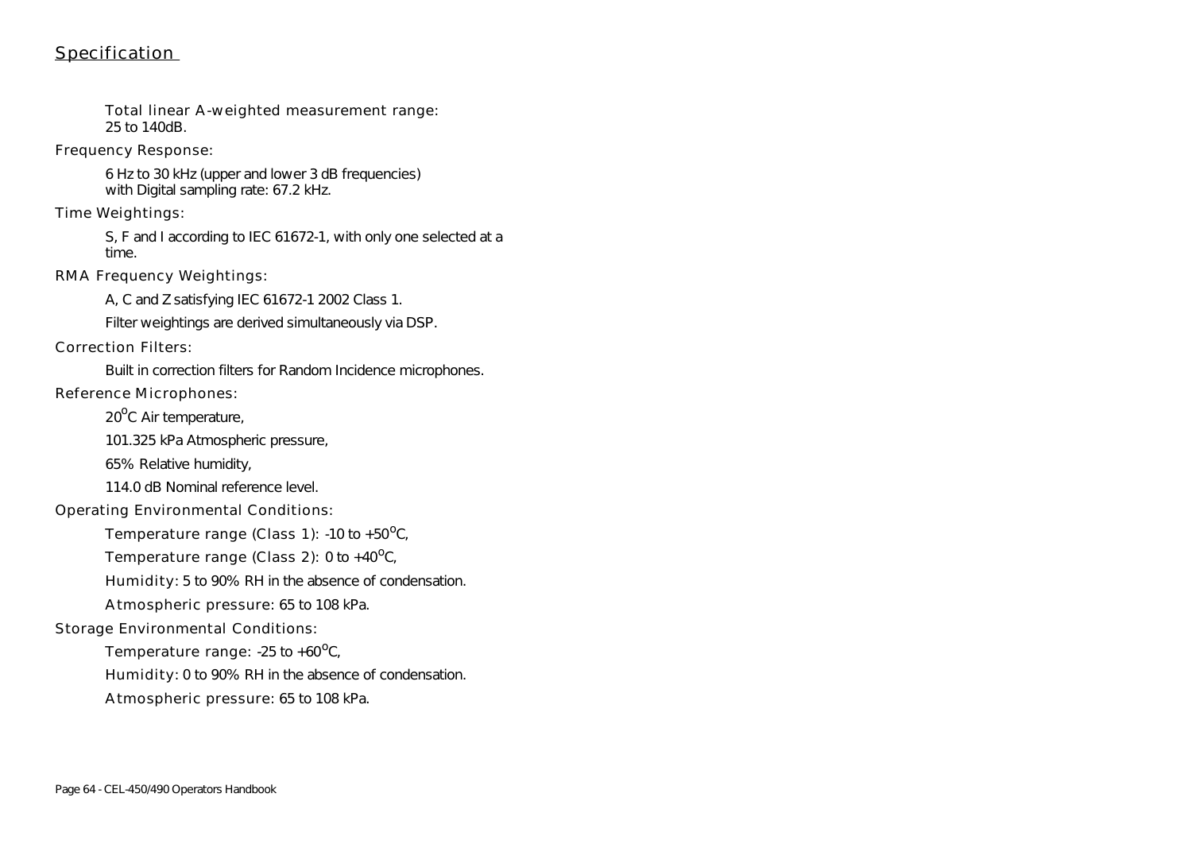## Specification

Total linear A-weighted measurement range:
25 to 140dB.

**Frequency Response:**

6 Hz to 30 kHz (upper and lower 3 dB frequencies)
with Digital sampling rate: 67.2 kHz.

**Time Weightings:**

S, F and I according to IEC 61672-1, with only one selected at a time.

**RMA Frequency Weightings:**

A, C and Z satisfying IEC 61672-1 2002 Class 1.

Filter weightings are derived simultaneously via DSP.

**Correction Filters:**

Built in correction filters for Random Incidence microphones.

**Reference Microphones:**

20$^{o}$C Air temperature,

101.325 kPa Atmospheric pressure,

65% Relative humidity,

114.0 dB Nominal reference level.

**Operating Environmental Conditions:**

Temperature range (Class 1): -10 to +50$^{o}$C,

Temperature range (Class 2): 0 to +40$^{o}$C,

Humidity: 5 to 90% RH in the absence of condensation.

Atmospheric pressure: 65 to 108 kPa.

**Storage Environmental Conditions:**

Temperature range: -25 to +60$^{o}$C,

Humidity: 0 to 90% RH in the absence of condensation.

Atmospheric pressure: 65 to 108 kPa.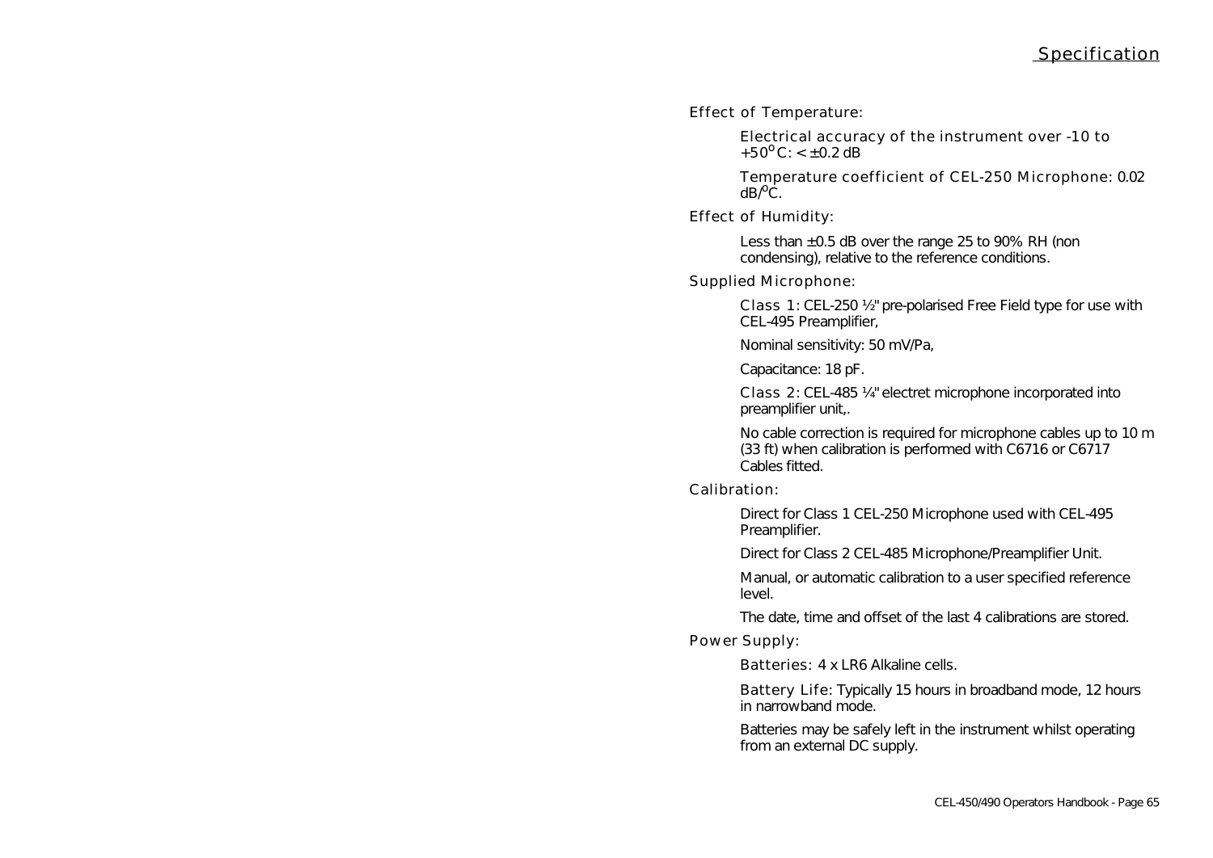## Specification

**Effect of Temperature:**

Electrical accuracy of the instrument over -10 to $+50^{o}$C: < ±0.2 dB

Temperature coefficient of CEL-250 Microphone: 0.02 dB/$^{o}$C.

**Effect of Humidity:**

Less than ±0.5 dB over the range 25 to 90% RH (non condensing), relative to the reference conditions.

**Supplied Microphone:**

Class 1: CEL-250 ½" pre-polarised Free Field type for use with CEL-495 Preamplifier,

Nominal sensitivity: 50 mV/Pa,

Capacitance: 18 pF.

Class 2: CEL-485 ¼" electret microphone incorporated into preamplifier unit,.

No cable correction is required for microphone cables up to 10 m (33 ft) when calibration is performed with C6716 or C6717 Cables fitted.

**Calibration:**

Direct for Class 1 CEL-250 Microphone used with CEL-495 Preamplifier.

Direct for Class 2 CEL-485 Microphone/Preamplifier Unit.

Manual, or automatic calibration to a user specified reference level.

The date, time and offset of the last 4 calibrations are stored.

**Power Supply:**

Batteries: 4 x LR6 Alkaline cells.

Battery Life: Typically 15 hours in broadband mode, 12 hours in narrowband mode.

Batteries may be safely left in the instrument whilst operating from an external DC supply.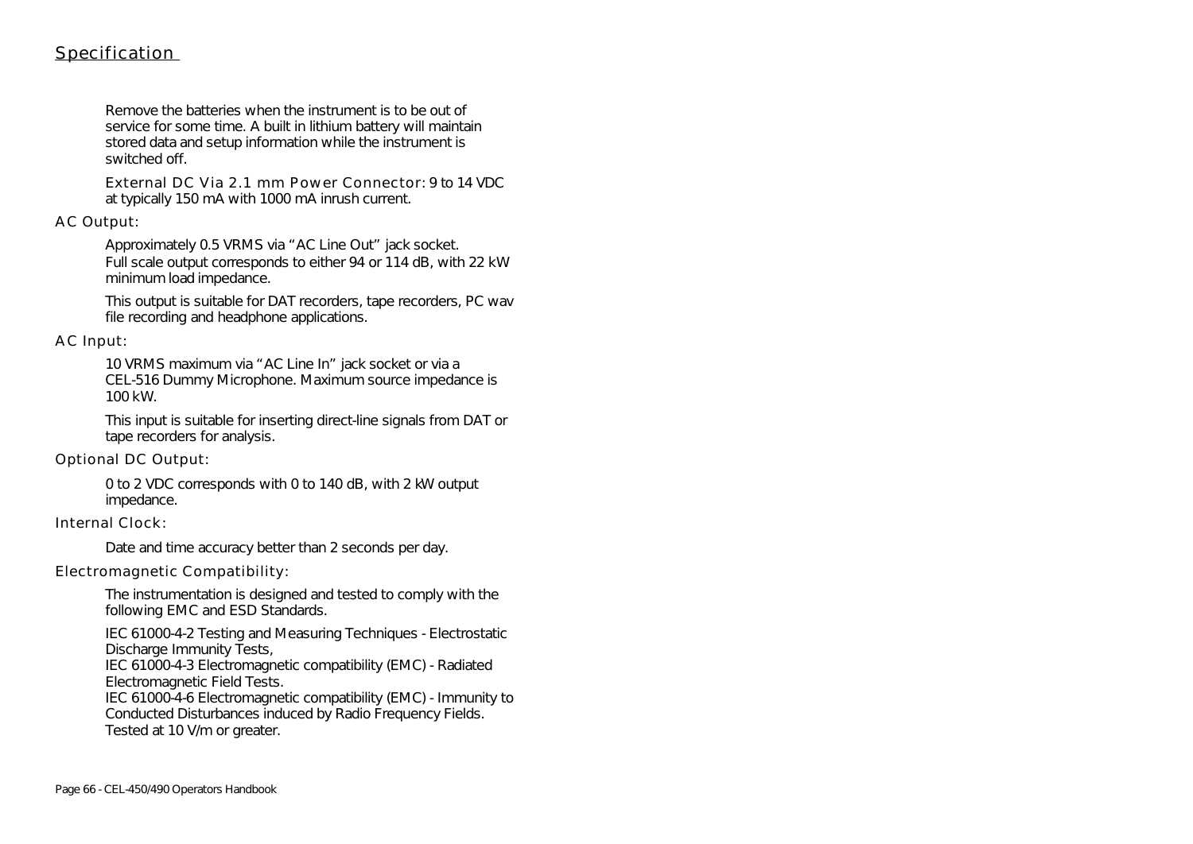## Specification

Remove the batteries when the instrument is to be out of service for some time. A built in lithium battery will maintain stored data and setup information while the instrument is switched off.

External DC Via 2.1 mm Power Connector: 9 to 14 VDC at typically 150 mA with 1000 mA inrush current.

### AC Output:

Approximately 0.5 VRMS via “AC Line Out” jack socket. Full scale output corresponds to either 94 or 114 dB, with 22 kW minimum load impedance.

This output is suitable for DAT recorders, tape recorders, PC wav file recording and headphone applications.

### AC Input:

10 VRMS maximum via “AC Line In” jack socket or via a CEL-516 Dummy Microphone. Maximum source impedance is 100 kW.

This input is suitable for inserting direct-line signals from DAT or tape recorders for analysis.

### Optional DC Output:

0 to 2 VDC corresponds with 0 to 140 dB, with 2 kW output impedance.

### Internal Clock:

Date and time accuracy better than 2 seconds per day.

### Electromagnetic Compatibility:

The instrumentation is designed and tested to comply with the following EMC and ESD Standards.

IEC 61000-4-2 Testing and Measuring Techniques - Electrostatic Discharge Immunity Tests,
IEC 61000-4-3 Electromagnetic compatibility (EMC) - Radiated Electromagnetic Field Tests.
IEC 61000-4-6 Electromagnetic compatibility (EMC) - Immunity to Conducted Disturbances induced by Radio Frequency Fields. Tested at 10 V/m or greater.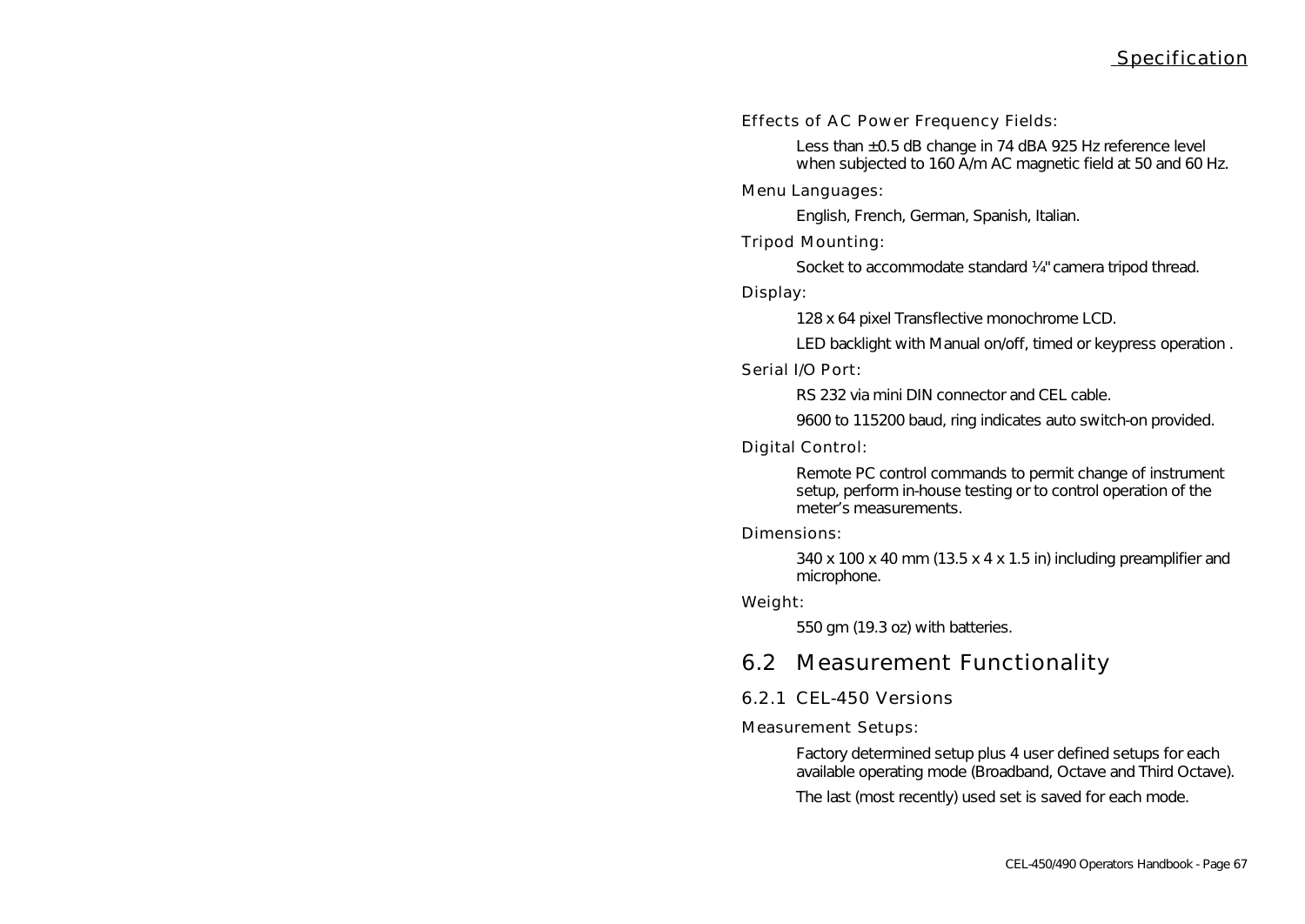Effects of AC Power Frequency Fields:

Less than ±0.5 dB change in 74 dBA 925 Hz reference level when subjected to 160 A/m AC magnetic field at 50 and 60 Hz.

Menu Languages:

English, French, German, Spanish, Italian.

Tripod Mounting:

Socket to accommodate standard ¼" camera tripod thread.

Display:

128 x 64 pixel Transflective monochrome LCD.

LED backlight with Manual on/off, timed or keypress operation .

Serial I/O Port:

RS 232 via mini DIN connector and CEL cable.

9600 to 115200 baud, ring indicates auto switch-on provided.

Digital Control:

Remote PC control commands to permit change of instrument setup, perform in-house testing or to control operation of the meter's measurements.

Dimensions:

340 x 100 x 40 mm (13.5 x 4 x 1.5 in) including preamplifier and microphone.

Weight:

550 gm (19.3 oz) with batteries.

## 6.2 Measurement Functionality

### 6.2.1 CEL-450 Versions

Measurement Setups:

Factory determined setup plus 4 user defined setups for each available operating mode (Broadband, Octave and Third Octave).

The last (most recently) used set is saved for each mode.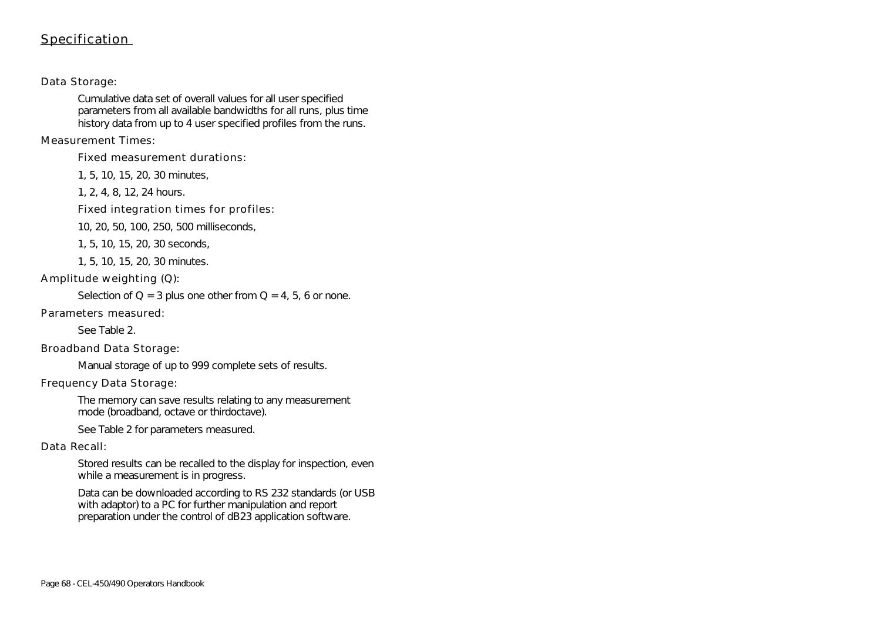## Specification

### Data Storage:

Cumulative data set of overall values for all user specified parameters from all available bandwidths for all runs, plus time history data from up to 4 user specified profiles from the runs.

### Measurement Times:

#### Fixed measurement durations:

1, 5, 10, 15, 20, 30 minutes,

1, 2, 4, 8, 12, 24 hours.

#### Fixed integration times for profiles:

10, 20, 50, 100, 250, 500 milliseconds,

1, 5, 10, 15, 20, 30 seconds,

1, 5, 10, 15, 20, 30 minutes.

### Amplitude weighting (Q):

Selection of Q = 3 plus one other from Q = 4, 5, 6 or none.

### Parameters measured:

See Table 2.

### Broadband Data Storage:

Manual storage of up to 999 complete sets of results.

### Frequency Data Storage:

The memory can save results relating to any measurement mode (broadband, octave or thirdoctave).

See Table 2 for parameters measured.

### Data Recall:

Stored results can be recalled to the display for inspection, even while a measurement is in progress.

Data can be downloaded according to RS 232 standards (or USB with adaptor) to a PC for further manipulation and report preparation under the control of dB23 application software.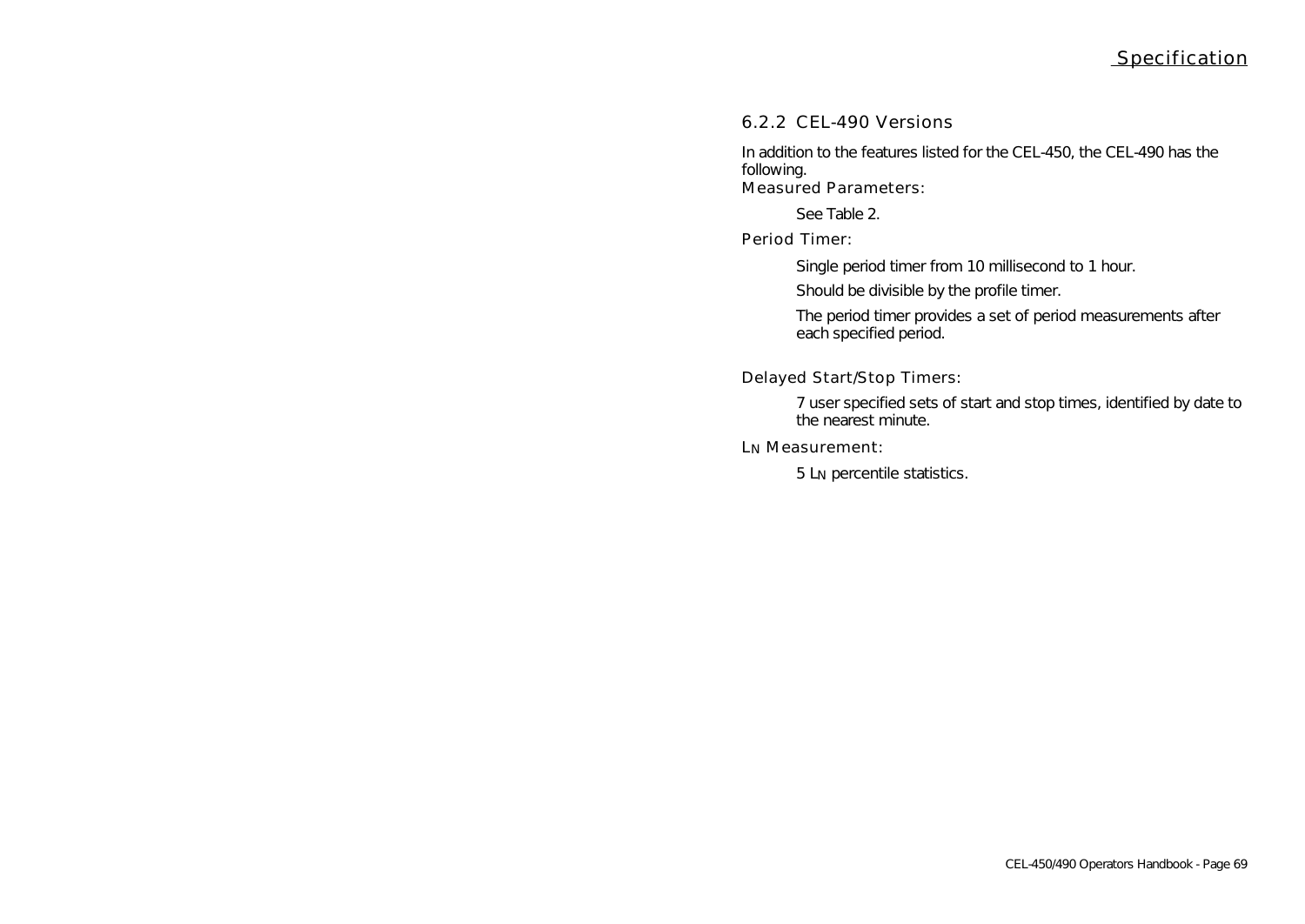### 6.2.2 CEL-490 Versions

In addition to the features listed for the CEL-450, the CEL-490 has the following.

**Measured Parameters:**

See Table 2.

**Period Timer:**

Single period timer from 10 millisecond to 1 hour.

Should be divisible by the profile timer.

The period timer provides a set of period measurements after each specified period.

**Delayed Start/Stop Timers:**

7 user specified sets of start and stop times, identified by date to the nearest minute.

**$L_N$ Measurement:**

5 $L_N$ percentile statistics.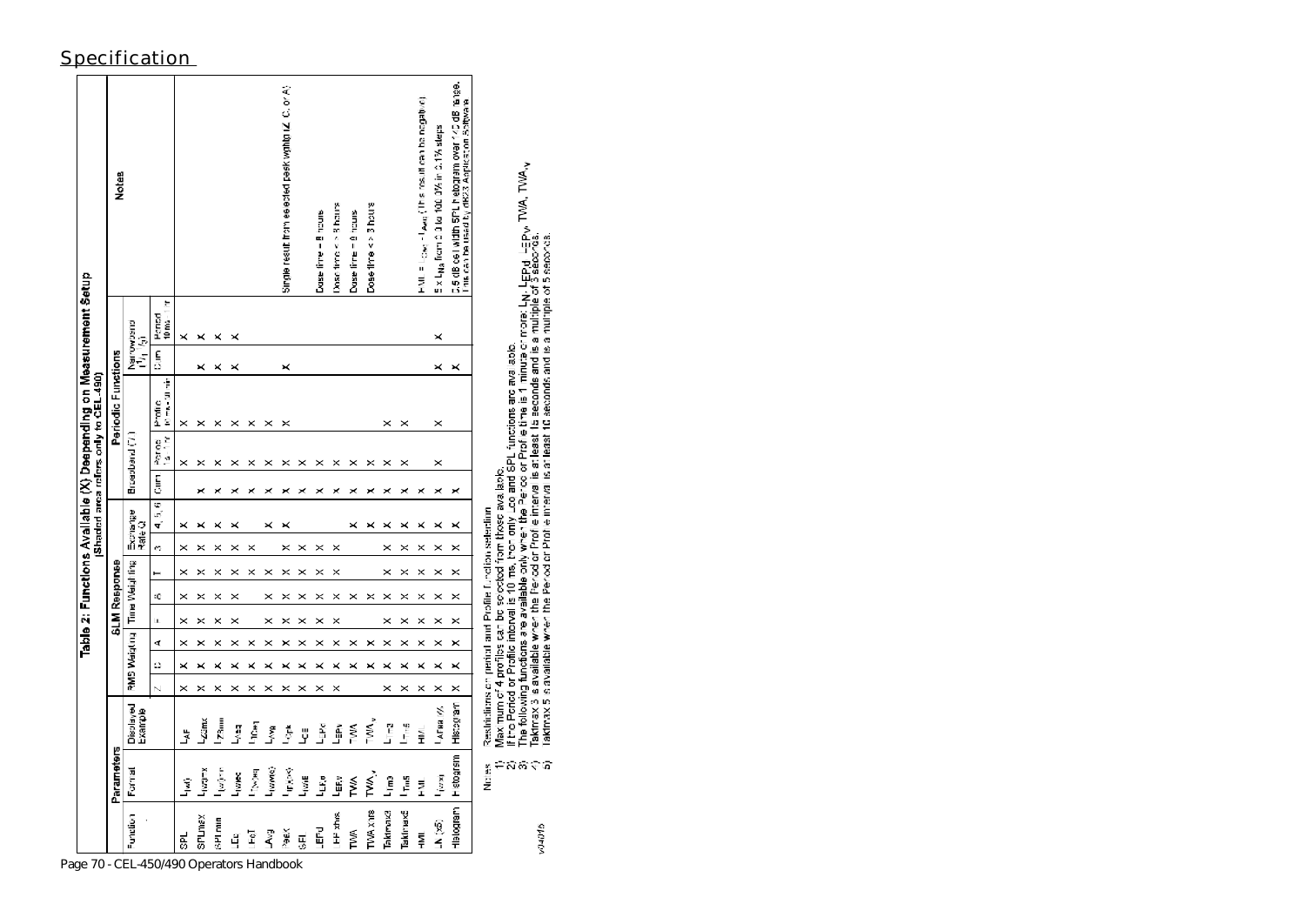## Specification

**Table 2: Functions Available (X) Depending on Measurement Setup**
(Shaded area refers only to CEL-490)

| Parameters | | | SLM Response | | | | | | | | | Periodic Functions | | | | | Notes |
|---|---|---|---|---|---|---|---|---|---|---|---|---|---|---|---|---|---|
| | | | RMS Weighting | | | Time Weighting | | | | Exchange Rate Q | | Broadband (7) | | | Narrowband (1/1, 1/3) | | |
| Function | Format | Displayed Example | Z | C | A | I | S | F | T | 3 | 4, 5, 6 | Curr | Period 10 ms - 1 hr | Profile 10 ms - 60 min | Curr | Period 10 ms - 1 hr | |
| SPL | $L_{(w)t}$ | $L_{AF}$ | x | x | x | x | x | x | x | x | x | | x | x | | x | |
| SPLmax | $L_{(w)tmax}$ | $L_{ZSmax}$ | x | x | x | x | x | x | x | x | x | x | x | x | x | x | |
| SPLmin | $L_{(w)tmin}$ | $L_{ZImin}$ | x | x | x | x | x | x | x | x | x | x | x | x | x | x | |
| Leq | $L_{(w)eq}$ | $L_{Aeq}$ | x | x | x | x | x | x | x | x | x | x | x | x | x | x | |
| LeT | $L_{T(w)eq}$ | $L_{TCeq}$ | x | x | x | | | x | x | x | | x | x | x | | | |
| Avg | $L_{(w)avg}$ | $L_{Avg}$ | x | x | x | x | x | x | x | | x | x | x | x | | | |
| Peak | $L_{(w)pk}$ | $L_{Cpk}$ | x | x | x | x | x | x | x | x | x | x | x | x | x | | Single result from selected peak weighting (Z, C, or A) |
| SEL | $L_{(w)E}$ | $L_{CE}$ | x | x | x | x | x | x | x | x | | x | x | | | | |
| LEPd | $L_{EP,d}$ | $L_{EPd}$ | x | x | x | x | x | x | x | x | | x | x | | | | Dose time = 8 hours |
| EP vhrs | $L_{EP,v}$ | $L_{EPv}$ | x | x | x | x | x | x | x | x | | x | x | | | | Dose time <> 8 hours |
| TWA | TWA | TWA | | x | x | x | x | x | x | | x | x | x | | | | Dose time = 8 hours |
| TWA vhrs | $TWA_v$ | $TWA_v$ | | x | x | | x | x | x | | x | x | x | | | | Dose time <> 8 hours |
| Taktmax3 | $L_{tm3}$ | $L_{tm3}$ | x | x | x | x | x | x | x | x | x | x | x | x | | | |
| Taktmax5 | $L_{tm5}$ | $L_{tm5}$ | x | x | x | x | x | x | x | x | x | x | x | x | | | |
| HML | HML | HML | x | x | x | x | x | x | x | x | x | x | | | | | HML = $L_{Ceq}$ - $L_{Aeq}$ (This result can be negative) |
| LN (x5) | $L_{(w)tN}$ | $L_{AFN\%}$ | x | x | x | x | x | x | x | x | x | x | x | x | x | x | 5 x $L_{Na}$ from 0.0 to 100.0% in 0.1% steps |
| Histogram | Histogram | Histogram | x | x | x | x | x | x | x | x | x | x | | | x | | 0.5 dB cell width SPL histogram over 120 dB range. This can be used by dB23 Application Software |

Notes: Restrictions on period and Profile function selection
1) Maximum of 4 profiles can be selected from those available.
2) If the Period or Profile interval is 10 ms, then only Leq and SPL functions are available.
3) The following functions are available only when the Period or Profile time is 1 minute or more: $L_N$, $L_{EPd}$, $L_{EPv}$, TWA, $TWA_v$
4) Taktmax 3 is available when the Period or Profile interval is at least 15 seconds and is a multiple of 3 seconds.
5) Taktmax 5 is available when the Period or Profile interval is at least 10 seconds and is a multiple of 5 seconds.

v04015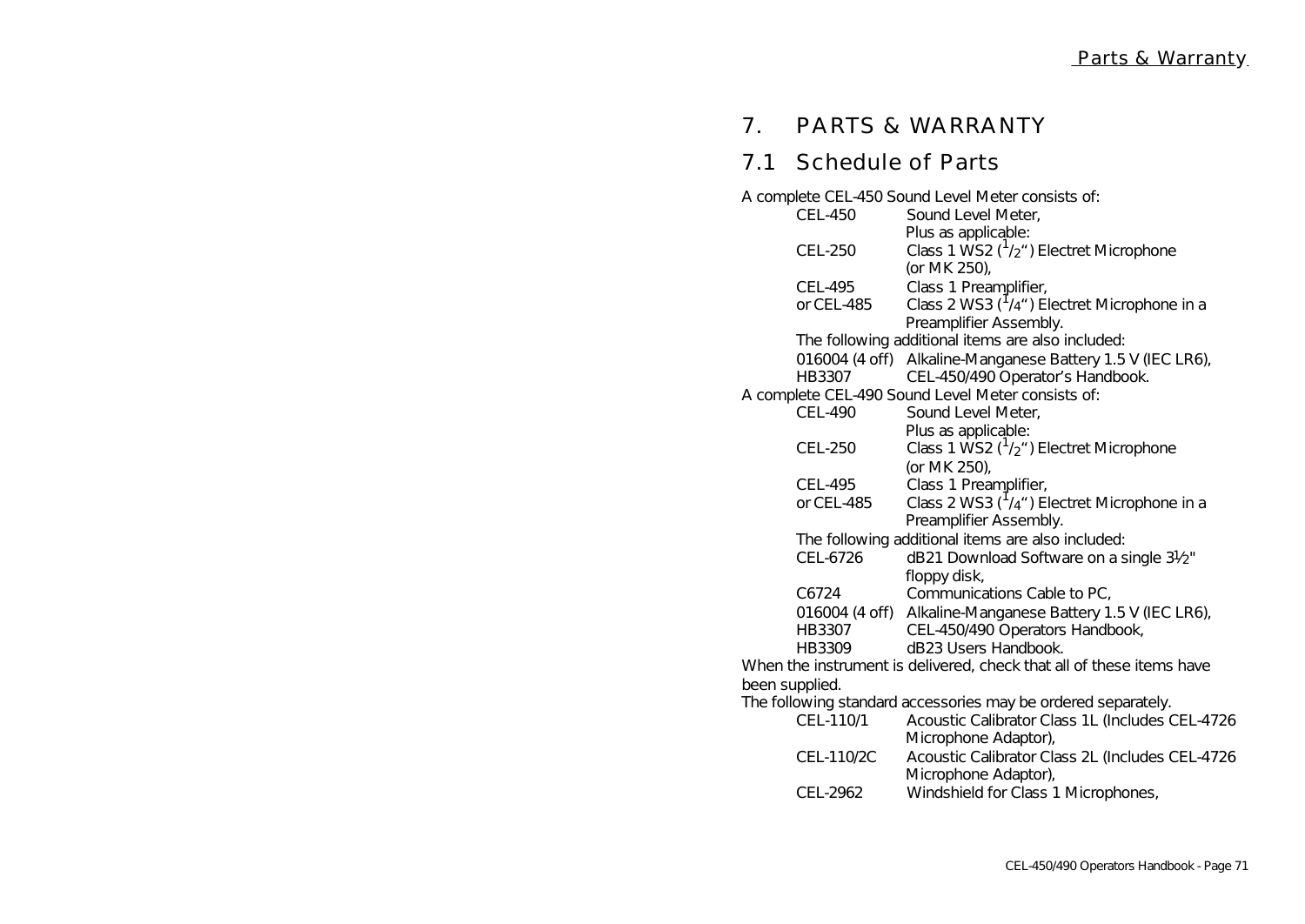# 7. PARTS & WARRANTY

## 7.1 Schedule of Parts

A complete CEL-450 Sound Level Meter consists of:

| | |
|---|---|
| CEL-450 | Sound Level Meter, |
| | Plus as applicable: |
| CEL-250 | Class 1 WS2 (1/2") Electret Microphone (or MK 250), |
| CEL-495 | Class 1 Preamplifier, |
| or CEL-485 | Class 2 WS3 (1/4") Electret Microphone in a Preamplifier Assembly. |

The following additional items are also included:

| | |
|---|---|
| 016004 (4 off) | Alkaline-Manganese Battery 1.5 V (IEC LR6), |
| HB3307 | CEL-450/490 Operator's Handbook. |

A complete CEL-490 Sound Level Meter consists of:

| | |
|---|---|
| CEL-490 | Sound Level Meter, |
| | Plus as applicable: |
| CEL-250 | Class 1 WS2 (1/2") Electret Microphone (or MK 250), |
| CEL-495 | Class 1 Preamplifier, |
| or CEL-485 | Class 2 WS3 (1/4") Electret Microphone in a Preamplifier Assembly. |

The following additional items are also included:

| | |
|---|---|
| CEL-6726 | dB21 Download Software on a single 3½" floppy disk, |
| C6724 | Communications Cable to PC, |
| 016004 (4 off) | Alkaline-Manganese Battery 1.5 V (IEC LR6), |
| HB3307 | CEL-450/490 Operators Handbook, |
| HB3309 | dB23 Users Handbook. |

When the instrument is delivered, check that all of these items have been supplied.

The following standard accessories may be ordered separately.

| | |
|---|---|
| CEL-110/1 | Acoustic Calibrator Class 1L (Includes CEL-4726 Microphone Adaptor), |
| CEL-110/2C | Acoustic Calibrator Class 2L (Includes CEL-4726 Microphone Adaptor), |
| CEL-2962 | Windshield for Class 1 Microphones, |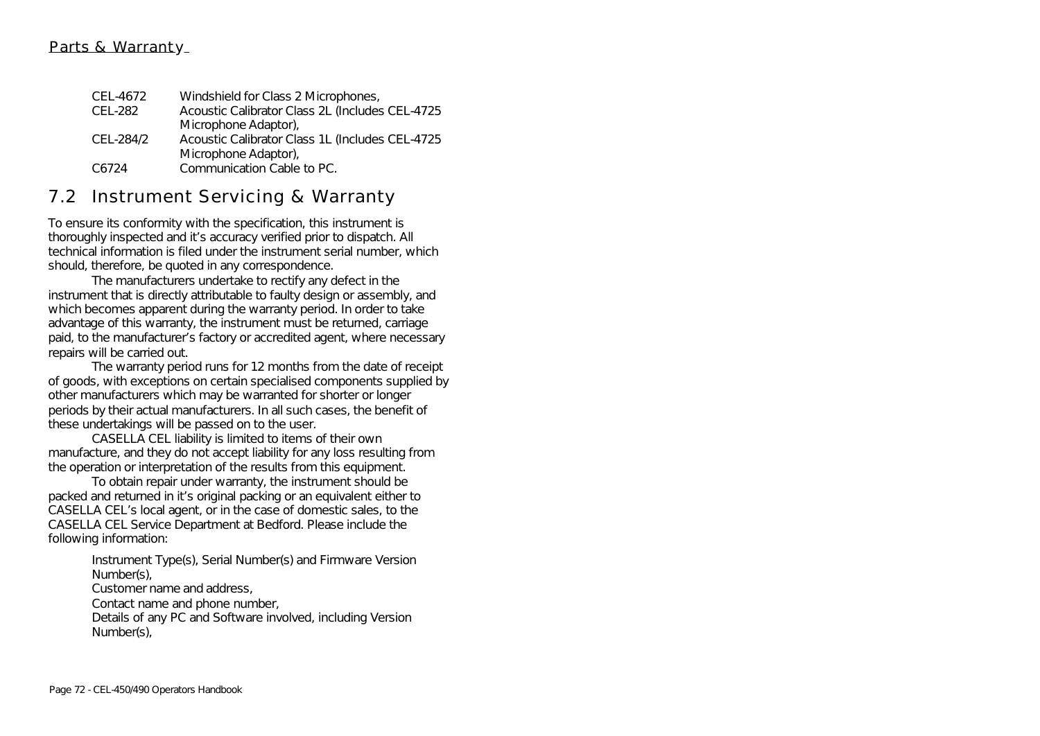| | |
|---|---|
| CEL-4672 | Windshield for Class 2 Microphones, |
| CEL-282 | Acoustic Calibrator Class 2L (Includes CEL-4725 Microphone Adaptor), |
| CEL-284/2 | Acoustic Calibrator Class 1L (Includes CEL-4725 Microphone Adaptor), |
| C6724 | Communication Cable to PC. |

## 7.2 Instrument Servicing & Warranty

To ensure its conformity with the specification, this instrument is thoroughly inspected and it's accuracy verified prior to dispatch. All technical information is filed under the instrument serial number, which should, therefore, be quoted in any correspondence.

The manufacturers undertake to rectify any defect in the instrument that is directly attributable to faulty design or assembly, and which becomes apparent during the warranty period. In order to take advantage of this warranty, the instrument must be returned, carriage paid, to the manufacturer's factory or accredited agent, where necessary repairs will be carried out.

The warranty period runs for 12 months from the date of receipt of goods, with exceptions on certain specialised components supplied by other manufacturers which may be warranted for shorter or longer periods by their actual manufacturers. In all such cases, the benefit of these undertakings will be passed on to the user.

CASELLA CEL liability is limited to items of their own manufacture, and they do not accept liability for any loss resulting from the operation or interpretation of the results from this equipment.

To obtain repair under warranty, the instrument should be packed and returned in it's original packing or an equivalent either to CASELLA CEL's local agent, or in the case of domestic sales, to the CASELLA CEL Service Department at Bedford. Please include the following information:

- Instrument Type(s), Serial Number(s) and Firmware Version Number(s),
- Customer name and address,
- Contact name and phone number,
- Details of any PC and Software involved, including Version Number(s),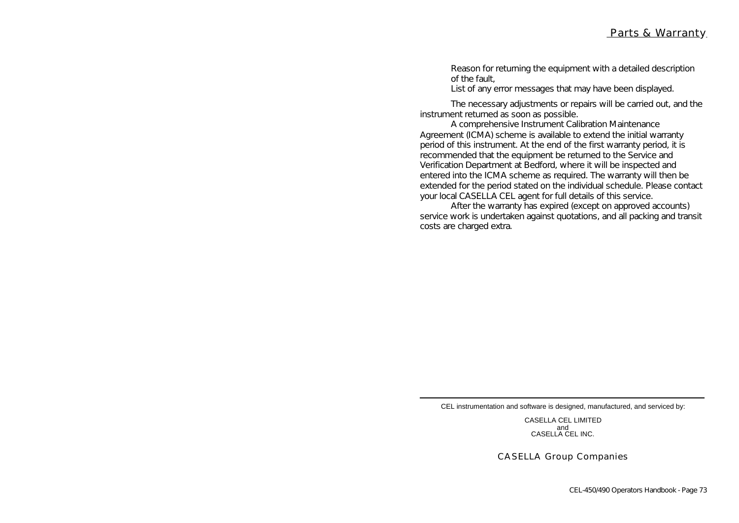Reason for returning the equipment with a detailed description of the fault,

List of any error messages that may have been displayed.

The necessary adjustments or repairs will be carried out, and the instrument returned as soon as possible.

A comprehensive Instrument Calibration Maintenance Agreement (ICMA) scheme is available to extend the initial warranty period of this instrument. At the end of the first warranty period, it is recommended that the equipment be returned to the Service and Verification Department at Bedford, where it will be inspected and entered into the ICMA scheme as required. The warranty will then be extended for the period stated on the individual schedule. Please contact your local CASELLA CEL agent for full details of this service.

After the warranty has expired (except on approved accounts) service work is undertaken against quotations, and all packing and transit costs are charged extra.

---

CEL instrumentation and software is designed, manufactured, and serviced by:

CASELLA CEL LIMITED
and
CASELLA CEL INC.

CASELLA Group Companies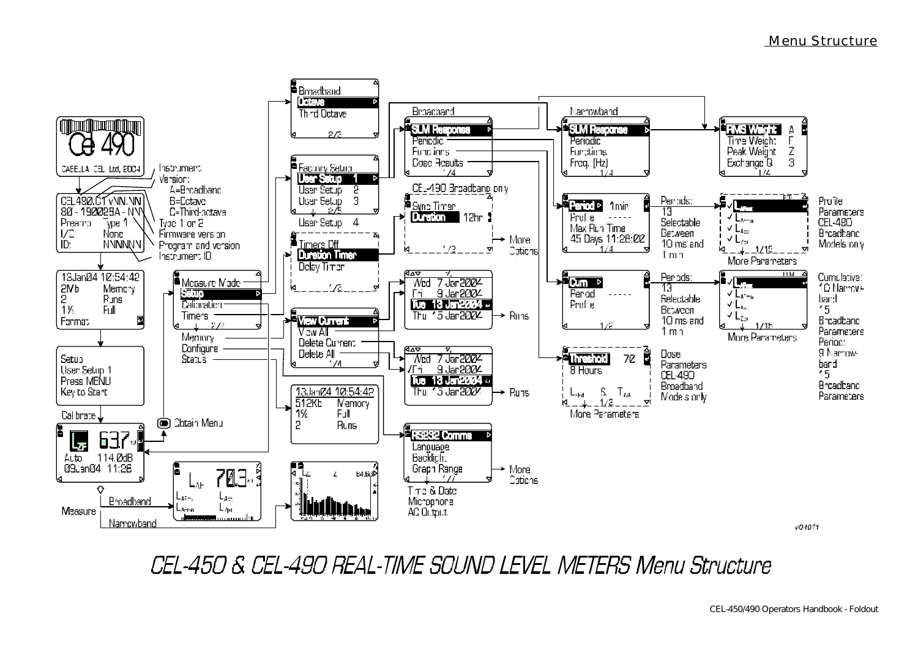# CEL-450 & CEL-490 REAL-TIME SOUND LEVEL METERS Menu Structure

Cel 490
CASELLA CEL Ltd, 2004

CEL490.C1 vNN.NN
80 - 190029A - NN
Preamp Type 1
I/O None
ID: NNNNNN

Instrument Version:
A=Broadband
B=Octave
C=Third-octave
Type 1 or 2
Firmware version
Program and version
Instrument ID

13Jan04 10:54:42
2Mb Memory
2 Runs
1% Full
Format

Setup
User Setup 1
Press MENU
Key to Start

Calibrate

$L_{ZF}$ 63.7 dB
Auto 114.0dB
09Jan04 11:28

Obtain Menu

Measure
Broadband
Narrowband

$L_{AF}$ 70.3 dB
$L_{AFmx}$ $L_{Aeq}$
$L_{AFmn}$ $L_{Zpk}$

$L_Z$ Z 64.6dB

Measure Mode
Setup
Calibration
Timers 2/7
Memory
Configure
Status

Broadband
Octave
Third Octave
2/3

Factory Setup
User Setup 1
User Setup 2
User Setup 3 2/5
User Setup 4

Timers Off
Duration Timer
Delay Timer
1/3

View Current
View All
Delete Current
Delete All
1/4

13Jan04 10:54:42
512Kb Memory
1% Full
2 Runs

Broadband
SLM Response
Periodic
Functions
Dose Results
1/4

CEL-490 Broadband only
Sync Timer
Duration 12hr
1/2
More Options

Wed 7 Jan2004
Fri 9 Jan2004
Tue 13 Jan2004
Thu 15 Jan2004
Runs

Wed 7 Jan2004
✓Fri 9 Jan2004
Tue 13 Jan2004
Thu 15 Jan2004
Runs

RS232 Comms
Language
Backlight
Graph Range 1/7
Time & Date
Microphone
AC Output
More Options

Narrowband
SLM Response
Periodic
Functions
Freq. (Hz)
1/4

RMS Weight A
Time Weight F
Peak Weight Z
Exchange Q 3
1/4

Period 1min
Profile -----
Max Run Time
45 Days 11:26:00
1/4

Periods:
13
Selectable
Between
10 ms and
1 min

✓ $L_{AFmx}$
✓ $L_{AFmn}$
✓ $L_{Aeq}$
✓ $L_{Zpk}$
1/15
More Parameters

Profile Parameters CEL-490 Broadband Models only

Cum
Period -----
Profile
1/2

Periods:
13
Selectable
Between
10 ms and
1 min

✓ $L_{AFmx}$
✓ $L_{AFmn}$
✓ $L_{Aeq}$
✓ $L_{Zpk}$
1/15
More Parameters

Cumulative:
10 Narrowband
15 Broadband Parameters
Period:
9 Narrowband
15 Broadband Parameters

Threshold 70
8 Hours
$L_{EPd}$ & $T_{NA}$
1/2
More Parameters

Dose Parameters CEL-490 Broadband Models only

v01011